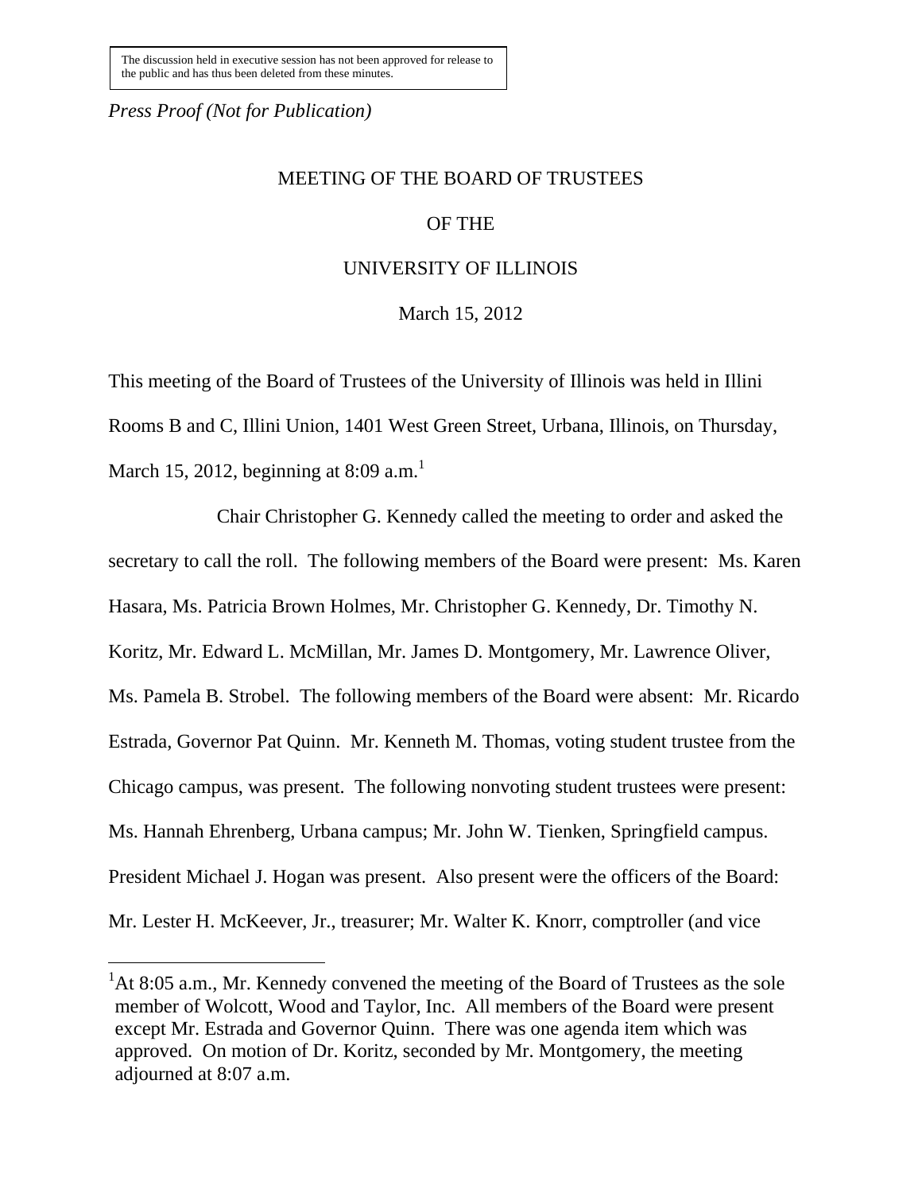The discussion held in executive session has not been approved for release to the public and has thus been deleted from these minutes.

*Press Proof (Not for Publication)*

# MEETING OF THE BOARD OF TRUSTEES

# OF THE

# UNIVERSITY OF ILLINOIS

March 15, 2012

This meeting of the Board of Trustees of the University of Illinois was held in Illini Rooms B and C, Illini Union, 1401 West Green Street, Urbana, Illinois, on Thursday, March 15, 2012, beginning at 8:09 a.m.[1]

Chair Christopher G. Kennedy called the meeting to order and asked the secretary to call the roll. The following members of the Board were present: Ms. Karen Hasara, Ms. Patricia Brown Holmes, Mr. Christopher G. Kennedy, Dr. Timothy N. Koritz, Mr. Edward L. McMillan, Mr. James D. Montgomery, Mr. Lawrence Oliver, Ms. Pamela B. Strobel. The following members of the Board were absent: Mr. Ricardo Estrada, Governor Pat Quinn. Mr. Kenneth M. Thomas, voting student trustee from the Chicago campus, was present. The following nonvoting student trustees were present: Ms. Hannah Ehrenberg, Urbana campus; Mr. John W. Tienken, Springfield campus. President Michael J. Hogan was present. Also present were the officers of the Board: Mr. Lester H. McKeever, Jr., treasurer; Mr. Walter K. Knorr, comptroller (and vice

[1]At 8:05 a.m., Mr. Kennedy convened the meeting of the Board of Trustees as the sole member of Wolcott, Wood and Taylor, Inc. All members of the Board were present except Mr. Estrada and Governor Quinn. There was one agenda item which was approved. On motion of Dr. Koritz, seconded by Mr. Montgomery, the meeting adjourned at 8:07 a.m.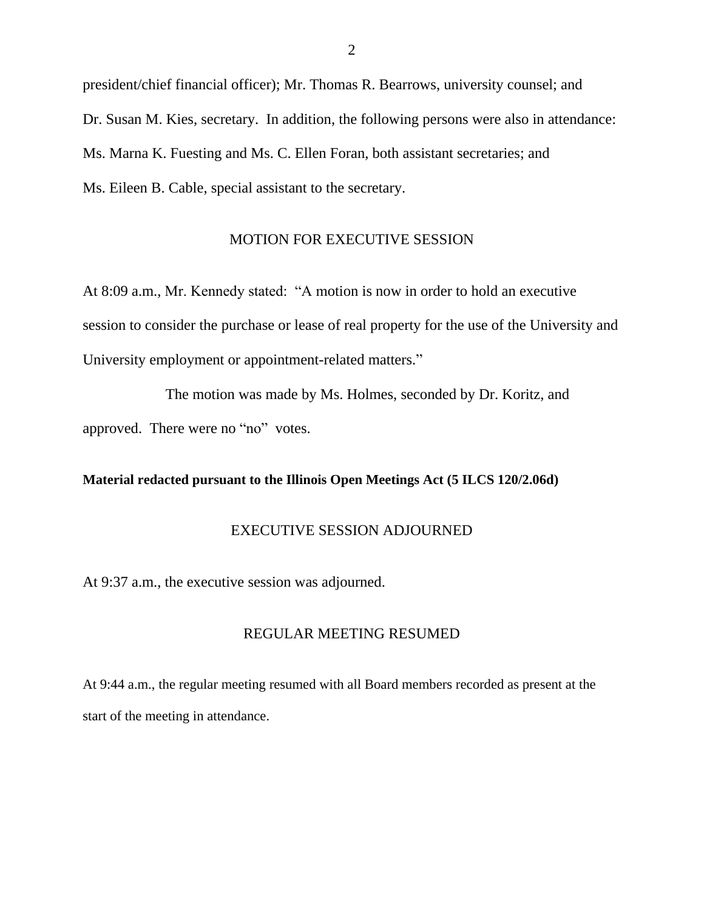president/chief financial officer); Mr. Thomas R. Bearrows, university counsel; and Dr. Susan M. Kies, secretary. In addition, the following persons were also in attendance: Ms. Marna K. Fuesting and Ms. C. Ellen Foran, both assistant secretaries; and Ms. Eileen B. Cable, special assistant to the secretary.

## MOTION FOR EXECUTIVE SESSION

At 8:09 a.m., Mr. Kennedy stated: "A motion is now in order to hold an executive session to consider the purchase or lease of real property for the use of the University and University employment or appointment-related matters."

The motion was made by Ms. Holmes, seconded by Dr. Koritz, and approved. There were no "no" votes.

**Material redacted pursuant to the Illinois Open Meetings Act (5 ILCS 120/2.06d)**

## EXECUTIVE SESSION ADJOURNED

At 9:37 a.m., the executive session was adjourned.

## REGULAR MEETING RESUMED

At 9:44 a.m., the regular meeting resumed with all Board members recorded as present at the start of the meeting in attendance.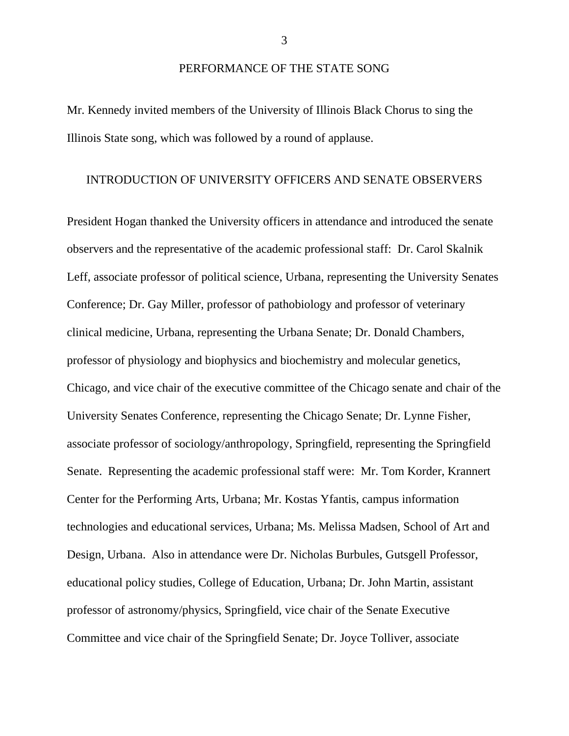## PERFORMANCE OF THE STATE SONG

Mr. Kennedy invited members of the University of Illinois Black Chorus to sing the Illinois State song, which was followed by a round of applause.

## INTRODUCTION OF UNIVERSITY OFFICERS AND SENATE OBSERVERS

President Hogan thanked the University officers in attendance and introduced the senate observers and the representative of the academic professional staff: Dr. Carol Skalnik Leff, associate professor of political science, Urbana, representing the University Senates Conference; Dr. Gay Miller, professor of pathobiology and professor of veterinary clinical medicine, Urbana, representing the Urbana Senate; Dr. Donald Chambers, professor of physiology and biophysics and biochemistry and molecular genetics, Chicago, and vice chair of the executive committee of the Chicago senate and chair of the University Senates Conference, representing the Chicago Senate; Dr. Lynne Fisher, associate professor of sociology/anthropology, Springfield, representing the Springfield Senate. Representing the academic professional staff were: Mr. Tom Korder, Krannert Center for the Performing Arts, Urbana; Mr. Kostas Yfantis, campus information technologies and educational services, Urbana; Ms. Melissa Madsen, School of Art and Design, Urbana. Also in attendance were Dr. Nicholas Burbules, Gutsgell Professor, educational policy studies, College of Education, Urbana; Dr. John Martin, assistant professor of astronomy/physics, Springfield, vice chair of the Senate Executive Committee and vice chair of the Springfield Senate; Dr. Joyce Tolliver, associate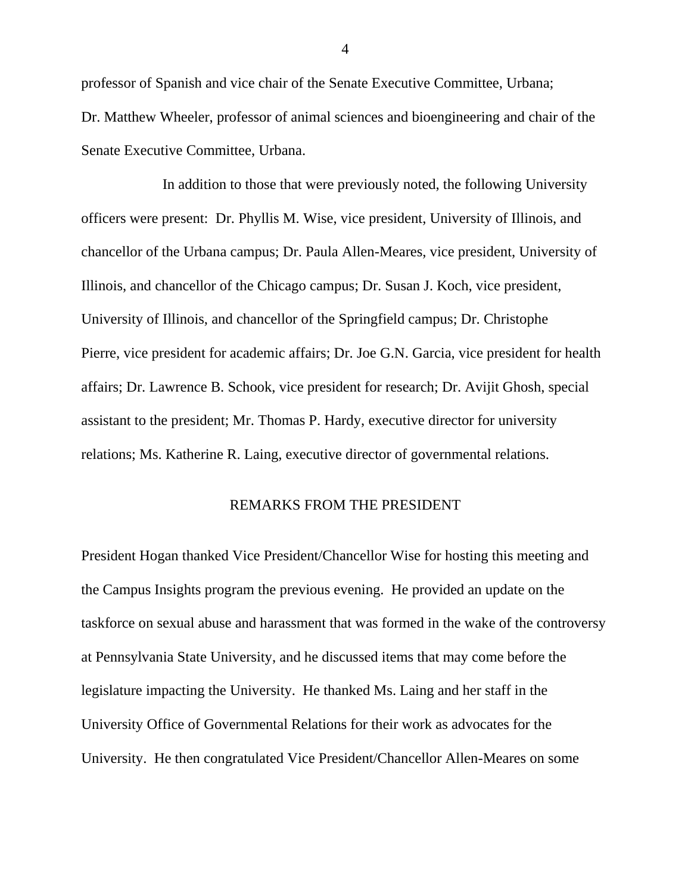professor of Spanish and vice chair of the Senate Executive Committee, Urbana; Dr. Matthew Wheeler, professor of animal sciences and bioengineering and chair of the Senate Executive Committee, Urbana.

In addition to those that were previously noted, the following University officers were present: Dr. Phyllis M. Wise, vice president, University of Illinois, and chancellor of the Urbana campus; Dr. Paula Allen-Meares, vice president, University of Illinois, and chancellor of the Chicago campus; Dr. Susan J. Koch, vice president, University of Illinois, and chancellor of the Springfield campus; Dr. Christophe Pierre, vice president for academic affairs; Dr. Joe G.N. Garcia, vice president for health affairs; Dr. Lawrence B. Schook, vice president for research; Dr. Avijit Ghosh, special assistant to the president; Mr. Thomas P. Hardy, executive director for university relations; Ms. Katherine R. Laing, executive director of governmental relations.

## REMARKS FROM THE PRESIDENT

President Hogan thanked Vice President/Chancellor Wise for hosting this meeting and the Campus Insights program the previous evening. He provided an update on the taskforce on sexual abuse and harassment that was formed in the wake of the controversy at Pennsylvania State University, and he discussed items that may come before the legislature impacting the University. He thanked Ms. Laing and her staff in the University Office of Governmental Relations for their work as advocates for the University. He then congratulated Vice President/Chancellor Allen-Meares on some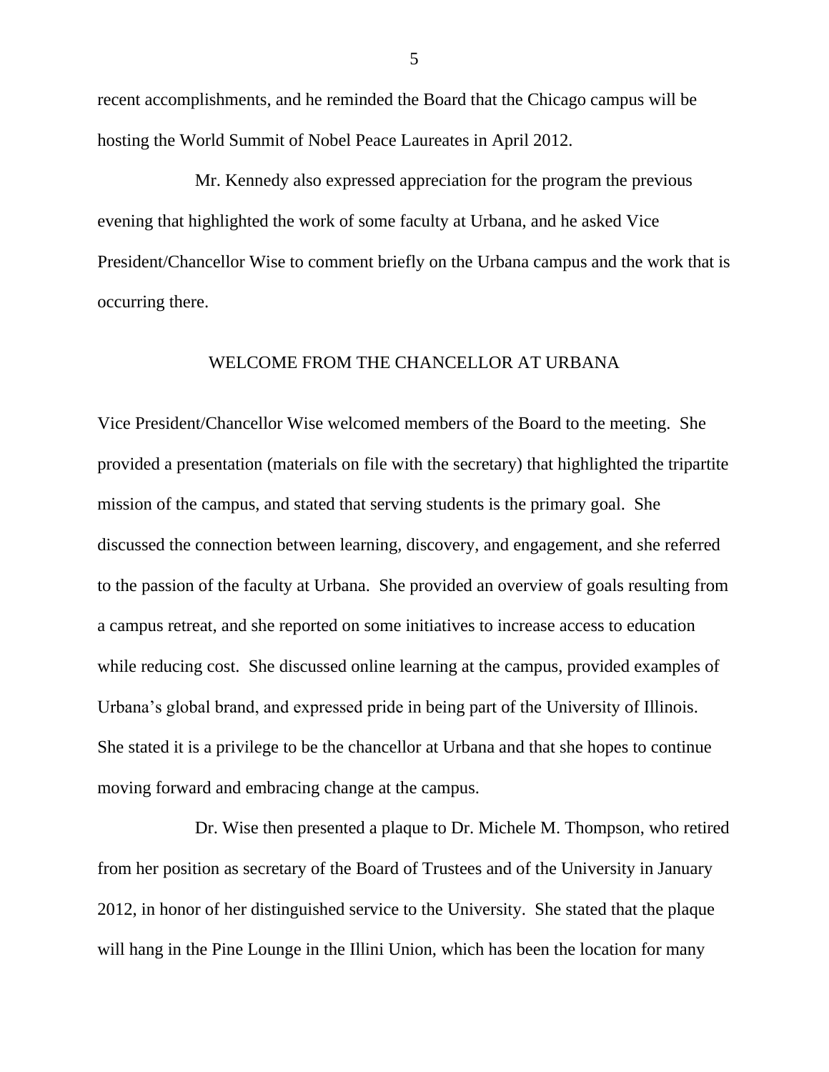recent accomplishments, and he reminded the Board that the Chicago campus will be hosting the World Summit of Nobel Peace Laureates in April 2012.

Mr. Kennedy also expressed appreciation for the program the previous evening that highlighted the work of some faculty at Urbana, and he asked Vice President/Chancellor Wise to comment briefly on the Urbana campus and the work that is occurring there.

## WELCOME FROM THE CHANCELLOR AT URBANA

Vice President/Chancellor Wise welcomed members of the Board to the meeting. She provided a presentation (materials on file with the secretary) that highlighted the tripartite mission of the campus, and stated that serving students is the primary goal. She discussed the connection between learning, discovery, and engagement, and she referred to the passion of the faculty at Urbana. She provided an overview of goals resulting from a campus retreat, and she reported on some initiatives to increase access to education while reducing cost. She discussed online learning at the campus, provided examples of Urbana's global brand, and expressed pride in being part of the University of Illinois. She stated it is a privilege to be the chancellor at Urbana and that she hopes to continue moving forward and embracing change at the campus.

Dr. Wise then presented a plaque to Dr. Michele M. Thompson, who retired from her position as secretary of the Board of Trustees and of the University in January 2012, in honor of her distinguished service to the University. She stated that the plaque will hang in the Pine Lounge in the Illini Union, which has been the location for many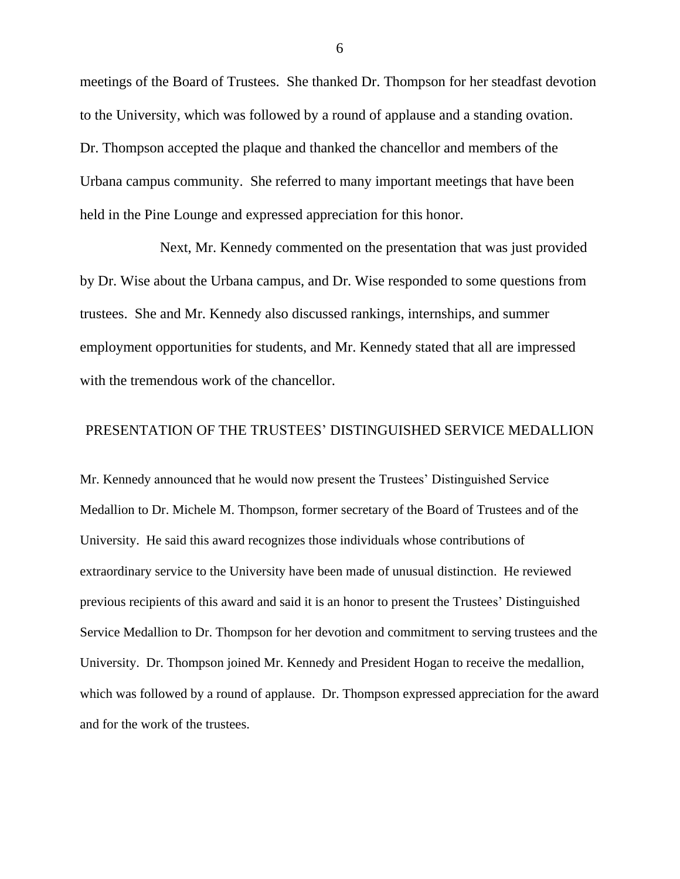meetings of the Board of Trustees. She thanked Dr. Thompson for her steadfast devotion to the University, which was followed by a round of applause and a standing ovation. Dr. Thompson accepted the plaque and thanked the chancellor and members of the Urbana campus community. She referred to many important meetings that have been held in the Pine Lounge and expressed appreciation for this honor.

Next, Mr. Kennedy commented on the presentation that was just provided by Dr. Wise about the Urbana campus, and Dr. Wise responded to some questions from trustees. She and Mr. Kennedy also discussed rankings, internships, and summer employment opportunities for students, and Mr. Kennedy stated that all are impressed with the tremendous work of the chancellor.

## PRESENTATION OF THE TRUSTEES' DISTINGUISHED SERVICE MEDALLION

Mr. Kennedy announced that he would now present the Trustees' Distinguished Service Medallion to Dr. Michele M. Thompson, former secretary of the Board of Trustees and of the University. He said this award recognizes those individuals whose contributions of extraordinary service to the University have been made of unusual distinction. He reviewed previous recipients of this award and said it is an honor to present the Trustees' Distinguished Service Medallion to Dr. Thompson for her devotion and commitment to serving trustees and the University. Dr. Thompson joined Mr. Kennedy and President Hogan to receive the medallion, which was followed by a round of applause. Dr. Thompson expressed appreciation for the award and for the work of the trustees.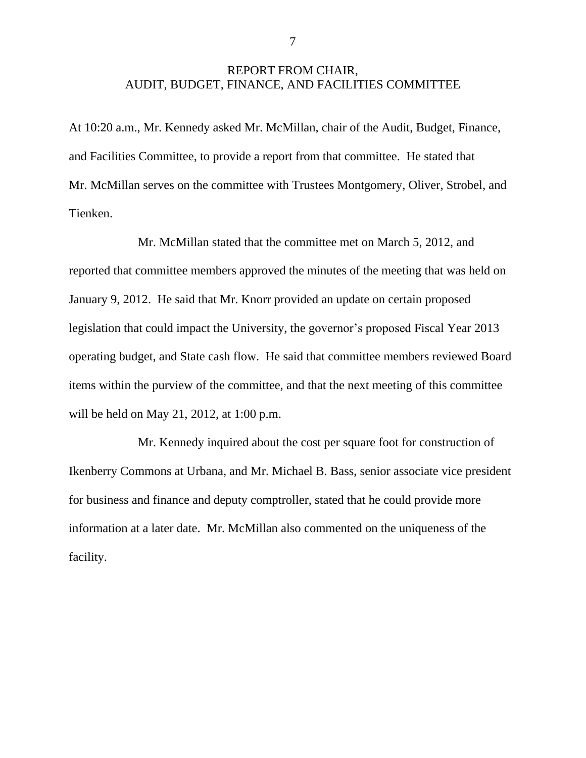## REPORT FROM CHAIR, AUDIT, BUDGET, FINANCE, AND FACILITIES COMMITTEE

At 10:20 a.m., Mr. Kennedy asked Mr. McMillan, chair of the Audit, Budget, Finance, and Facilities Committee, to provide a report from that committee. He stated that Mr. McMillan serves on the committee with Trustees Montgomery, Oliver, Strobel, and Tienken.

Mr. McMillan stated that the committee met on March 5, 2012, and reported that committee members approved the minutes of the meeting that was held on January 9, 2012. He said that Mr. Knorr provided an update on certain proposed legislation that could impact the University, the governor's proposed Fiscal Year 2013 operating budget, and State cash flow. He said that committee members reviewed Board items within the purview of the committee, and that the next meeting of this committee will be held on May 21, 2012, at 1:00 p.m.

Mr. Kennedy inquired about the cost per square foot for construction of Ikenberry Commons at Urbana, and Mr. Michael B. Bass, senior associate vice president for business and finance and deputy comptroller, stated that he could provide more information at a later date. Mr. McMillan also commented on the uniqueness of the facility.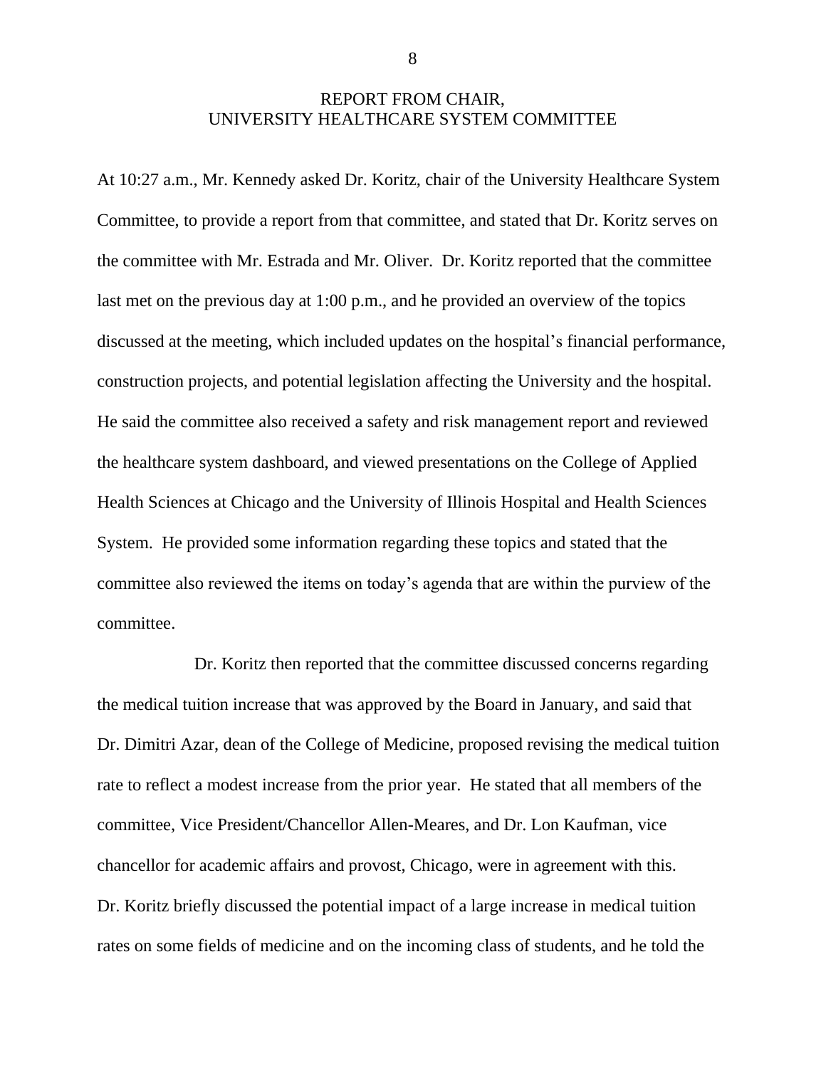## REPORT FROM CHAIR, UNIVERSITY HEALTHCARE SYSTEM COMMITTEE

At 10:27 a.m., Mr. Kennedy asked Dr. Koritz, chair of the University Healthcare System Committee, to provide a report from that committee, and stated that Dr. Koritz serves on the committee with Mr. Estrada and Mr. Oliver. Dr. Koritz reported that the committee last met on the previous day at 1:00 p.m., and he provided an overview of the topics discussed at the meeting, which included updates on the hospital's financial performance, construction projects, and potential legislation affecting the University and the hospital. He said the committee also received a safety and risk management report and reviewed the healthcare system dashboard, and viewed presentations on the College of Applied Health Sciences at Chicago and the University of Illinois Hospital and Health Sciences System. He provided some information regarding these topics and stated that the committee also reviewed the items on today's agenda that are within the purview of the committee.

Dr. Koritz then reported that the committee discussed concerns regarding the medical tuition increase that was approved by the Board in January, and said that Dr. Dimitri Azar, dean of the College of Medicine, proposed revising the medical tuition rate to reflect a modest increase from the prior year. He stated that all members of the committee, Vice President/Chancellor Allen-Meares, and Dr. Lon Kaufman, vice chancellor for academic affairs and provost, Chicago, were in agreement with this. Dr. Koritz briefly discussed the potential impact of a large increase in medical tuition rates on some fields of medicine and on the incoming class of students, and he told the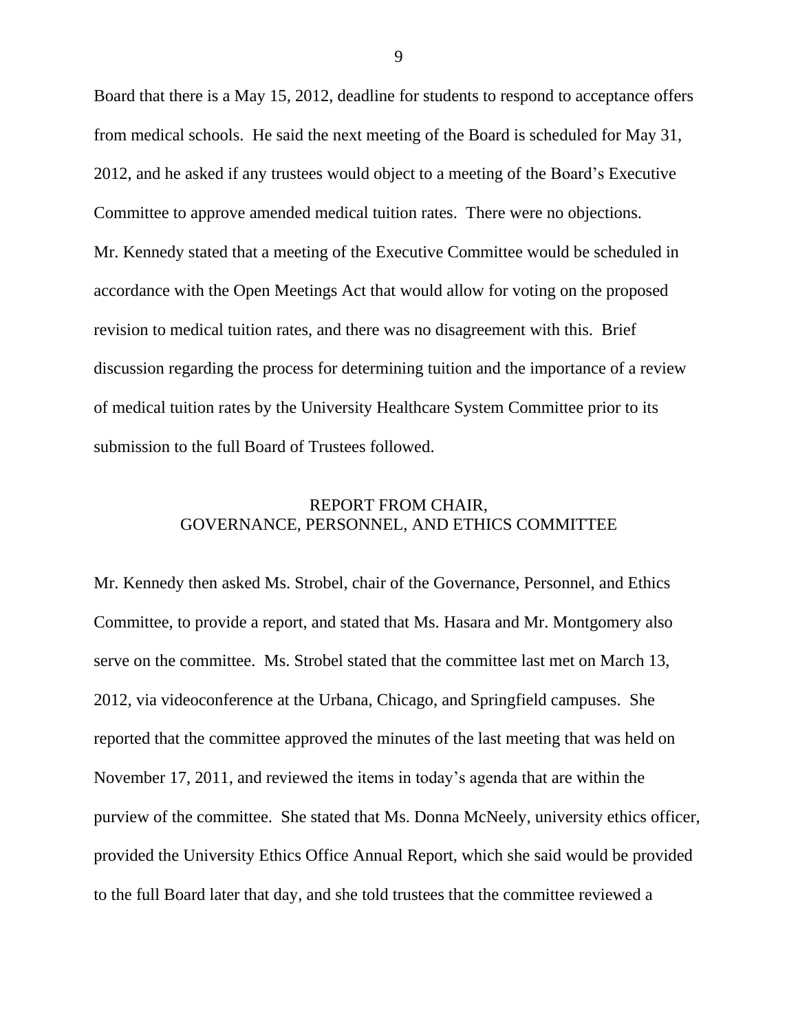Board that there is a May 15, 2012, deadline for students to respond to acceptance offers from medical schools. He said the next meeting of the Board is scheduled for May 31, 2012, and he asked if any trustees would object to a meeting of the Board's Executive Committee to approve amended medical tuition rates. There were no objections. Mr. Kennedy stated that a meeting of the Executive Committee would be scheduled in accordance with the Open Meetings Act that would allow for voting on the proposed revision to medical tuition rates, and there was no disagreement with this. Brief discussion regarding the process for determining tuition and the importance of a review of medical tuition rates by the University Healthcare System Committee prior to its submission to the full Board of Trustees followed.

## REPORT FROM CHAIR, GOVERNANCE, PERSONNEL, AND ETHICS COMMITTEE

Mr. Kennedy then asked Ms. Strobel, chair of the Governance, Personnel, and Ethics Committee, to provide a report, and stated that Ms. Hasara and Mr. Montgomery also serve on the committee. Ms. Strobel stated that the committee last met on March 13, 2012, via videoconference at the Urbana, Chicago, and Springfield campuses. She reported that the committee approved the minutes of the last meeting that was held on November 17, 2011, and reviewed the items in today's agenda that are within the purview of the committee. She stated that Ms. Donna McNeely, university ethics officer, provided the University Ethics Office Annual Report, which she said would be provided to the full Board later that day, and she told trustees that the committee reviewed a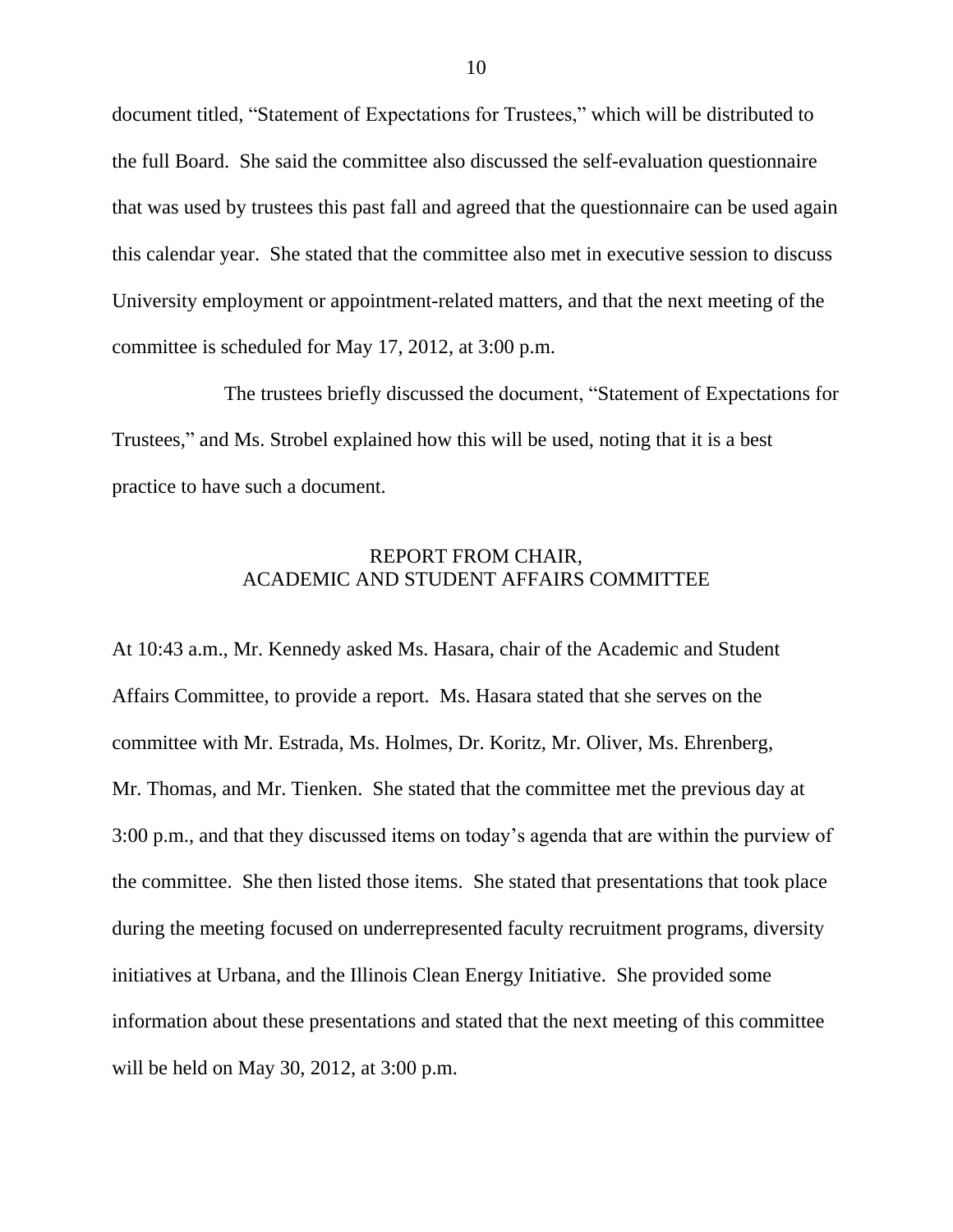document titled, “Statement of Expectations for Trustees,” which will be distributed to the full Board. She said the committee also discussed the self-evaluation questionnaire that was used by trustees this past fall and agreed that the questionnaire can be used again this calendar year. She stated that the committee also met in executive session to discuss University employment or appointment-related matters, and that the next meeting of the committee is scheduled for May 17, 2012, at 3:00 p.m.

The trustees briefly discussed the document, “Statement of Expectations for Trustees,” and Ms. Strobel explained how this will be used, noting that it is a best practice to have such a document.

## REPORT FROM CHAIR, ACADEMIC AND STUDENT AFFAIRS COMMITTEE

At 10:43 a.m., Mr. Kennedy asked Ms. Hasara, chair of the Academic and Student Affairs Committee, to provide a report. Ms. Hasara stated that she serves on the committee with Mr. Estrada, Ms. Holmes, Dr. Koritz, Mr. Oliver, Ms. Ehrenberg, Mr. Thomas, and Mr. Tienken. She stated that the committee met the previous day at 3:00 p.m., and that they discussed items on today’s agenda that are within the purview of the committee. She then listed those items. She stated that presentations that took place during the meeting focused on underrepresented faculty recruitment programs, diversity initiatives at Urbana, and the Illinois Clean Energy Initiative. She provided some information about these presentations and stated that the next meeting of this committee will be held on May 30, 2012, at 3:00 p.m.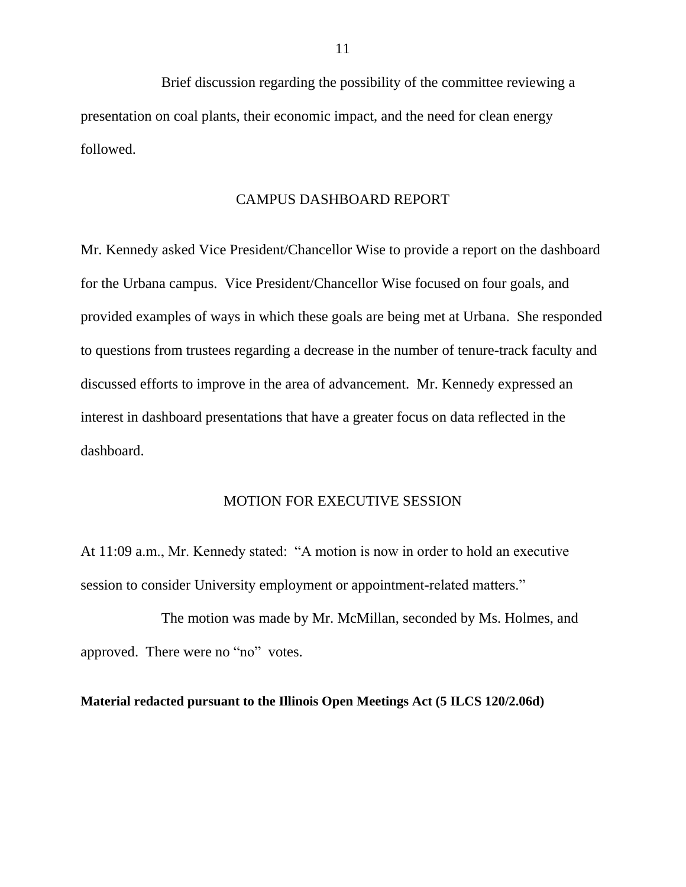Brief discussion regarding the possibility of the committee reviewing a presentation on coal plants, their economic impact, and the need for clean energy followed.

## CAMPUS DASHBOARD REPORT

Mr. Kennedy asked Vice President/Chancellor Wise to provide a report on the dashboard for the Urbana campus. Vice President/Chancellor Wise focused on four goals, and provided examples of ways in which these goals are being met at Urbana. She responded to questions from trustees regarding a decrease in the number of tenure-track faculty and discussed efforts to improve in the area of advancement. Mr. Kennedy expressed an interest in dashboard presentations that have a greater focus on data reflected in the dashboard.

## MOTION FOR EXECUTIVE SESSION

At 11:09 a.m., Mr. Kennedy stated: "A motion is now in order to hold an executive session to consider University employment or appointment-related matters."

The motion was made by Mr. McMillan, seconded by Ms. Holmes, and approved. There were no "no" votes.

**Material redacted pursuant to the Illinois Open Meetings Act (5 ILCS 120/2.06d)**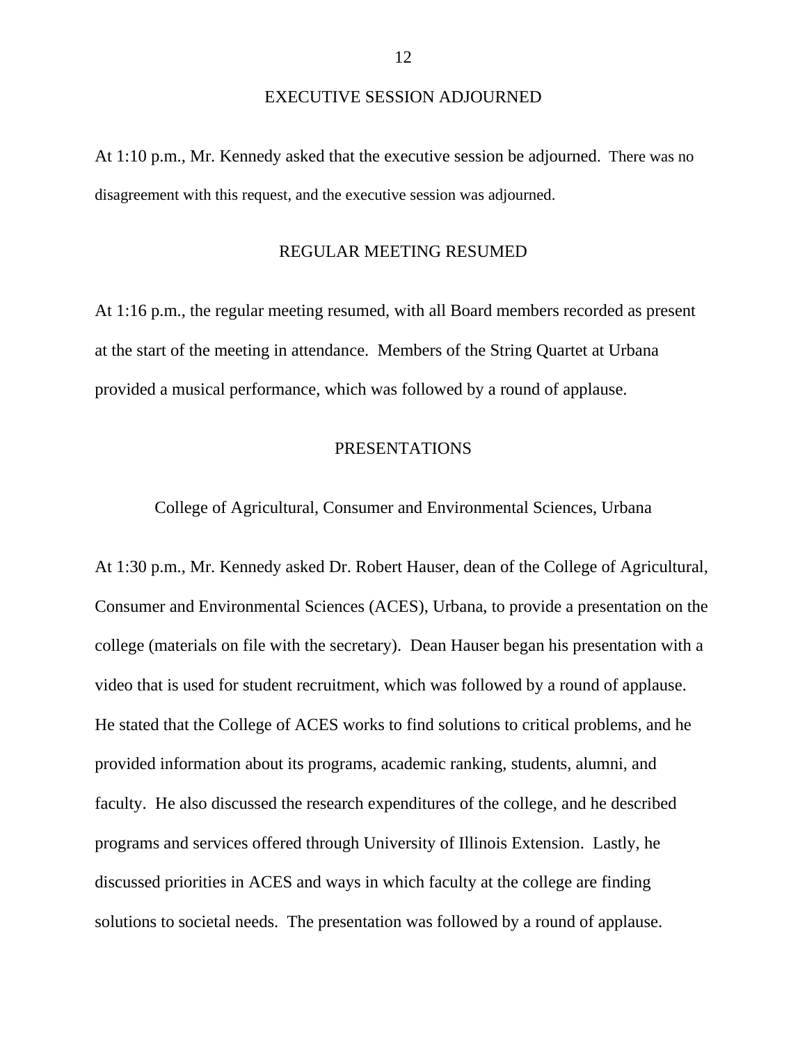## EXECUTIVE SESSION ADJOURNED

At 1:10 p.m., Mr. Kennedy asked that the executive session be adjourned. There was no disagreement with this request, and the executive session was adjourned.

## REGULAR MEETING RESUMED

At 1:16 p.m., the regular meeting resumed, with all Board members recorded as present at the start of the meeting in attendance. Members of the String Quartet at Urbana provided a musical performance, which was followed by a round of applause.

## PRESENTATIONS

### College of Agricultural, Consumer and Environmental Sciences, Urbana

At 1:30 p.m., Mr. Kennedy asked Dr. Robert Hauser, dean of the College of Agricultural, Consumer and Environmental Sciences (ACES), Urbana, to provide a presentation on the college (materials on file with the secretary). Dean Hauser began his presentation with a video that is used for student recruitment, which was followed by a round of applause. He stated that the College of ACES works to find solutions to critical problems, and he provided information about its programs, academic ranking, students, alumni, and faculty. He also discussed the research expenditures of the college, and he described programs and services offered through University of Illinois Extension. Lastly, he discussed priorities in ACES and ways in which faculty at the college are finding solutions to societal needs. The presentation was followed by a round of applause.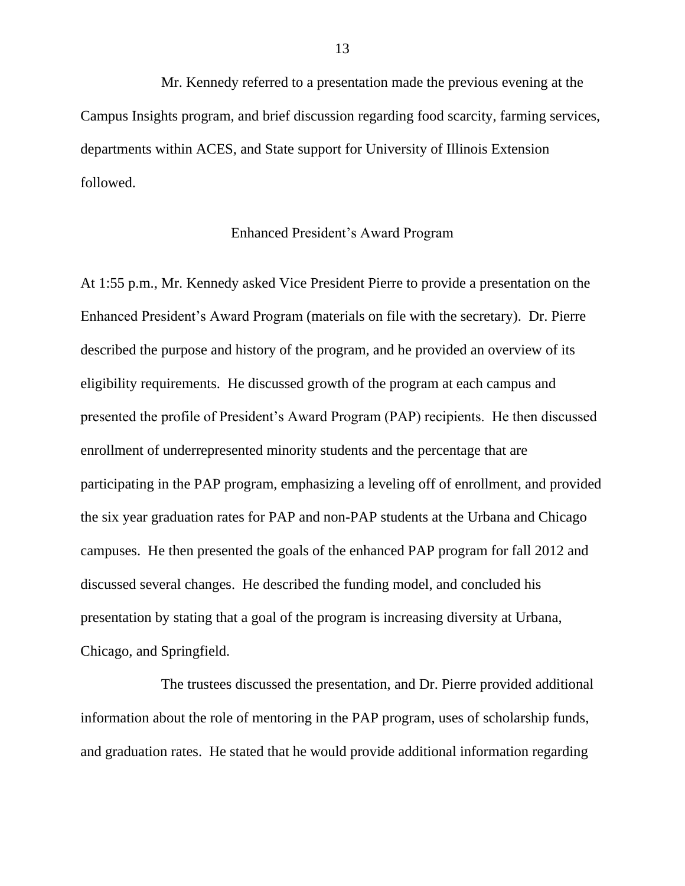Mr. Kennedy referred to a presentation made the previous evening at the Campus Insights program, and brief discussion regarding food scarcity, farming services, departments within ACES, and State support for University of Illinois Extension followed.

## Enhanced President's Award Program

At 1:55 p.m., Mr. Kennedy asked Vice President Pierre to provide a presentation on the Enhanced President's Award Program (materials on file with the secretary). Dr. Pierre described the purpose and history of the program, and he provided an overview of its eligibility requirements. He discussed growth of the program at each campus and presented the profile of President's Award Program (PAP) recipients. He then discussed enrollment of underrepresented minority students and the percentage that are participating in the PAP program, emphasizing a leveling off of enrollment, and provided the six year graduation rates for PAP and non-PAP students at the Urbana and Chicago campuses. He then presented the goals of the enhanced PAP program for fall 2012 and discussed several changes. He described the funding model, and concluded his presentation by stating that a goal of the program is increasing diversity at Urbana, Chicago, and Springfield.

The trustees discussed the presentation, and Dr. Pierre provided additional information about the role of mentoring in the PAP program, uses of scholarship funds, and graduation rates. He stated that he would provide additional information regarding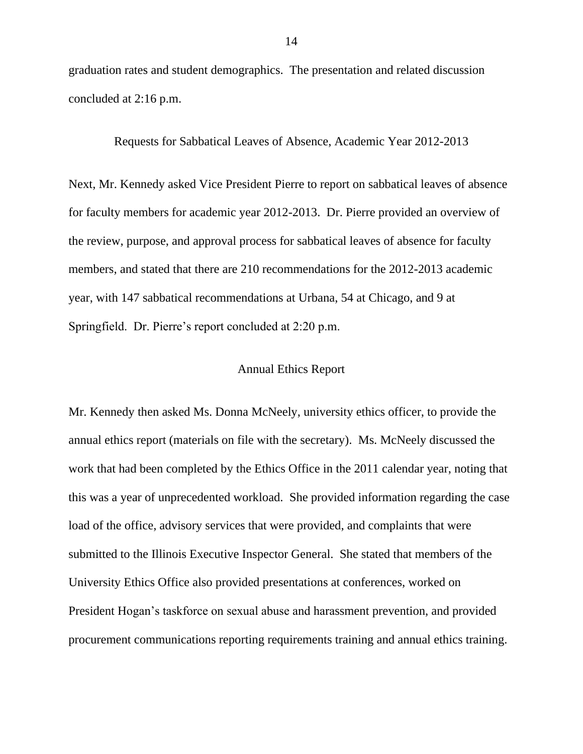graduation rates and student demographics. The presentation and related discussion concluded at 2:16 p.m.

## Requests for Sabbatical Leaves of Absence, Academic Year 2012-2013

Next, Mr. Kennedy asked Vice President Pierre to report on sabbatical leaves of absence for faculty members for academic year 2012-2013. Dr. Pierre provided an overview of the review, purpose, and approval process for sabbatical leaves of absence for faculty members, and stated that there are 210 recommendations for the 2012-2013 academic year, with 147 sabbatical recommendations at Urbana, 54 at Chicago, and 9 at Springfield. Dr. Pierre's report concluded at 2:20 p.m.

## Annual Ethics Report

Mr. Kennedy then asked Ms. Donna McNeely, university ethics officer, to provide the annual ethics report (materials on file with the secretary). Ms. McNeely discussed the work that had been completed by the Ethics Office in the 2011 calendar year, noting that this was a year of unprecedented workload. She provided information regarding the case load of the office, advisory services that were provided, and complaints that were submitted to the Illinois Executive Inspector General. She stated that members of the University Ethics Office also provided presentations at conferences, worked on President Hogan's taskforce on sexual abuse and harassment prevention, and provided procurement communications reporting requirements training and annual ethics training.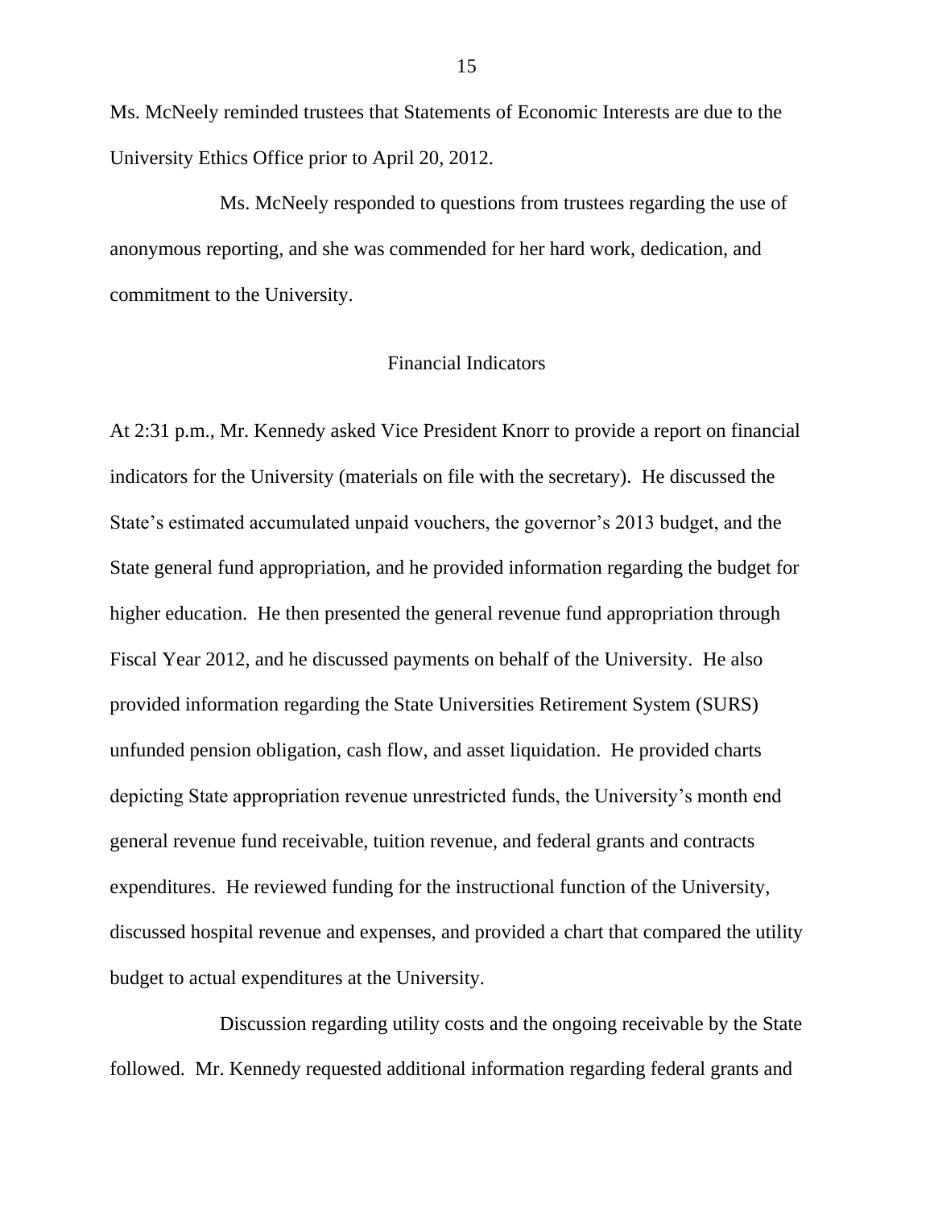Ms. McNeely reminded trustees that Statements of Economic Interests are due to the University Ethics Office prior to April 20, 2012.

Ms. McNeely responded to questions from trustees regarding the use of anonymous reporting, and she was commended for her hard work, dedication, and commitment to the University.

## Financial Indicators

At 2:31 p.m., Mr. Kennedy asked Vice President Knorr to provide a report on financial indicators for the University (materials on file with the secretary). He discussed the State's estimated accumulated unpaid vouchers, the governor's 2013 budget, and the State general fund appropriation, and he provided information regarding the budget for higher education. He then presented the general revenue fund appropriation through Fiscal Year 2012, and he discussed payments on behalf of the University. He also provided information regarding the State Universities Retirement System (SURS) unfunded pension obligation, cash flow, and asset liquidation. He provided charts depicting State appropriation revenue unrestricted funds, the University's month end general revenue fund receivable, tuition revenue, and federal grants and contracts expenditures. He reviewed funding for the instructional function of the University, discussed hospital revenue and expenses, and provided a chart that compared the utility budget to actual expenditures at the University.

Discussion regarding utility costs and the ongoing receivable by the State followed. Mr. Kennedy requested additional information regarding federal grants and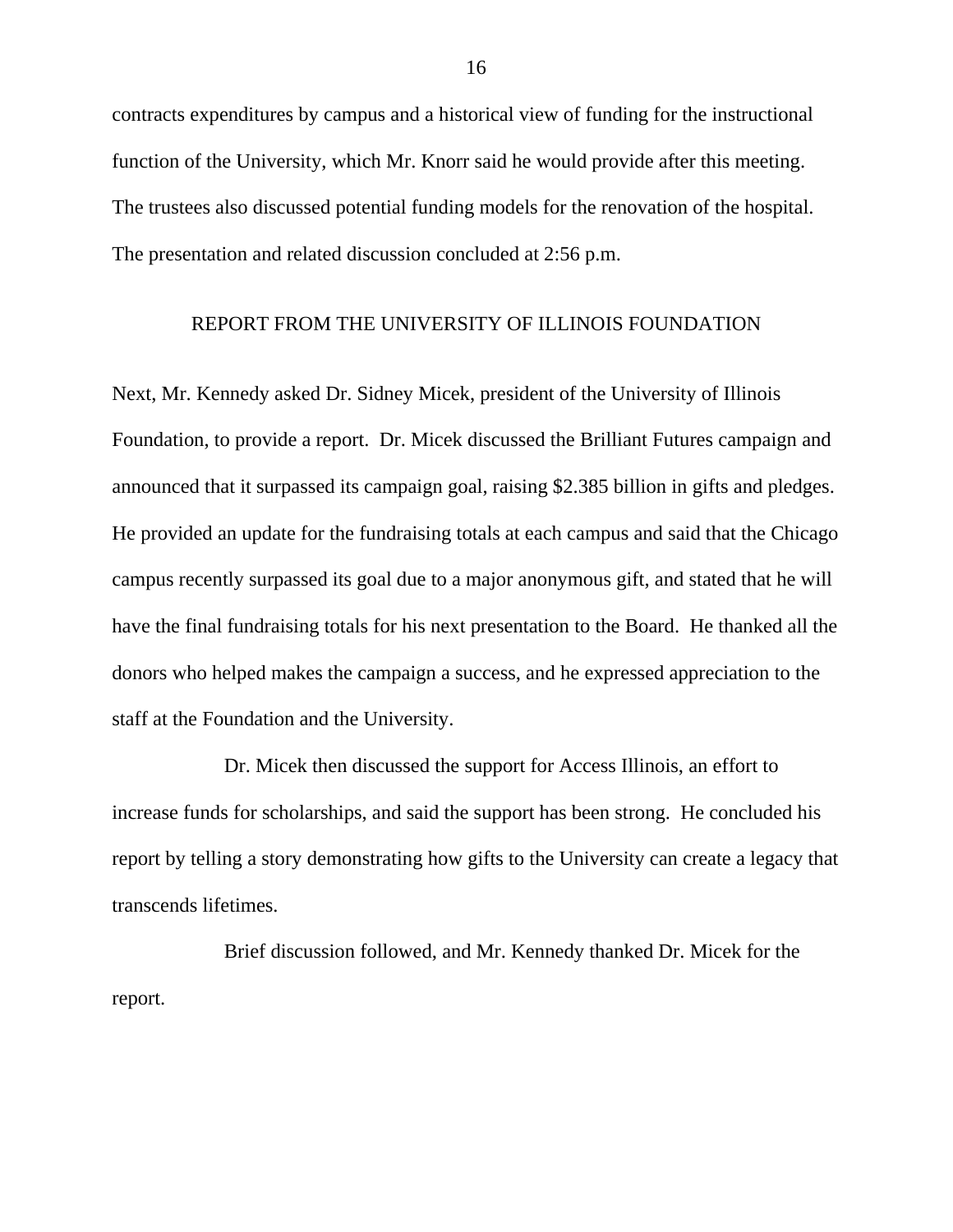contracts expenditures by campus and a historical view of funding for the instructional function of the University, which Mr. Knorr said he would provide after this meeting. The trustees also discussed potential funding models for the renovation of the hospital. The presentation and related discussion concluded at 2:56 p.m.

## REPORT FROM THE UNIVERSITY OF ILLINOIS FOUNDATION

Next, Mr. Kennedy asked Dr. Sidney Micek, president of the University of Illinois Foundation, to provide a report. Dr. Micek discussed the Brilliant Futures campaign and announced that it surpassed its campaign goal, raising $2.385 billion in gifts and pledges. He provided an update for the fundraising totals at each campus and said that the Chicago campus recently surpassed its goal due to a major anonymous gift, and stated that he will have the final fundraising totals for his next presentation to the Board. He thanked all the donors who helped makes the campaign a success, and he expressed appreciation to the staff at the Foundation and the University.

Dr. Micek then discussed the support for Access Illinois, an effort to increase funds for scholarships, and said the support has been strong. He concluded his report by telling a story demonstrating how gifts to the University can create a legacy that transcends lifetimes.

Brief discussion followed, and Mr. Kennedy thanked Dr. Micek for the report.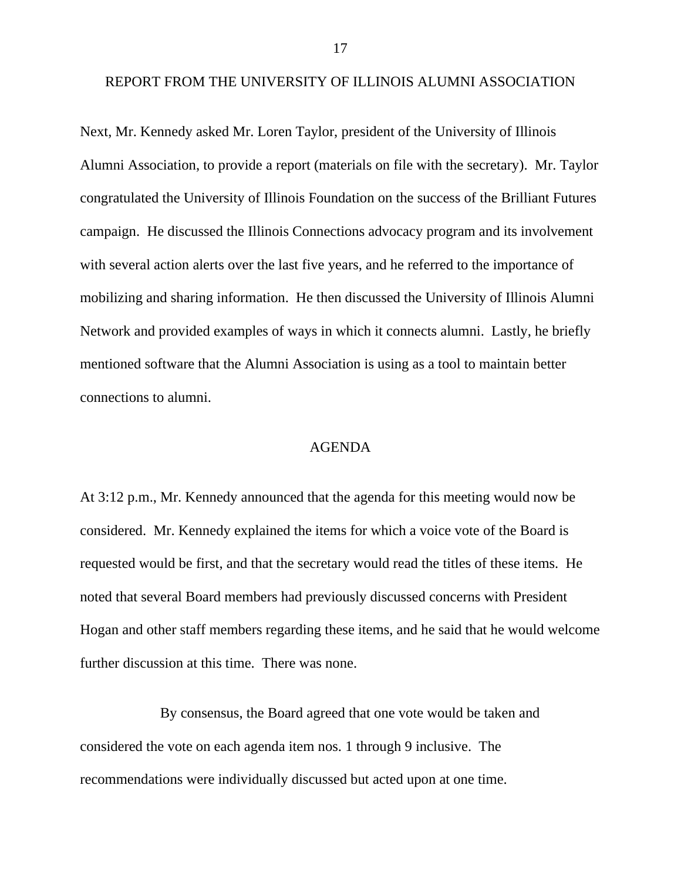## REPORT FROM THE UNIVERSITY OF ILLINOIS ALUMNI ASSOCIATION

Next, Mr. Kennedy asked Mr. Loren Taylor, president of the University of Illinois Alumni Association, to provide a report (materials on file with the secretary). Mr. Taylor congratulated the University of Illinois Foundation on the success of the Brilliant Futures campaign. He discussed the Illinois Connections advocacy program and its involvement with several action alerts over the last five years, and he referred to the importance of mobilizing and sharing information. He then discussed the University of Illinois Alumni Network and provided examples of ways in which it connects alumni. Lastly, he briefly mentioned software that the Alumni Association is using as a tool to maintain better connections to alumni.

## AGENDA

At 3:12 p.m., Mr. Kennedy announced that the agenda for this meeting would now be considered. Mr. Kennedy explained the items for which a voice vote of the Board is requested would be first, and that the secretary would read the titles of these items. He noted that several Board members had previously discussed concerns with President Hogan and other staff members regarding these items, and he said that he would welcome further discussion at this time. There was none.

By consensus, the Board agreed that one vote would be taken and considered the vote on each agenda item nos. 1 through 9 inclusive. The recommendations were individually discussed but acted upon at one time.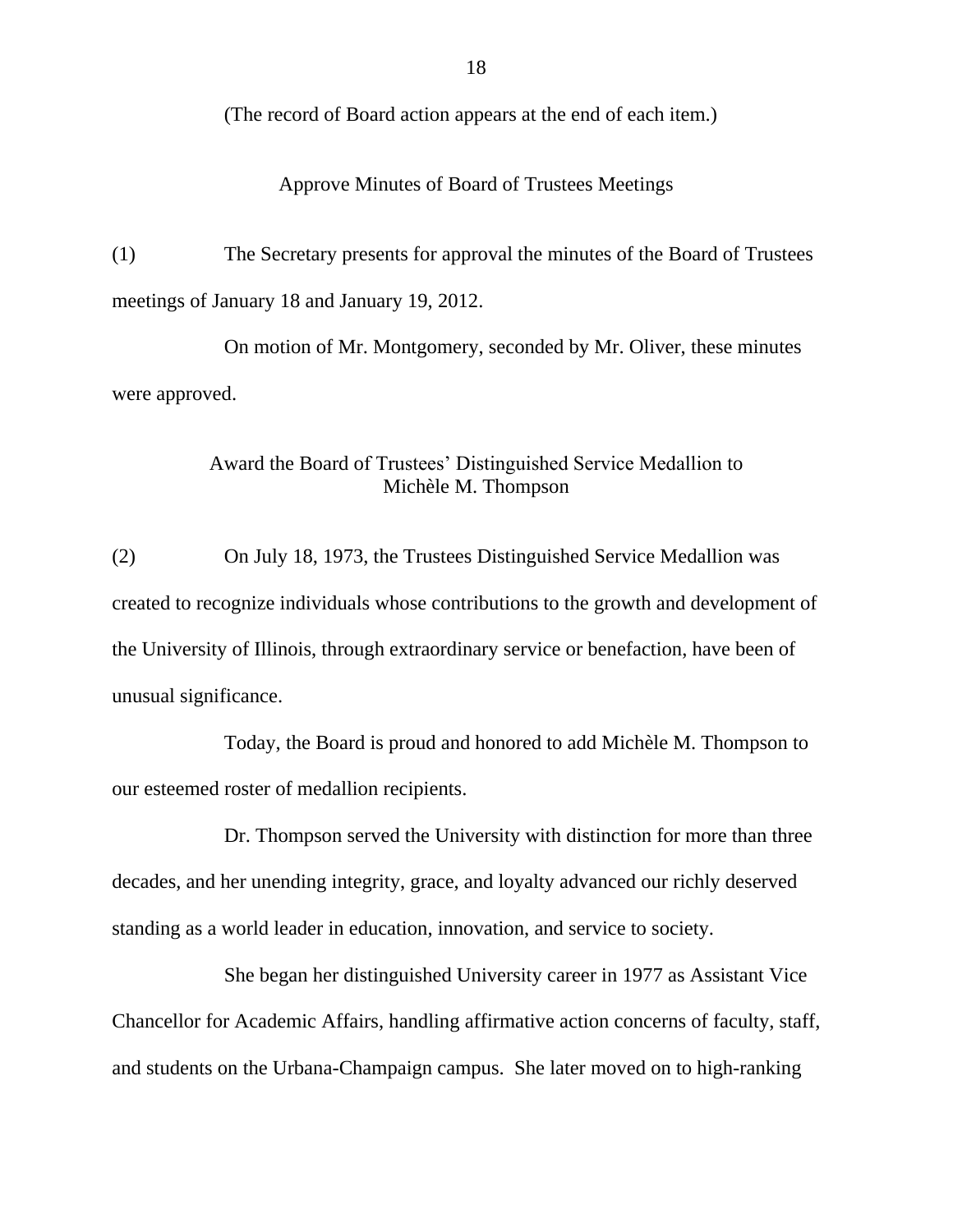(The record of Board action appears at the end of each item.)

## Approve Minutes of Board of Trustees Meetings

(1) The Secretary presents for approval the minutes of the Board of Trustees meetings of January 18 and January 19, 2012.

On motion of Mr. Montgomery, seconded by Mr. Oliver, these minutes were approved.

## Award the Board of Trustees' Distinguished Service Medallion to Michèle M. Thompson

(2) On July 18, 1973, the Trustees Distinguished Service Medallion was created to recognize individuals whose contributions to the growth and development of the University of Illinois, through extraordinary service or benefaction, have been of unusual significance.

Today, the Board is proud and honored to add Michèle M. Thompson to our esteemed roster of medallion recipients.

Dr. Thompson served the University with distinction for more than three decades, and her unending integrity, grace, and loyalty advanced our richly deserved standing as a world leader in education, innovation, and service to society.

She began her distinguished University career in 1977 as Assistant Vice Chancellor for Academic Affairs, handling affirmative action concerns of faculty, staff, and students on the Urbana-Champaign campus. She later moved on to high-ranking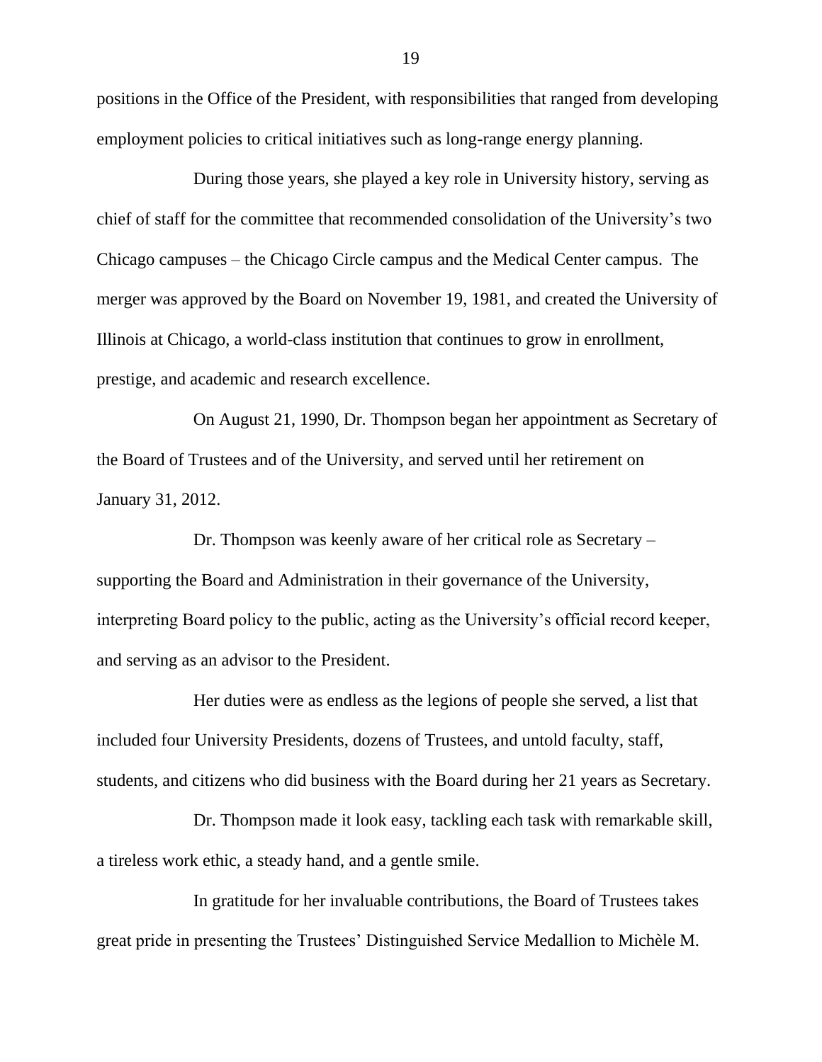positions in the Office of the President, with responsibilities that ranged from developing employment policies to critical initiatives such as long-range energy planning.

During those years, she played a key role in University history, serving as chief of staff for the committee that recommended consolidation of the University's two Chicago campuses – the Chicago Circle campus and the Medical Center campus. The merger was approved by the Board on November 19, 1981, and created the University of Illinois at Chicago, a world-class institution that continues to grow in enrollment, prestige, and academic and research excellence.

On August 21, 1990, Dr. Thompson began her appointment as Secretary of the Board of Trustees and of the University, and served until her retirement on January 31, 2012.

Dr. Thompson was keenly aware of her critical role as Secretary – supporting the Board and Administration in their governance of the University, interpreting Board policy to the public, acting as the University's official record keeper, and serving as an advisor to the President.

Her duties were as endless as the legions of people she served, a list that included four University Presidents, dozens of Trustees, and untold faculty, staff, students, and citizens who did business with the Board during her 21 years as Secretary.

Dr. Thompson made it look easy, tackling each task with remarkable skill, a tireless work ethic, a steady hand, and a gentle smile.

In gratitude for her invaluable contributions, the Board of Trustees takes great pride in presenting the Trustees' Distinguished Service Medallion to Michèle M.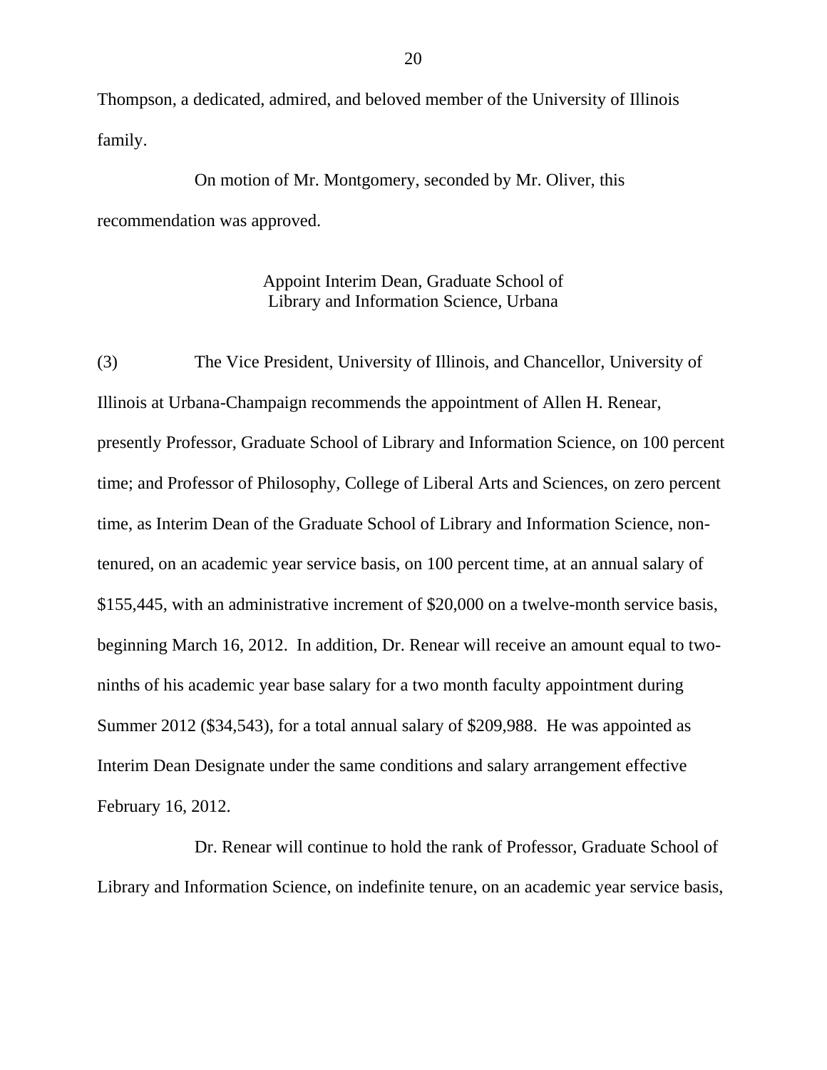Thompson, a dedicated, admired, and beloved member of the University of Illinois family.

On motion of Mr. Montgomery, seconded by Mr. Oliver, this recommendation was approved.

### Appoint Interim Dean, Graduate School of Library and Information Science, Urbana

(3) The Vice President, University of Illinois, and Chancellor, University of Illinois at Urbana-Champaign recommends the appointment of Allen H. Renear, presently Professor, Graduate School of Library and Information Science, on 100 percent time; and Professor of Philosophy, College of Liberal Arts and Sciences, on zero percent time, as Interim Dean of the Graduate School of Library and Information Science, non-tenured, on an academic year service basis, on 100 percent time, at an annual salary of $155,445, with an administrative increment of $20,000 on a twelve-month service basis, beginning March 16, 2012. In addition, Dr. Renear will receive an amount equal to two-ninths of his academic year base salary for a two month faculty appointment during Summer 2012 ($34,543), for a total annual salary of $209,988. He was appointed as Interim Dean Designate under the same conditions and salary arrangement effective February 16, 2012.

Dr. Renear will continue to hold the rank of Professor, Graduate School of Library and Information Science, on indefinite tenure, on an academic year service basis,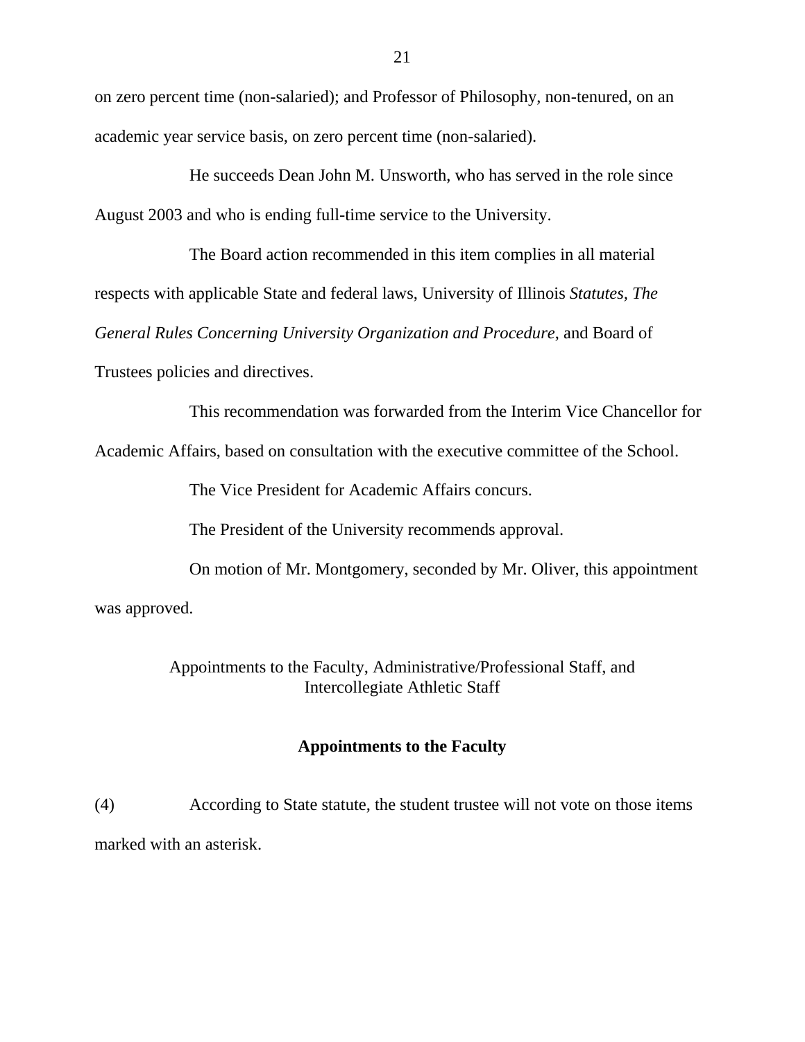on zero percent time (non-salaried); and Professor of Philosophy, non-tenured, on an academic year service basis, on zero percent time (non-salaried).

He succeeds Dean John M. Unsworth, who has served in the role since August 2003 and who is ending full-time service to the University.

The Board action recommended in this item complies in all material respects with applicable State and federal laws, University of Illinois *Statutes*, *The General Rules Concerning University Organization and Procedure*, and Board of Trustees policies and directives.

This recommendation was forwarded from the Interim Vice Chancellor for Academic Affairs, based on consultation with the executive committee of the School.

The Vice President for Academic Affairs concurs.

The President of the University recommends approval.

On motion of Mr. Montgomery, seconded by Mr. Oliver, this appointment was approved.

## Appointments to the Faculty, Administrative/Professional Staff, and Intercollegiate Athletic Staff

### **Appointments to the Faculty**

(4) According to State statute, the student trustee will not vote on those items marked with an asterisk.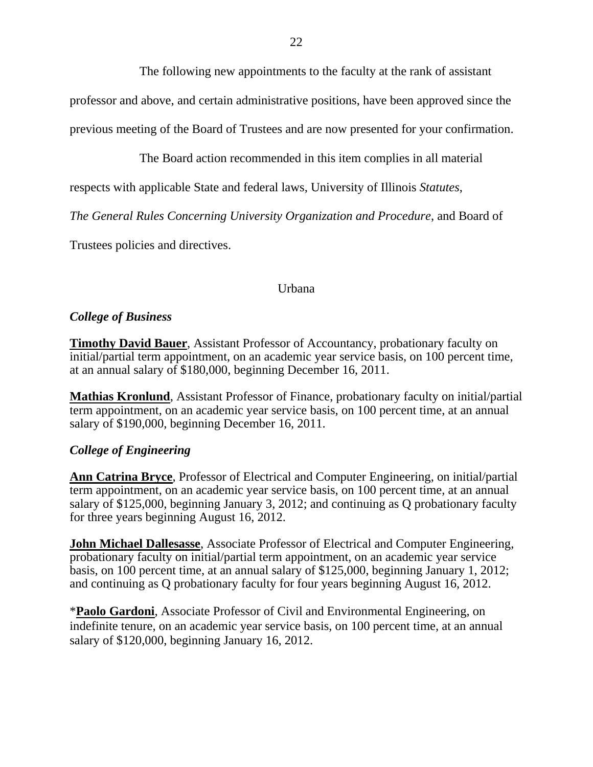The following new appointments to the faculty at the rank of assistant professor and above, and certain administrative positions, have been approved since the previous meeting of the Board of Trustees and are now presented for your confirmation.

The Board action recommended in this item complies in all material respects with applicable State and federal laws, University of Illinois *Statutes*, *The General Rules Concerning University Organization and Procedure*, and Board of Trustees policies and directives.

Urbana

### *College of Business*

**Timothy David Bauer**, Assistant Professor of Accountancy, probationary faculty on initial/partial term appointment, on an academic year service basis, on 100 percent time, at an annual salary of $180,000, beginning December 16, 2011.

**Mathias Kronlund**, Assistant Professor of Finance, probationary faculty on initial/partial term appointment, on an academic year service basis, on 100 percent time, at an annual salary of $190,000, beginning December 16, 2011.

### *College of Engineering*

**Ann Catrina Bryce**, Professor of Electrical and Computer Engineering, on initial/partial term appointment, on an academic year service basis, on 100 percent time, at an annual salary of $125,000, beginning January 3, 2012; and continuing as Q probationary faculty for three years beginning August 16, 2012.

**John Michael Dallesasse**, Associate Professor of Electrical and Computer Engineering, probationary faculty on initial/partial term appointment, on an academic year service basis, on 100 percent time, at an annual salary of $125,000, beginning January 1, 2012; and continuing as Q probationary faculty for four years beginning August 16, 2012.

\***Paolo Gardoni**, Associate Professor of Civil and Environmental Engineering, on indefinite tenure, on an academic year service basis, on 100 percent time, at an annual salary of $120,000, beginning January 16, 2012.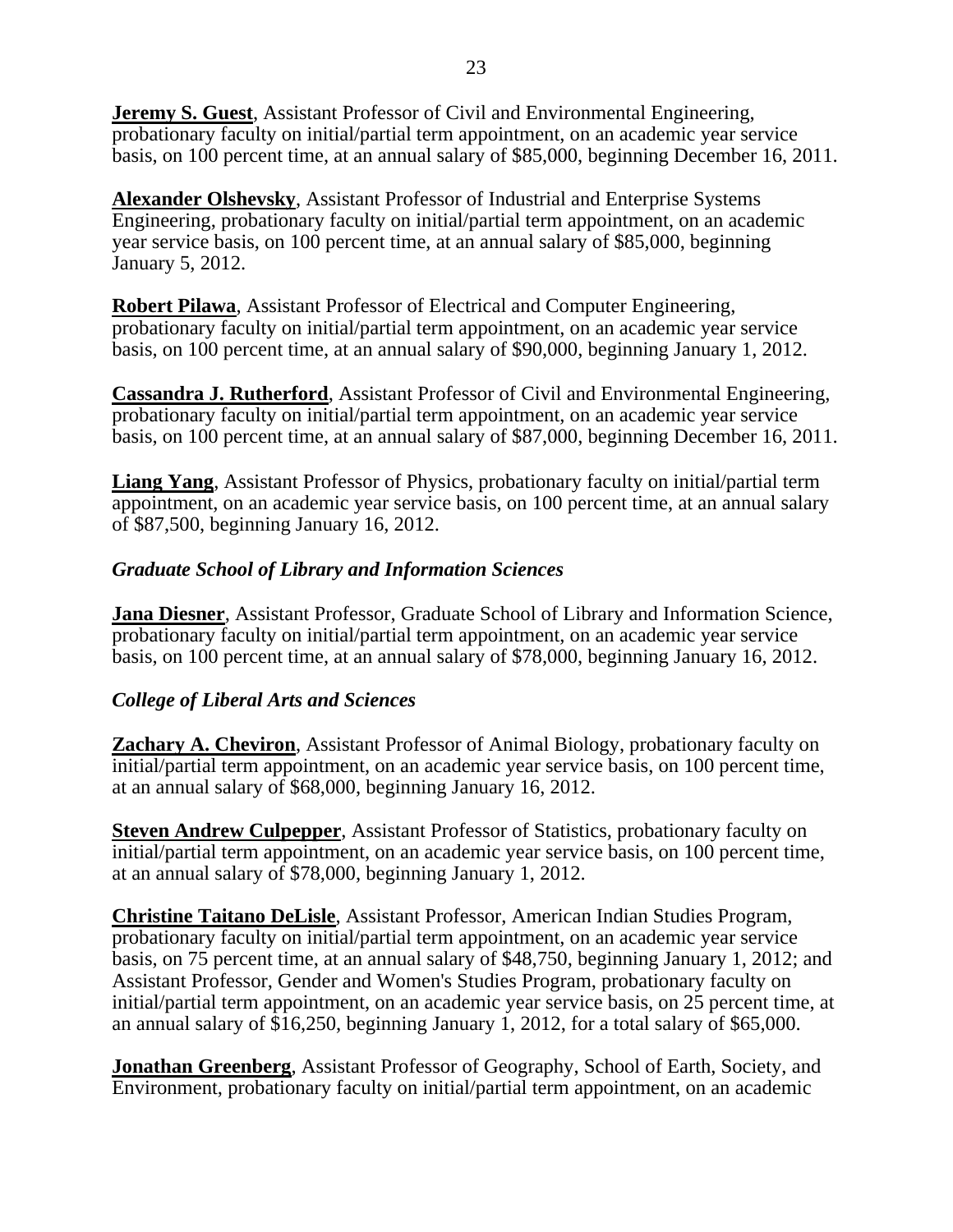**Jeremy S. Guest**, Assistant Professor of Civil and Environmental Engineering, probationary faculty on initial/partial term appointment, on an academic year service basis, on 100 percent time, at an annual salary of $85,000, beginning December 16, 2011.

**Alexander Olshevsky**, Assistant Professor of Industrial and Enterprise Systems Engineering, probationary faculty on initial/partial term appointment, on an academic year service basis, on 100 percent time, at an annual salary of $85,000, beginning January 5, 2012.

**Robert Pilawa**, Assistant Professor of Electrical and Computer Engineering, probationary faculty on initial/partial term appointment, on an academic year service basis, on 100 percent time, at an annual salary of $90,000, beginning January 1, 2012.

**Cassandra J. Rutherford**, Assistant Professor of Civil and Environmental Engineering, probationary faculty on initial/partial term appointment, on an academic year service basis, on 100 percent time, at an annual salary of $87,000, beginning December 16, 2011.

**Liang Yang**, Assistant Professor of Physics, probationary faculty on initial/partial term appointment, on an academic year service basis, on 100 percent time, at an annual salary of $87,500, beginning January 16, 2012.

### *Graduate School of Library and Information Sciences*

**Jana Diesner**, Assistant Professor, Graduate School of Library and Information Science, probationary faculty on initial/partial term appointment, on an academic year service basis, on 100 percent time, at an annual salary of $78,000, beginning January 16, 2012.

### *College of Liberal Arts and Sciences*

**Zachary A. Cheviron**, Assistant Professor of Animal Biology, probationary faculty on initial/partial term appointment, on an academic year service basis, on 100 percent time, at an annual salary of $68,000, beginning January 16, 2012.

**Steven Andrew Culpepper**, Assistant Professor of Statistics, probationary faculty on initial/partial term appointment, on an academic year service basis, on 100 percent time, at an annual salary of $78,000, beginning January 1, 2012.

**Christine Taitano DeLisle**, Assistant Professor, American Indian Studies Program, probationary faculty on initial/partial term appointment, on an academic year service basis, on 75 percent time, at an annual salary of $48,750, beginning January 1, 2012; and Assistant Professor, Gender and Women's Studies Program, probationary faculty on initial/partial term appointment, on an academic year service basis, on 25 percent time, at an annual salary of $16,250, beginning January 1, 2012, for a total salary of $65,000.

**Jonathan Greenberg**, Assistant Professor of Geography, School of Earth, Society, and Environment, probationary faculty on initial/partial term appointment, on an academic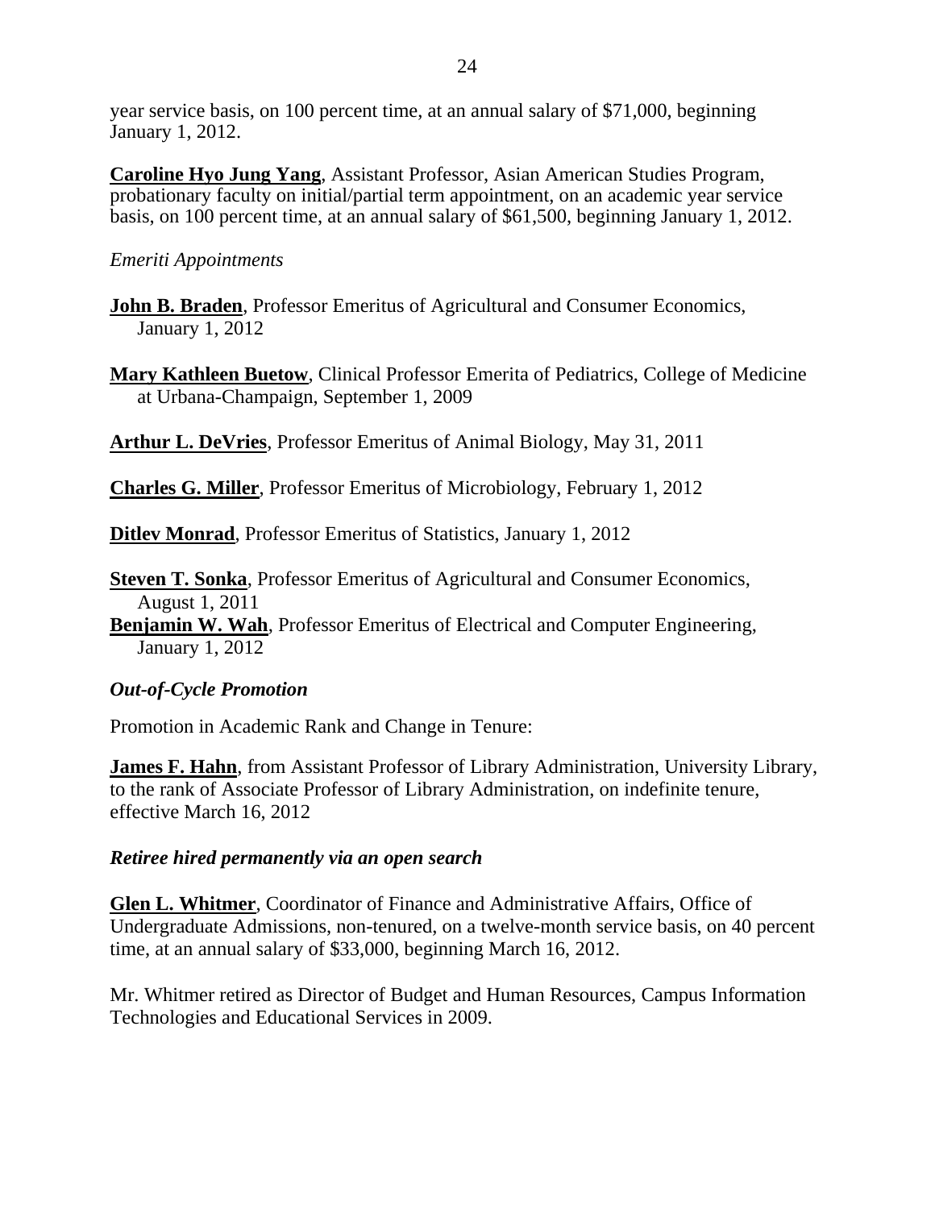year service basis, on 100 percent time, at an annual salary of $71,000, beginning January 1, 2012.

**Caroline Hyo Jung Yang**, Assistant Professor, Asian American Studies Program, probationary faculty on initial/partial term appointment, on an academic year service basis, on 100 percent time, at an annual salary of $61,500, beginning January 1, 2012.

*Emeriti Appointments*

**John B. Braden**, Professor Emeritus of Agricultural and Consumer Economics, January 1, 2012

**Mary Kathleen Buetow**, Clinical Professor Emerita of Pediatrics, College of Medicine at Urbana-Champaign, September 1, 2009

**Arthur L. DeVries**, Professor Emeritus of Animal Biology, May 31, 2011

**Charles G. Miller**, Professor Emeritus of Microbiology, February 1, 2012

**Ditlev Monrad**, Professor Emeritus of Statistics, January 1, 2012

**Steven T. Sonka**, Professor Emeritus of Agricultural and Consumer Economics, August 1, 2011

**Benjamin W. Wah**, Professor Emeritus of Electrical and Computer Engineering, January 1, 2012

***Out-of-Cycle Promotion***

Promotion in Academic Rank and Change in Tenure:

**James F. Hahn**, from Assistant Professor of Library Administration, University Library, to the rank of Associate Professor of Library Administration, on indefinite tenure, effective March 16, 2012

***Retiree hired permanently via an open search***

**Glen L. Whitmer**, Coordinator of Finance and Administrative Affairs, Office of Undergraduate Admissions, non-tenured, on a twelve-month service basis, on 40 percent time, at an annual salary of $33,000, beginning March 16, 2012.

Mr. Whitmer retired as Director of Budget and Human Resources, Campus Information Technologies and Educational Services in 2009.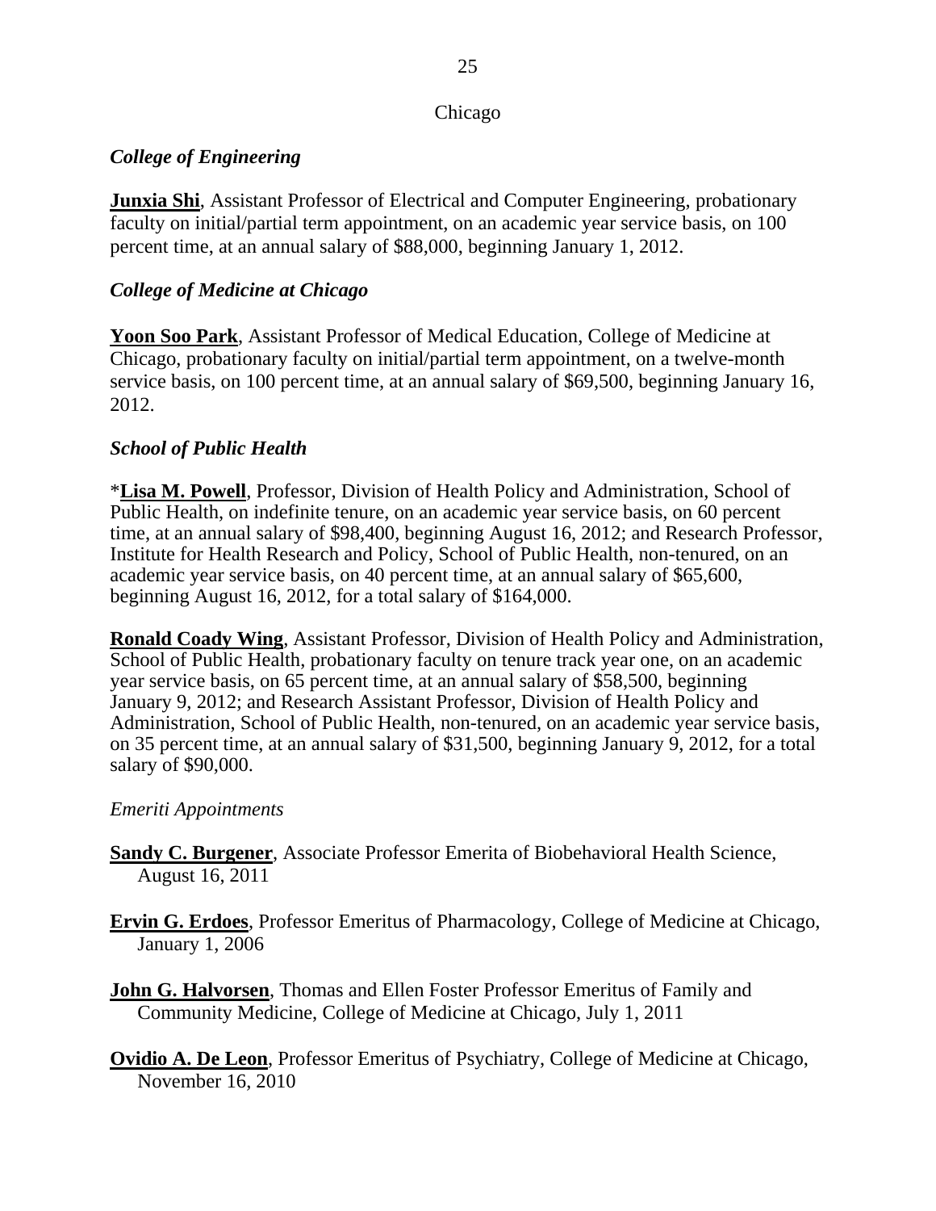Chicago

### *College of Engineering*

**Junxia Shi**, Assistant Professor of Electrical and Computer Engineering, probationary faculty on initial/partial term appointment, on an academic year service basis, on 100 percent time, at an annual salary of $88,000, beginning January 1, 2012.

### *College of Medicine at Chicago*

**Yoon Soo Park**, Assistant Professor of Medical Education, College of Medicine at Chicago, probationary faculty on initial/partial term appointment, on a twelve-month service basis, on 100 percent time, at an annual salary of $69,500, beginning January 16, 2012.

### *School of Public Health*

***Lisa M. Powell**, Professor, Division of Health Policy and Administration, School of Public Health, on indefinite tenure, on an academic year service basis, on 60 percent time, at an annual salary of $98,400, beginning August 16, 2012; and Research Professor, Institute for Health Research and Policy, School of Public Health, non-tenured, on an academic year service basis, on 40 percent time, at an annual salary of $65,600, beginning August 16, 2012, for a total salary of $164,000.

**Ronald Coady Wing**, Assistant Professor, Division of Health Policy and Administration, School of Public Health, probationary faculty on tenure track year one, on an academic year service basis, on 65 percent time, at an annual salary of $58,500, beginning January 9, 2012; and Research Assistant Professor, Division of Health Policy and Administration, School of Public Health, non-tenured, on an academic year service basis, on 35 percent time, at an annual salary of $31,500, beginning January 9, 2012, for a total salary of $90,000.

*Emeriti Appointments*

**Sandy C. Burgener**, Associate Professor Emerita of Biobehavioral Health Science, August 16, 2011

**Ervin G. Erdoes**, Professor Emeritus of Pharmacology, College of Medicine at Chicago, January 1, 2006

**John G. Halvorsen**, Thomas and Ellen Foster Professor Emeritus of Family and Community Medicine, College of Medicine at Chicago, July 1, 2011

**Ovidio A. De Leon**, Professor Emeritus of Psychiatry, College of Medicine at Chicago, November 16, 2010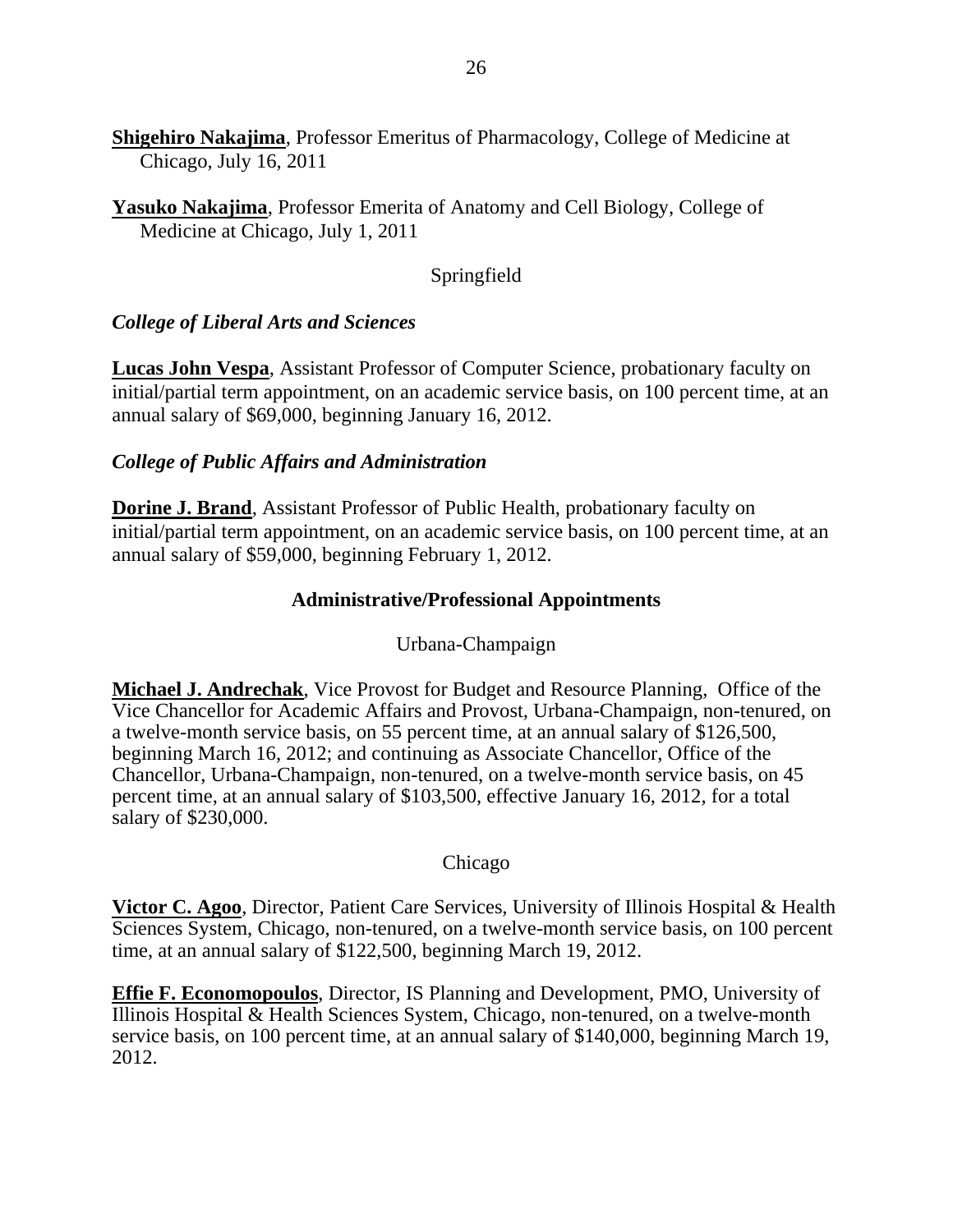**Shigehiro Nakajima**, Professor Emeritus of Pharmacology, College of Medicine at Chicago, July 16, 2011

**Yasuko Nakajima**, Professor Emerita of Anatomy and Cell Biology, College of Medicine at Chicago, July 1, 2011

Springfield

***College of Liberal Arts and Sciences***

**Lucas John Vespa**, Assistant Professor of Computer Science, probationary faculty on initial/partial term appointment, on an academic service basis, on 100 percent time, at an annual salary of $69,000, beginning January 16, 2012.

***College of Public Affairs and Administration***

**Dorine J. Brand**, Assistant Professor of Public Health, probationary faculty on initial/partial term appointment, on an academic service basis, on 100 percent time, at an annual salary of $59,000, beginning February 1, 2012.

## Administrative/Professional Appointments

Urbana-Champaign

**Michael J. Andrechak**, Vice Provost for Budget and Resource Planning, Office of the Vice Chancellor for Academic Affairs and Provost, Urbana-Champaign, non-tenured, on a twelve-month service basis, on 55 percent time, at an annual salary of $126,500, beginning March 16, 2012; and continuing as Associate Chancellor, Office of the Chancellor, Urbana-Champaign, non-tenured, on a twelve-month service basis, on 45 percent time, at an annual salary of $103,500, effective January 16, 2012, for a total salary of $230,000.

Chicago

**Victor C. Agoo**, Director, Patient Care Services, University of Illinois Hospital & Health Sciences System, Chicago, non-tenured, on a twelve-month service basis, on 100 percent time, at an annual salary of $122,500, beginning March 19, 2012.

**Effie F. Economopoulos**, Director, IS Planning and Development, PMO, University of Illinois Hospital & Health Sciences System, Chicago, non-tenured, on a twelve-month service basis, on 100 percent time, at an annual salary of $140,000, beginning March 19, 2012.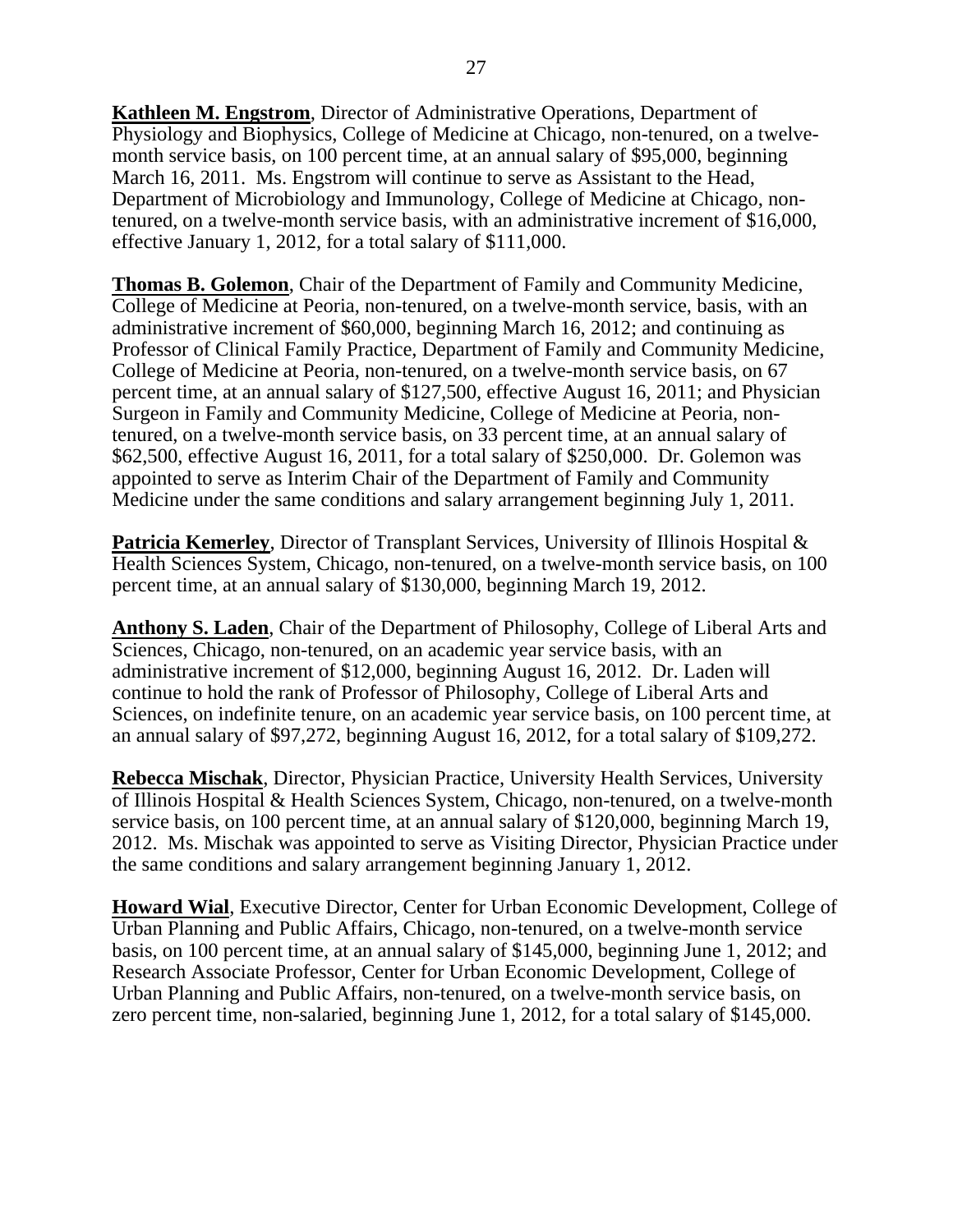**Kathleen M. Engstrom**, Director of Administrative Operations, Department of Physiology and Biophysics, College of Medicine at Chicago, non-tenured, on a twelve-month service basis, on 100 percent time, at an annual salary of $95,000, beginning March 16, 2011. Ms. Engstrom will continue to serve as Assistant to the Head, Department of Microbiology and Immunology, College of Medicine at Chicago, non-tenured, on a twelve-month service basis, with an administrative increment of $16,000, effective January 1, 2012, for a total salary of $111,000.

**Thomas B. Golemon**, Chair of the Department of Family and Community Medicine, College of Medicine at Peoria, non-tenured, on a twelve-month service, basis, with an administrative increment of $60,000, beginning March 16, 2012; and continuing as Professor of Clinical Family Practice, Department of Family and Community Medicine, College of Medicine at Peoria, non-tenured, on a twelve-month service basis, on 67 percent time, at an annual salary of $127,500, effective August 16, 2011; and Physician Surgeon in Family and Community Medicine, College of Medicine at Peoria, non-tenured, on a twelve-month service basis, on 33 percent time, at an annual salary of $62,500, effective August 16, 2011, for a total salary of $250,000. Dr. Golemon was appointed to serve as Interim Chair of the Department of Family and Community Medicine under the same conditions and salary arrangement beginning July 1, 2011.

**Patricia Kemerley**, Director of Transplant Services, University of Illinois Hospital & Health Sciences System, Chicago, non-tenured, on a twelve-month service basis, on 100 percent time, at an annual salary of $130,000, beginning March 19, 2012.

**Anthony S. Laden**, Chair of the Department of Philosophy, College of Liberal Arts and Sciences, Chicago, non-tenured, on an academic year service basis, with an administrative increment of $12,000, beginning August 16, 2012. Dr. Laden will continue to hold the rank of Professor of Philosophy, College of Liberal Arts and Sciences, on indefinite tenure, on an academic year service basis, on 100 percent time, at an annual salary of $97,272, beginning August 16, 2012, for a total salary of $109,272.

**Rebecca Mischak**, Director, Physician Practice, University Health Services, University of Illinois Hospital & Health Sciences System, Chicago, non-tenured, on a twelve-month service basis, on 100 percent time, at an annual salary of $120,000, beginning March 19, 2012. Ms. Mischak was appointed to serve as Visiting Director, Physician Practice under the same conditions and salary arrangement beginning January 1, 2012.

**Howard Wial**, Executive Director, Center for Urban Economic Development, College of Urban Planning and Public Affairs, Chicago, non-tenured, on a twelve-month service basis, on 100 percent time, at an annual salary of $145,000, beginning June 1, 2012; and Research Associate Professor, Center for Urban Economic Development, College of Urban Planning and Public Affairs, non-tenured, on a twelve-month service basis, on zero percent time, non-salaried, beginning June 1, 2012, for a total salary of $145,000.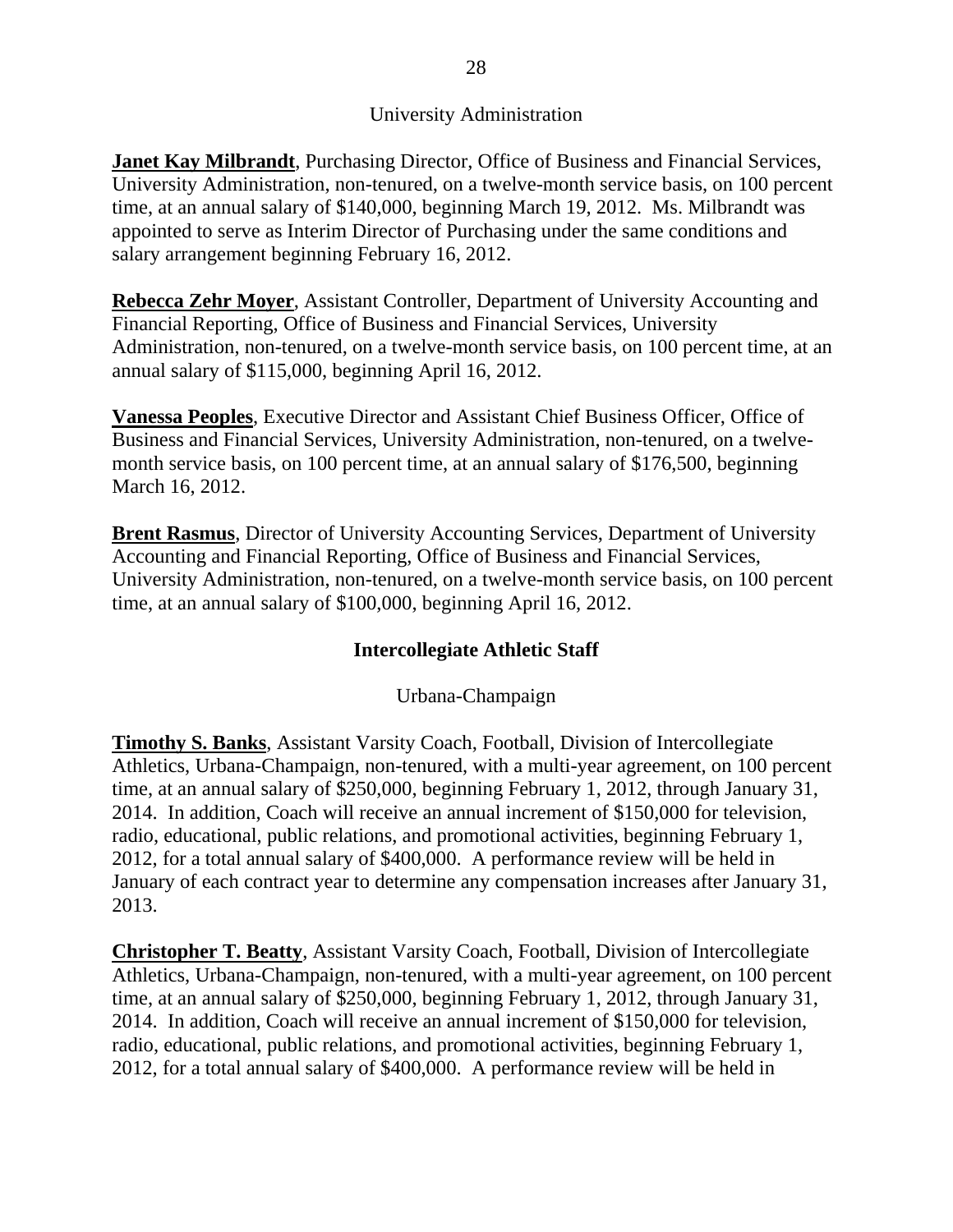University Administration

**Janet Kay Milbrandt**, Purchasing Director, Office of Business and Financial Services, University Administration, non-tenured, on a twelve-month service basis, on 100 percent time, at an annual salary of $140,000, beginning March 19, 2012. Ms. Milbrandt was appointed to serve as Interim Director of Purchasing under the same conditions and salary arrangement beginning February 16, 2012.

**Rebecca Zehr Moyer**, Assistant Controller, Department of University Accounting and Financial Reporting, Office of Business and Financial Services, University Administration, non-tenured, on a twelve-month service basis, on 100 percent time, at an annual salary of $115,000, beginning April 16, 2012.

**Vanessa Peoples**, Executive Director and Assistant Chief Business Officer, Office of Business and Financial Services, University Administration, non-tenured, on a twelve-month service basis, on 100 percent time, at an annual salary of $176,500, beginning March 16, 2012.

**Brent Rasmus**, Director of University Accounting Services, Department of University Accounting and Financial Reporting, Office of Business and Financial Services, University Administration, non-tenured, on a twelve-month service basis, on 100 percent time, at an annual salary of $100,000, beginning April 16, 2012.

## Intercollegiate Athletic Staff

Urbana-Champaign

**Timothy S. Banks**, Assistant Varsity Coach, Football, Division of Intercollegiate Athletics, Urbana-Champaign, non-tenured, with a multi-year agreement, on 100 percent time, at an annual salary of $250,000, beginning February 1, 2012, through January 31, 2014. In addition, Coach will receive an annual increment of $150,000 for television, radio, educational, public relations, and promotional activities, beginning February 1, 2012, for a total annual salary of $400,000. A performance review will be held in January of each contract year to determine any compensation increases after January 31, 2013.

**Christopher T. Beatty**, Assistant Varsity Coach, Football, Division of Intercollegiate Athletics, Urbana-Champaign, non-tenured, with a multi-year agreement, on 100 percent time, at an annual salary of $250,000, beginning February 1, 2012, through January 31, 2014. In addition, Coach will receive an annual increment of $150,000 for television, radio, educational, public relations, and promotional activities, beginning February 1, 2012, for a total annual salary of $400,000. A performance review will be held in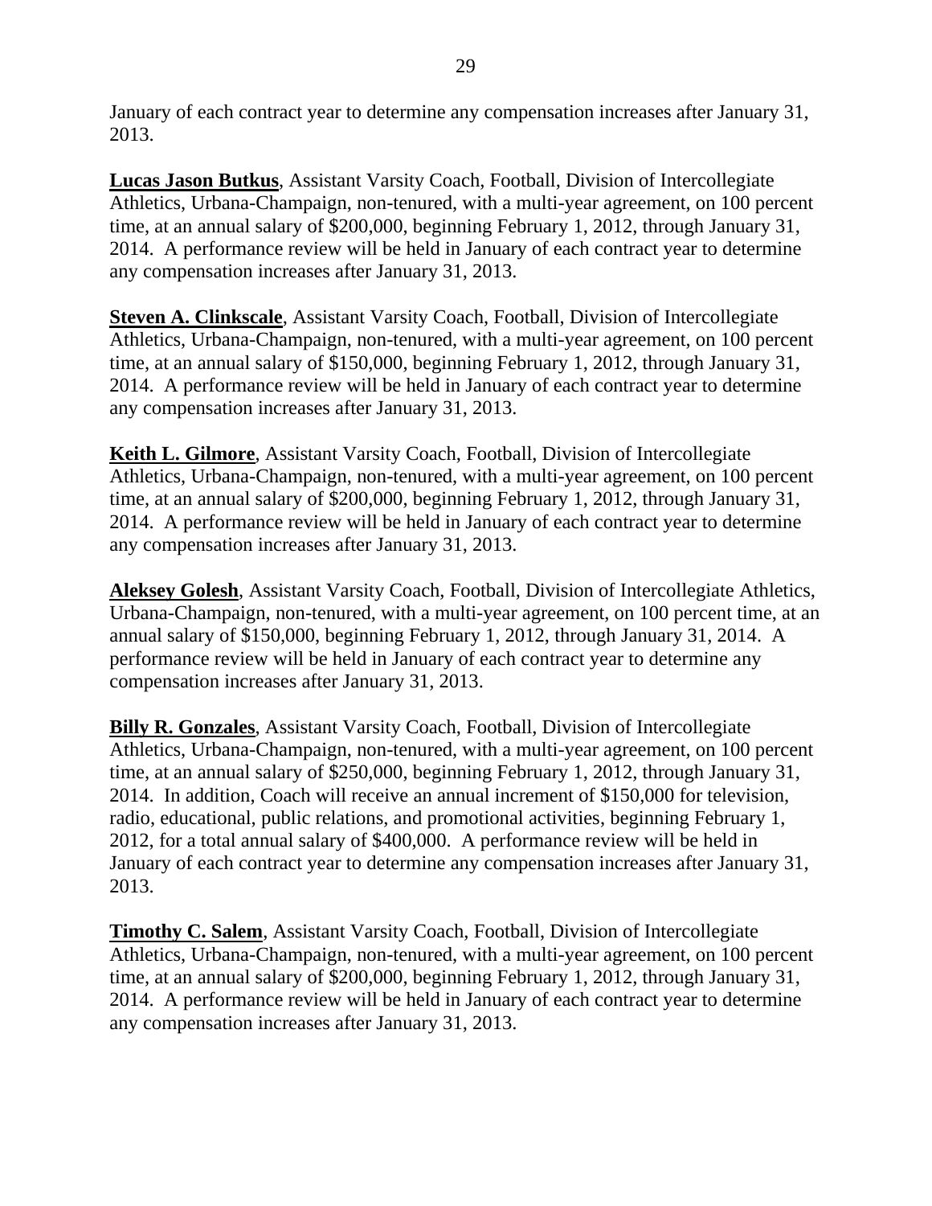January of each contract year to determine any compensation increases after January 31, 2013.

**Lucas Jason Butkus**, Assistant Varsity Coach, Football, Division of Intercollegiate Athletics, Urbana-Champaign, non-tenured, with a multi-year agreement, on 100 percent time, at an annual salary of $200,000, beginning February 1, 2012, through January 31, 2014. A performance review will be held in January of each contract year to determine any compensation increases after January 31, 2013.

**Steven A. Clinkscale**, Assistant Varsity Coach, Football, Division of Intercollegiate Athletics, Urbana-Champaign, non-tenured, with a multi-year agreement, on 100 percent time, at an annual salary of $150,000, beginning February 1, 2012, through January 31, 2014. A performance review will be held in January of each contract year to determine any compensation increases after January 31, 2013.

**Keith L. Gilmore**, Assistant Varsity Coach, Football, Division of Intercollegiate Athletics, Urbana-Champaign, non-tenured, with a multi-year agreement, on 100 percent time, at an annual salary of $200,000, beginning February 1, 2012, through January 31, 2014. A performance review will be held in January of each contract year to determine any compensation increases after January 31, 2013.

**Aleksey Golesh**, Assistant Varsity Coach, Football, Division of Intercollegiate Athletics, Urbana-Champaign, non-tenured, with a multi-year agreement, on 100 percent time, at an annual salary of $150,000, beginning February 1, 2012, through January 31, 2014. A performance review will be held in January of each contract year to determine any compensation increases after January 31, 2013.

**Billy R. Gonzales**, Assistant Varsity Coach, Football, Division of Intercollegiate Athletics, Urbana-Champaign, non-tenured, with a multi-year agreement, on 100 percent time, at an annual salary of $250,000, beginning February 1, 2012, through January 31, 2014. In addition, Coach will receive an annual increment of $150,000 for television, radio, educational, public relations, and promotional activities, beginning February 1, 2012, for a total annual salary of $400,000. A performance review will be held in January of each contract year to determine any compensation increases after January 31, 2013.

**Timothy C. Salem**, Assistant Varsity Coach, Football, Division of Intercollegiate Athletics, Urbana-Champaign, non-tenured, with a multi-year agreement, on 100 percent time, at an annual salary of $200,000, beginning February 1, 2012, through January 31, 2014. A performance review will be held in January of each contract year to determine any compensation increases after January 31, 2013.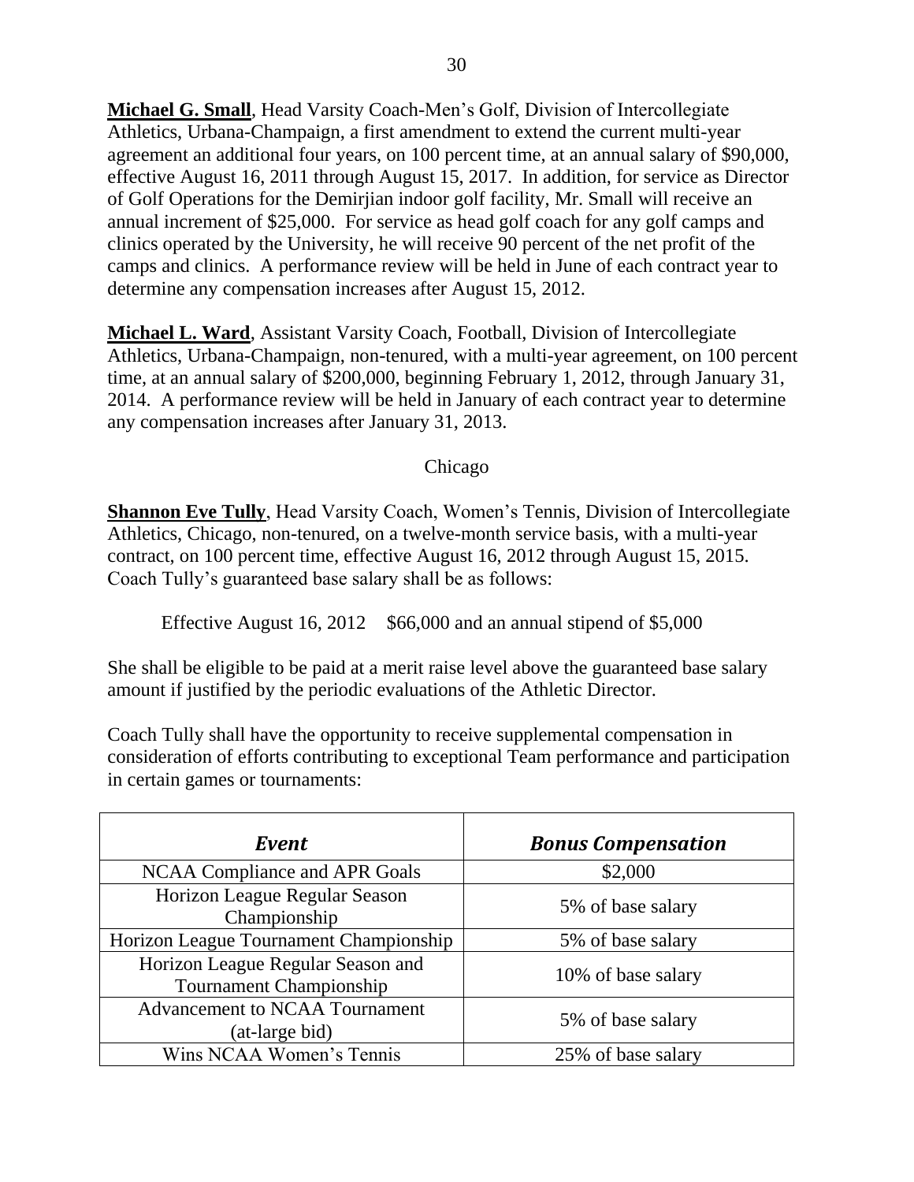**Michael G. Small**, Head Varsity Coach-Men's Golf, Division of Intercollegiate Athletics, Urbana-Champaign, a first amendment to extend the current multi-year agreement an additional four years, on 100 percent time, at an annual salary of $90,000, effective August 16, 2011 through August 15, 2017. In addition, for service as Director of Golf Operations for the Demirjian indoor golf facility, Mr. Small will receive an annual increment of $25,000. For service as head golf coach for any golf camps and clinics operated by the University, he will receive 90 percent of the net profit of the camps and clinics. A performance review will be held in June of each contract year to determine any compensation increases after August 15, 2012.

**Michael L. Ward**, Assistant Varsity Coach, Football, Division of Intercollegiate Athletics, Urbana-Champaign, non-tenured, with a multi-year agreement, on 100 percent time, at an annual salary of $200,000, beginning February 1, 2012, through January 31, 2014. A performance review will be held in January of each contract year to determine any compensation increases after January 31, 2013.

Chicago

**Shannon Eve Tully**, Head Varsity Coach, Women's Tennis, Division of Intercollegiate Athletics, Chicago, non-tenured, on a twelve-month service basis, with a multi-year contract, on 100 percent time, effective August 16, 2012 through August 15, 2015. Coach Tully's guaranteed base salary shall be as follows:

Effective August 16, 2012 $66,000 and an annual stipend of $5,000

She shall be eligible to be paid at a merit raise level above the guaranteed base salary amount if justified by the periodic evaluations of the Athletic Director.

Coach Tully shall have the opportunity to receive supplemental compensation in consideration of efforts contributing to exceptional Team performance and participation in certain games or tournaments:

| *Event* | *Bonus Compensation* |
|---|---|
| NCAA Compliance and APR Goals | $2,000 |
| Horizon League Regular Season Championship | 5% of base salary |
| Horizon League Tournament Championship | 5% of base salary |
| Horizon League Regular Season and Tournament Championship | 10% of base salary |
| Advancement to NCAA Tournament (at-large bid) | 5% of base salary |
| Wins NCAA Women's Tennis | 25% of base salary |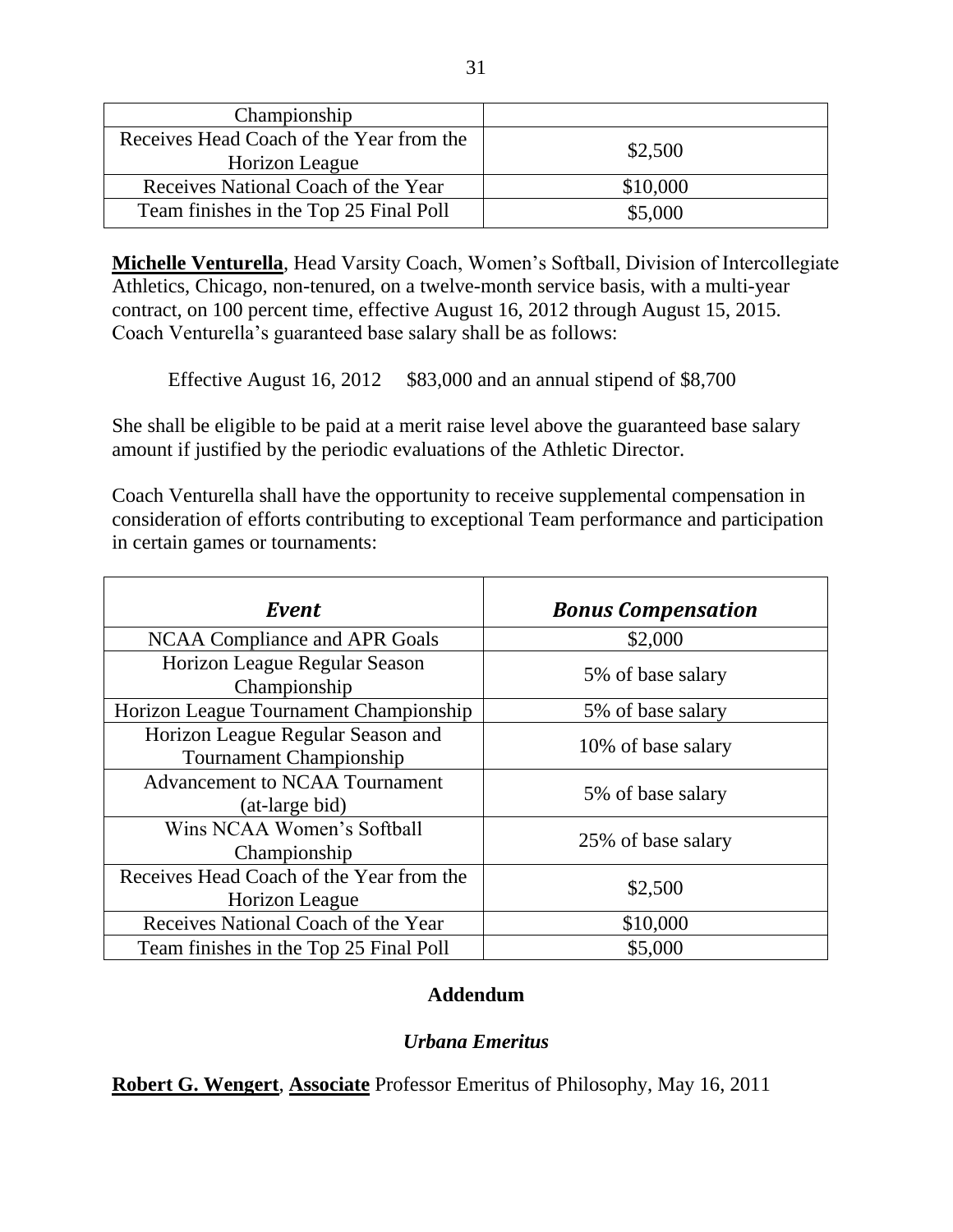| Championship | |
|---|---|
| Receives Head Coach of the Year from the Horizon League | \$2,500 |
| Receives National Coach of the Year | \$10,000 |
| Team finishes in the Top 25 Final Poll | \$5,000 |

**Michelle Venturella**, Head Varsity Coach, Women's Softball, Division of Intercollegiate Athletics, Chicago, non-tenured, on a twelve-month service basis, with a multi-year contract, on 100 percent time, effective August 16, 2012 through August 15, 2015. Coach Venturella's guaranteed base salary shall be as follows:

Effective August 16, 2012 \$83,000 and an annual stipend of \$8,700

She shall be eligible to be paid at a merit raise level above the guaranteed base salary amount if justified by the periodic evaluations of the Athletic Director.

Coach Venturella shall have the opportunity to receive supplemental compensation in consideration of efforts contributing to exceptional Team performance and participation in certain games or tournaments:

| *Event* | *Bonus Compensation* |
|---|---|
| NCAA Compliance and APR Goals | \$2,000 |
| Horizon League Regular Season Championship | 5% of base salary |
| Horizon League Tournament Championship | 5% of base salary |
| Horizon League Regular Season and Tournament Championship | 10% of base salary |
| Advancement to NCAA Tournament (at-large bid) | 5% of base salary |
| Wins NCAA Women's Softball Championship | 25% of base salary |
| Receives Head Coach of the Year from the Horizon League | \$2,500 |
| Receives National Coach of the Year | \$10,000 |
| Team finishes in the Top 25 Final Poll | \$5,000 |

**Addendum**

***Urbana Emeritus***

**Robert G. Wengert**, **Associate** Professor Emeritus of Philosophy, May 16, 2011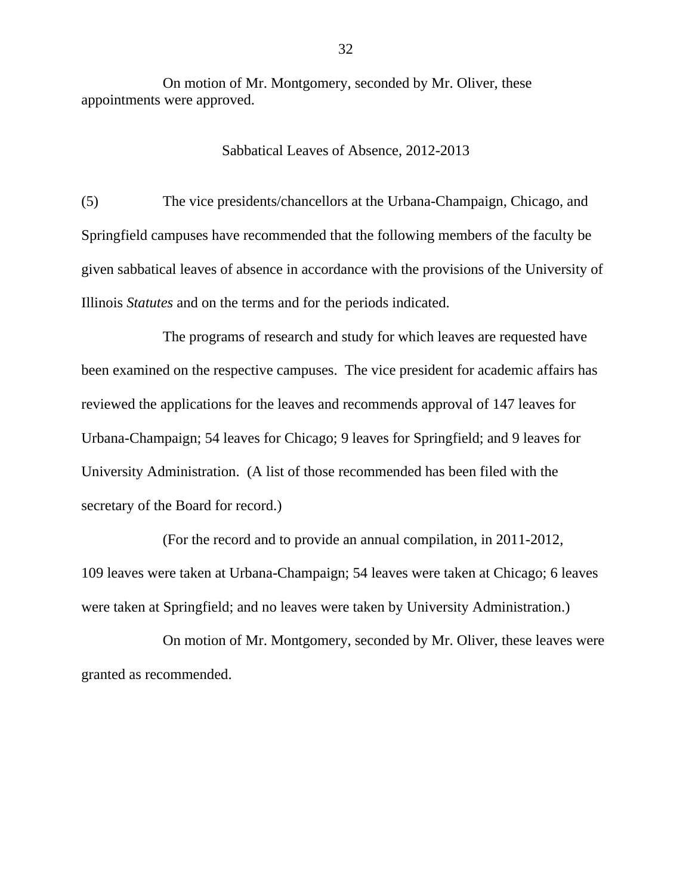On motion of Mr. Montgomery, seconded by Mr. Oliver, these appointments were approved.

## Sabbatical Leaves of Absence, 2012-2013

(5) The vice presidents/chancellors at the Urbana-Champaign, Chicago, and Springfield campuses have recommended that the following members of the faculty be given sabbatical leaves of absence in accordance with the provisions of the University of Illinois *Statutes* and on the terms and for the periods indicated.

The programs of research and study for which leaves are requested have been examined on the respective campuses. The vice president for academic affairs has reviewed the applications for the leaves and recommends approval of 147 leaves for Urbana-Champaign; 54 leaves for Chicago; 9 leaves for Springfield; and 9 leaves for University Administration. (A list of those recommended has been filed with the secretary of the Board for record.)

(For the record and to provide an annual compilation, in 2011-2012, 109 leaves were taken at Urbana-Champaign; 54 leaves were taken at Chicago; 6 leaves were taken at Springfield; and no leaves were taken by University Administration.)

On motion of Mr. Montgomery, seconded by Mr. Oliver, these leaves were granted as recommended.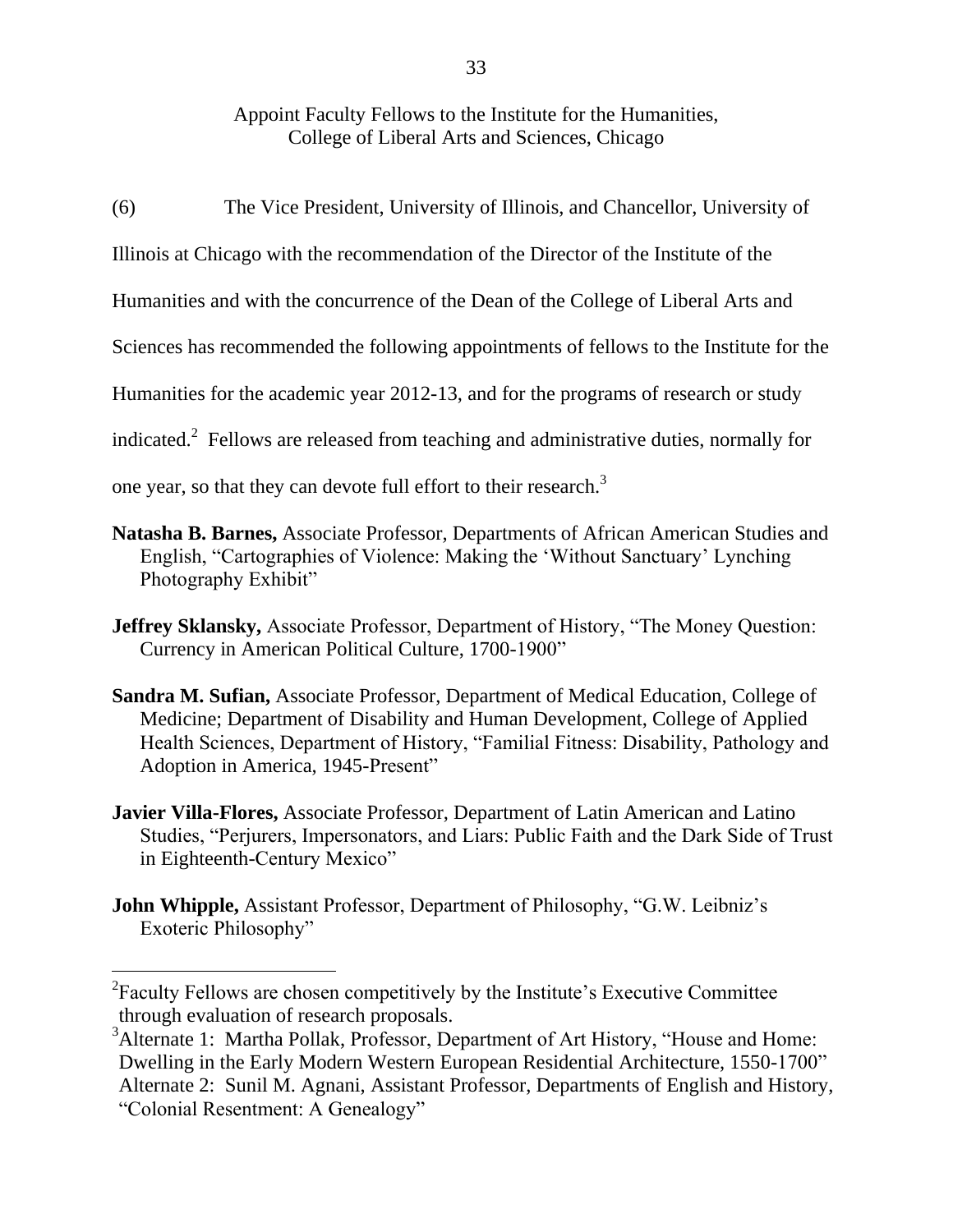## Appoint Faculty Fellows to the Institute for the Humanities, College of Liberal Arts and Sciences, Chicago

(6) The Vice President, University of Illinois, and Chancellor, University of Illinois at Chicago with the recommendation of the Director of the Institute of the Humanities and with the concurrence of the Dean of the College of Liberal Arts and Sciences has recommended the following appointments of fellows to the Institute for the Humanities for the academic year 2012-13, and for the programs of research or study indicated.[2] Fellows are released from teaching and administrative duties, normally for one year, so that they can devote full effort to their research.[3]

**Natasha B. Barnes,** Associate Professor, Departments of African American Studies and English, "Cartographies of Violence: Making the 'Without Sanctuary' Lynching Photography Exhibit"

**Jeffrey Sklansky,** Associate Professor, Department of History, "The Money Question: Currency in American Political Culture, 1700-1900"

**Sandra M. Sufian,** Associate Professor, Department of Medical Education, College of Medicine; Department of Disability and Human Development, College of Applied Health Sciences, Department of History, "Familial Fitness: Disability, Pathology and Adoption in America, 1945-Present"

**Javier Villa-Flores,** Associate Professor, Department of Latin American and Latino Studies, "Perjurers, Impersonators, and Liars: Public Faith and the Dark Side of Trust in Eighteenth-Century Mexico"

**John Whipple,** Assistant Professor, Department of Philosophy, "G.W. Leibniz's Exoteric Philosophy"

---

[2] Faculty Fellows are chosen competitively by the Institute's Executive Committee through evaluation of research proposals.

[3] Alternate 1: Martha Pollak, Professor, Department of Art History, "House and Home: Dwelling in the Early Modern Western European Residential Architecture, 1550-1700"
Alternate 2: Sunil M. Agnani, Assistant Professor, Departments of English and History, "Colonial Resentment: A Genealogy"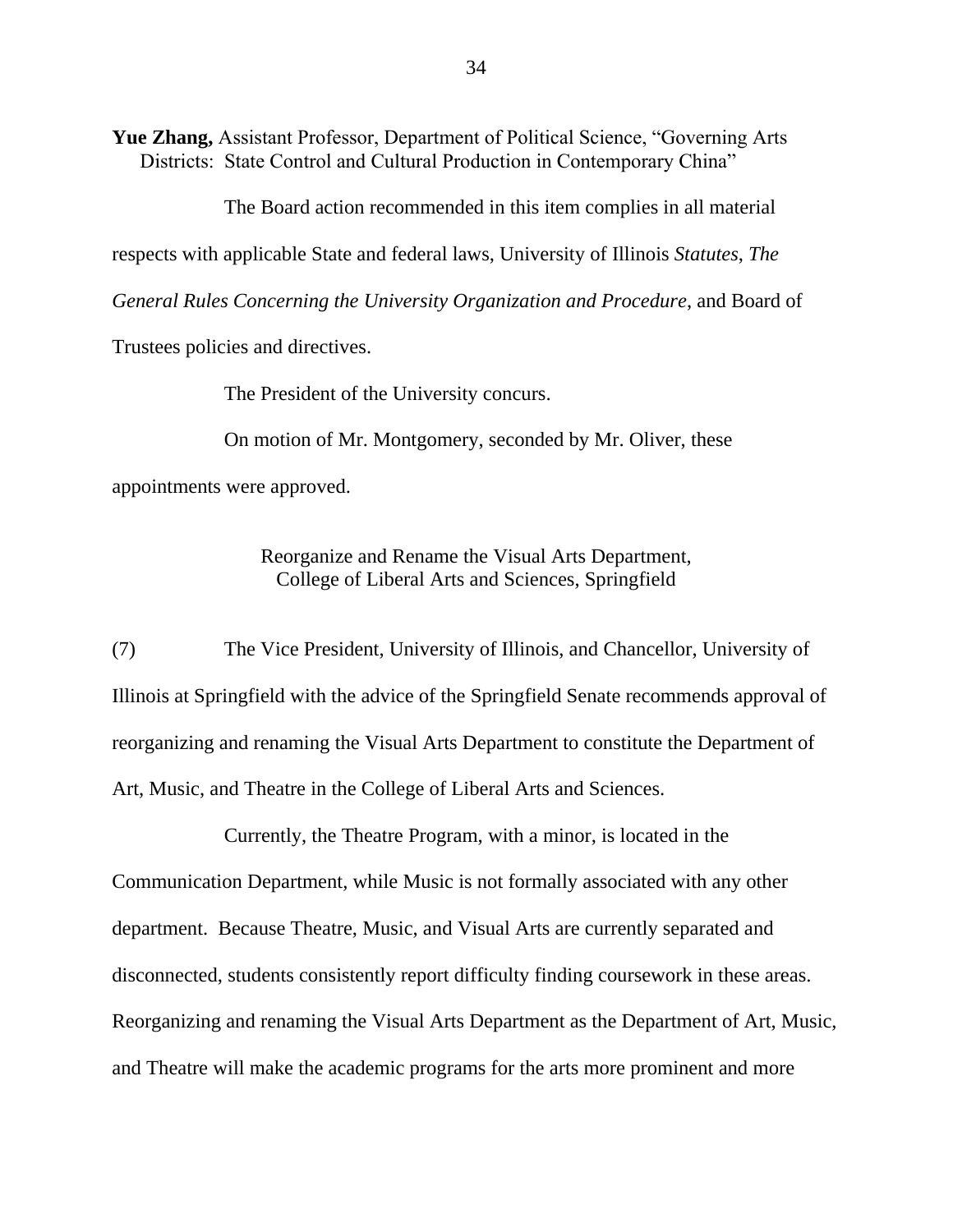**Yue Zhang,** Assistant Professor, Department of Political Science, "Governing Arts Districts: State Control and Cultural Production in Contemporary China"

The Board action recommended in this item complies in all material respects with applicable State and federal laws, University of Illinois *Statutes*, *The General Rules Concerning the University Organization and Procedure*, and Board of Trustees policies and directives.

The President of the University concurs.

On motion of Mr. Montgomery, seconded by Mr. Oliver, these appointments were approved.

Reorganize and Rename the Visual Arts Department,
College of Liberal Arts and Sciences, Springfield

(7) The Vice President, University of Illinois, and Chancellor, University of Illinois at Springfield with the advice of the Springfield Senate recommends approval of reorganizing and renaming the Visual Arts Department to constitute the Department of Art, Music, and Theatre in the College of Liberal Arts and Sciences.

Currently, the Theatre Program, with a minor, is located in the Communication Department, while Music is not formally associated with any other department. Because Theatre, Music, and Visual Arts are currently separated and disconnected, students consistently report difficulty finding coursework in these areas. Reorganizing and renaming the Visual Arts Department as the Department of Art, Music, and Theatre will make the academic programs for the arts more prominent and more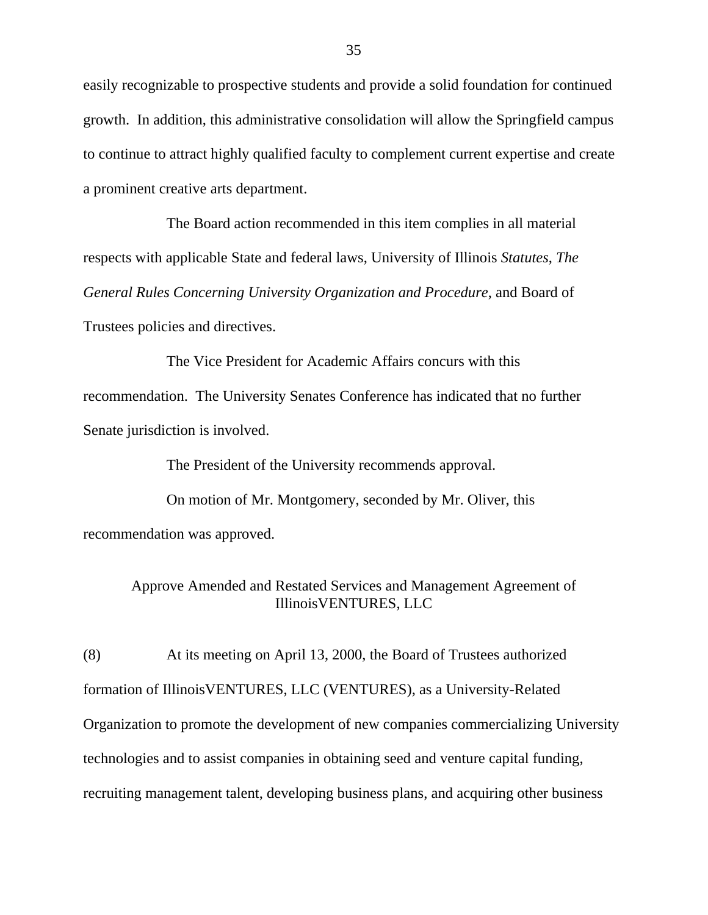easily recognizable to prospective students and provide a solid foundation for continued growth. In addition, this administrative consolidation will allow the Springfield campus to continue to attract highly qualified faculty to complement current expertise and create a prominent creative arts department.

The Board action recommended in this item complies in all material respects with applicable State and federal laws, University of Illinois *Statutes*, *The General Rules Concerning University Organization and Procedure*, and Board of Trustees policies and directives.

The Vice President for Academic Affairs concurs with this recommendation. The University Senates Conference has indicated that no further Senate jurisdiction is involved.

The President of the University recommends approval.

On motion of Mr. Montgomery, seconded by Mr. Oliver, this recommendation was approved.

## Approve Amended and Restated Services and Management Agreement of IllinoisVENTURES, LLC

(8) At its meeting on April 13, 2000, the Board of Trustees authorized formation of IllinoisVENTURES, LLC (VENTURES), as a University-Related Organization to promote the development of new companies commercializing University technologies and to assist companies in obtaining seed and venture capital funding, recruiting management talent, developing business plans, and acquiring other business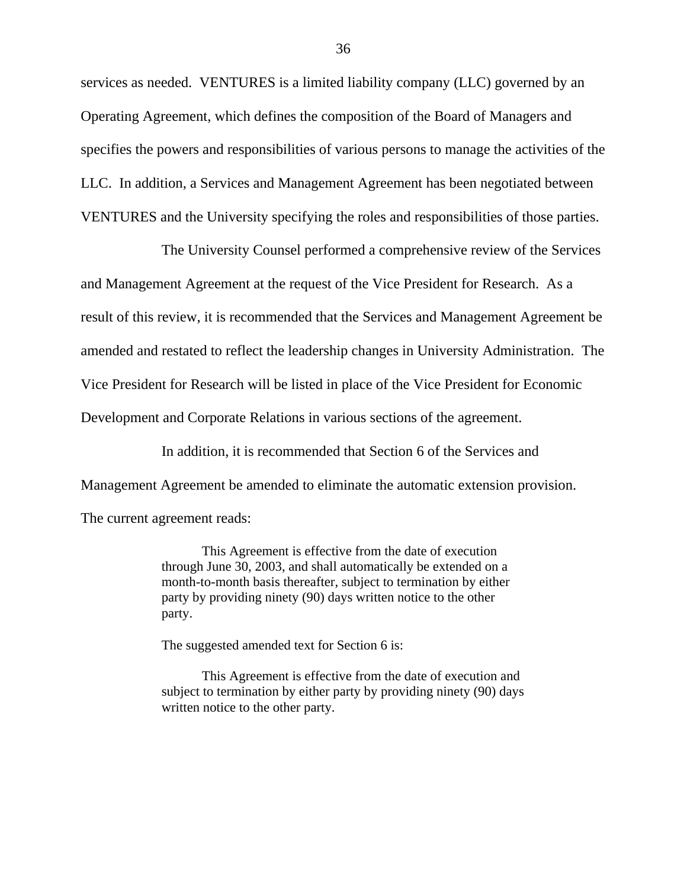services as needed. VENTURES is a limited liability company (LLC) governed by an Operating Agreement, which defines the composition of the Board of Managers and specifies the powers and responsibilities of various persons to manage the activities of the LLC. In addition, a Services and Management Agreement has been negotiated between VENTURES and the University specifying the roles and responsibilities of those parties.

The University Counsel performed a comprehensive review of the Services and Management Agreement at the request of the Vice President for Research. As a result of this review, it is recommended that the Services and Management Agreement be amended and restated to reflect the leadership changes in University Administration. The Vice President for Research will be listed in place of the Vice President for Economic Development and Corporate Relations in various sections of the agreement.

In addition, it is recommended that Section 6 of the Services and Management Agreement be amended to eliminate the automatic extension provision. The current agreement reads:

> This Agreement is effective from the date of execution through June 30, 2003, and shall automatically be extended on a month-to-month basis thereafter, subject to termination by either party by providing ninety (90) days written notice to the other party.

The suggested amended text for Section 6 is:

> This Agreement is effective from the date of execution and subject to termination by either party by providing ninety (90) days written notice to the other party.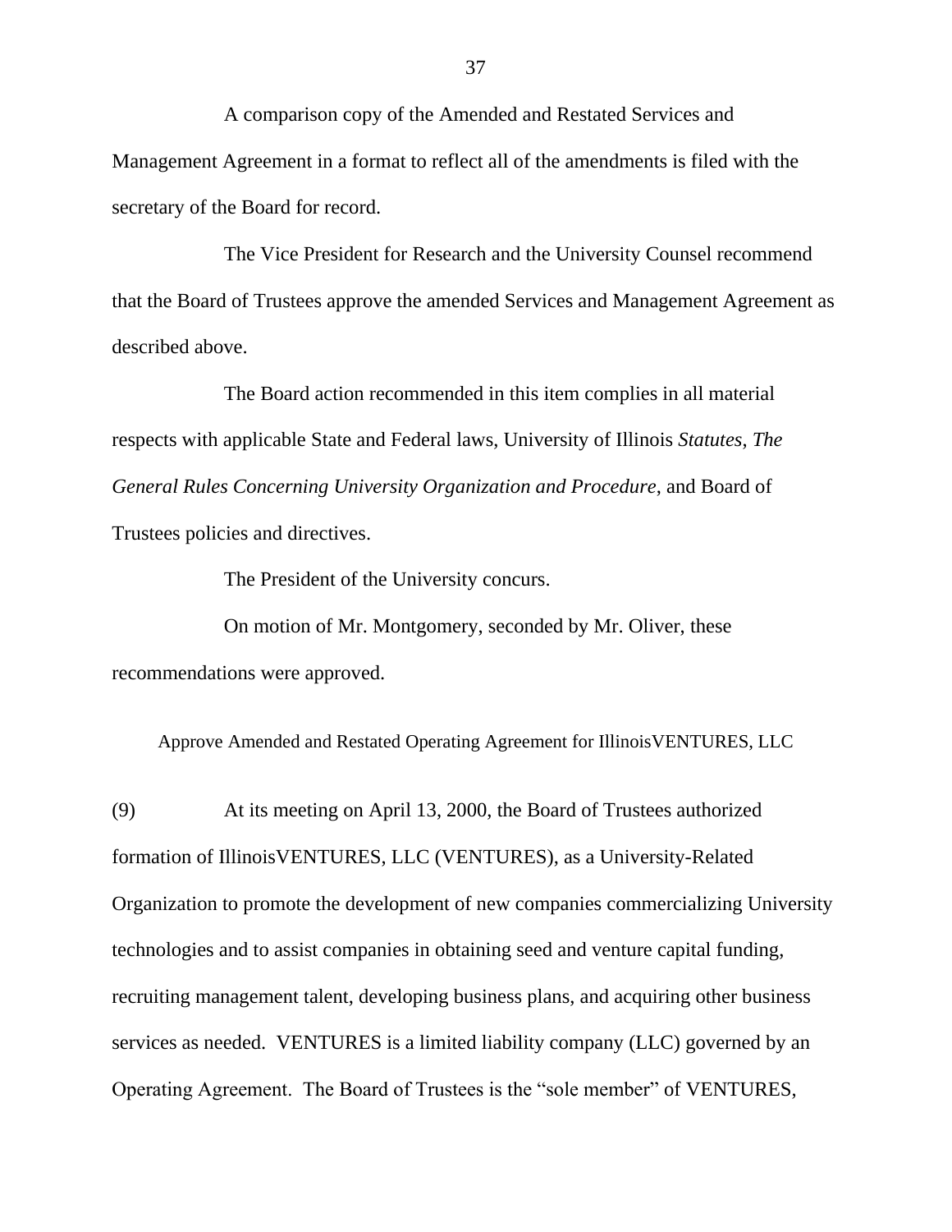A comparison copy of the Amended and Restated Services and Management Agreement in a format to reflect all of the amendments is filed with the secretary of the Board for record.

The Vice President for Research and the University Counsel recommend that the Board of Trustees approve the amended Services and Management Agreement as described above.

The Board action recommended in this item complies in all material respects with applicable State and Federal laws, University of Illinois *Statutes*, *The General Rules Concerning University Organization and Procedure*, and Board of Trustees policies and directives.

The President of the University concurs.

On motion of Mr. Montgomery, seconded by Mr. Oliver, these recommendations were approved.

### Approve Amended and Restated Operating Agreement for IllinoisVENTURES, LLC

(9) At its meeting on April 13, 2000, the Board of Trustees authorized formation of IllinoisVENTURES, LLC (VENTURES), as a University-Related Organization to promote the development of new companies commercializing University technologies and to assist companies in obtaining seed and venture capital funding, recruiting management talent, developing business plans, and acquiring other business services as needed. VENTURES is a limited liability company (LLC) governed by an Operating Agreement. The Board of Trustees is the "sole member" of VENTURES,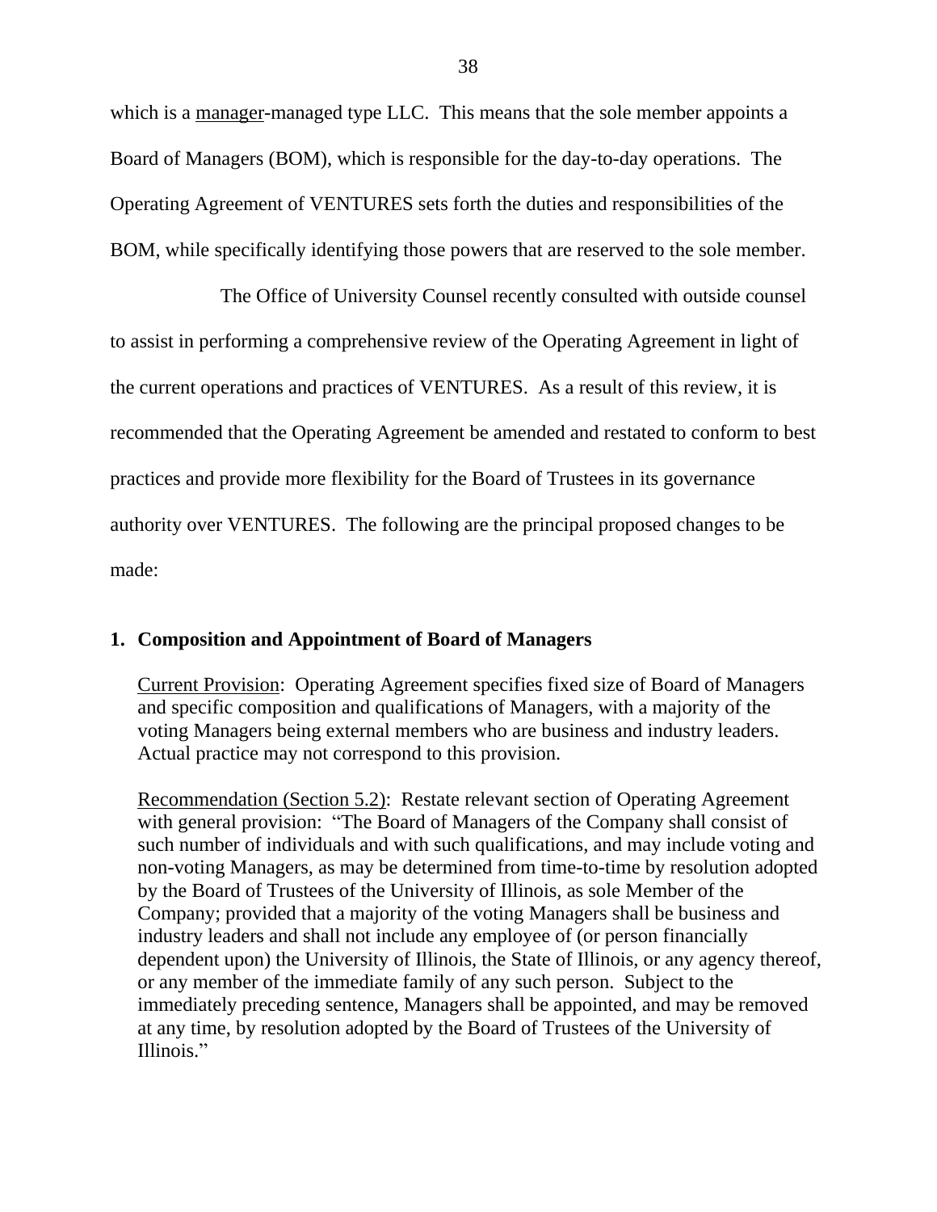which is a manager-managed type LLC. This means that the sole member appoints a Board of Managers (BOM), which is responsible for the day-to-day operations. The Operating Agreement of VENTURES sets forth the duties and responsibilities of the BOM, while specifically identifying those powers that are reserved to the sole member.

The Office of University Counsel recently consulted with outside counsel to assist in performing a comprehensive review of the Operating Agreement in light of the current operations and practices of VENTURES. As a result of this review, it is recommended that the Operating Agreement be amended and restated to conform to best practices and provide more flexibility for the Board of Trustees in its governance authority over VENTURES. The following are the principal proposed changes to be made:

**1. Composition and Appointment of Board of Managers**

Current Provision: Operating Agreement specifies fixed size of Board of Managers and specific composition and qualifications of Managers, with a majority of the voting Managers being external members who are business and industry leaders. Actual practice may not correspond to this provision.

Recommendation (Section 5.2): Restate relevant section of Operating Agreement with general provision: "The Board of Managers of the Company shall consist of such number of individuals and with such qualifications, and may include voting and non-voting Managers, as may be determined from time-to-time by resolution adopted by the Board of Trustees of the University of Illinois, as sole Member of the Company; provided that a majority of the voting Managers shall be business and industry leaders and shall not include any employee of (or person financially dependent upon) the University of Illinois, the State of Illinois, or any agency thereof, or any member of the immediate family of any such person. Subject to the immediately preceding sentence, Managers shall be appointed, and may be removed at any time, by resolution adopted by the Board of Trustees of the University of Illinois."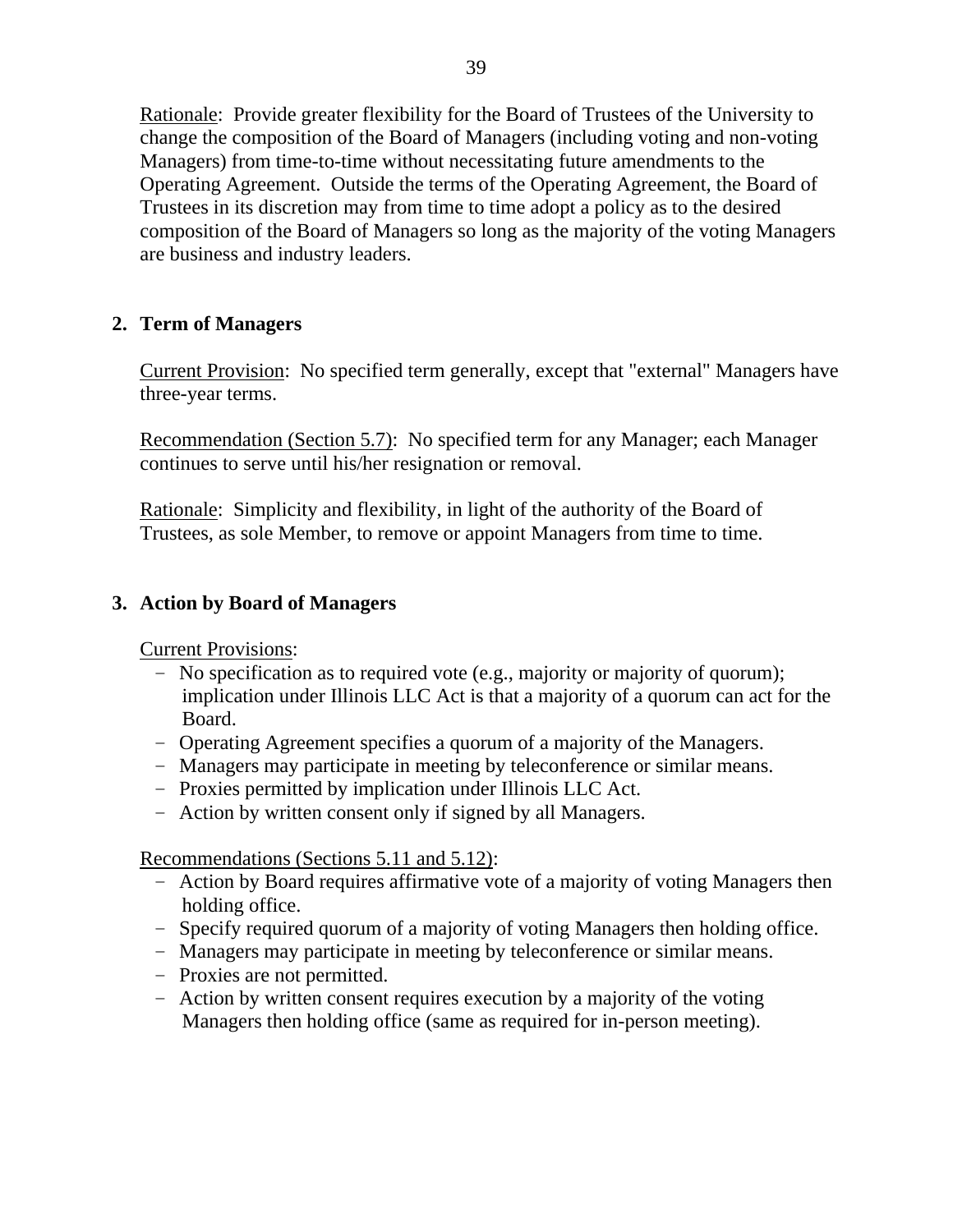<u>Rationale</u>: Provide greater flexibility for the Board of Trustees of the University to change the composition of the Board of Managers (including voting and non-voting Managers) from time-to-time without necessitating future amendments to the Operating Agreement. Outside the terms of the Operating Agreement, the Board of Trustees in its discretion may from time to time adopt a policy as to the desired composition of the Board of Managers so long as the majority of the voting Managers are business and industry leaders.

**2. Term of Managers**

<u>Current Provision</u>: No specified term generally, except that "external" Managers have three-year terms.

<u>Recommendation (Section 5.7)</u>: No specified term for any Manager; each Manager continues to serve until his/her resignation or removal.

<u>Rationale</u>: Simplicity and flexibility, in light of the authority of the Board of Trustees, as sole Member, to remove or appoint Managers from time to time.

**3. Action by Board of Managers**

<u>Current Provisions</u>:

- No specification as to required vote (e.g., majority or majority of quorum); implication under Illinois LLC Act is that a majority of a quorum can act for the Board.
- Operating Agreement specifies a quorum of a majority of the Managers.
- Managers may participate in meeting by teleconference or similar means.
- Proxies permitted by implication under Illinois LLC Act.
- Action by written consent only if signed by all Managers.

<u>Recommendations (Sections 5.11 and 5.12)</u>:

- Action by Board requires affirmative vote of a majority of voting Managers then holding office.
- Specify required quorum of a majority of voting Managers then holding office.
- Managers may participate in meeting by teleconference or similar means.
- Proxies are not permitted.
- Action by written consent requires execution by a majority of the voting Managers then holding office (same as required for in-person meeting).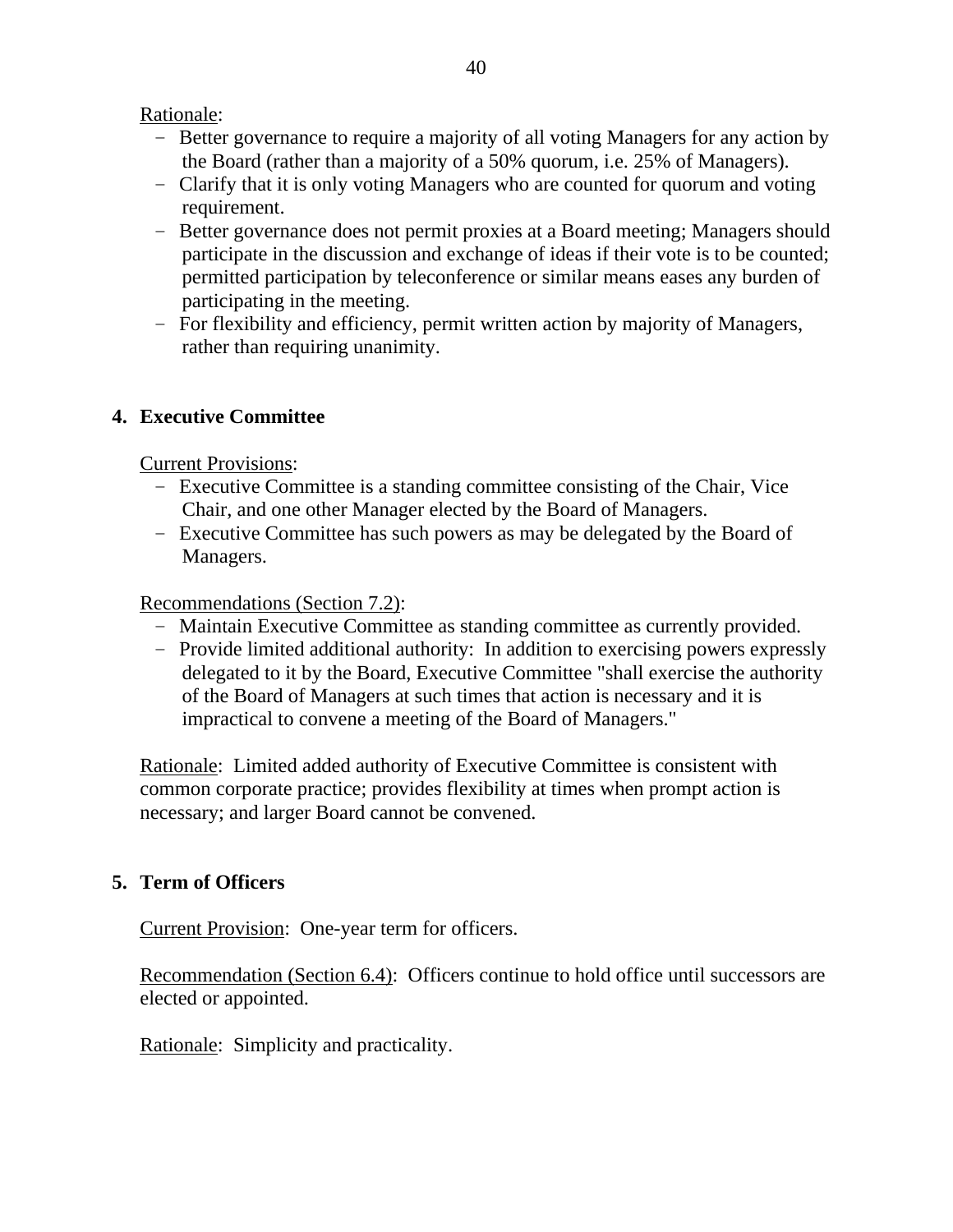Rationale:

- Better governance to require a majority of all voting Managers for any action by the Board (rather than a majority of a 50% quorum, i.e. 25% of Managers).
- Clarify that it is only voting Managers who are counted for quorum and voting requirement.
- Better governance does not permit proxies at a Board meeting; Managers should participate in the discussion and exchange of ideas if their vote is to be counted; permitted participation by teleconference or similar means eases any burden of participating in the meeting.
- For flexibility and efficiency, permit written action by majority of Managers, rather than requiring unanimity.

## 4. Executive Committee

Current Provisions:

- Executive Committee is a standing committee consisting of the Chair, Vice Chair, and one other Manager elected by the Board of Managers.
- Executive Committee has such powers as may be delegated by the Board of Managers.

Recommendations (Section 7.2):

- Maintain Executive Committee as standing committee as currently provided.
- Provide limited additional authority: In addition to exercising powers expressly delegated to it by the Board, Executive Committee "shall exercise the authority of the Board of Managers at such times that action is necessary and it is impractical to convene a meeting of the Board of Managers."

Rationale: Limited added authority of Executive Committee is consistent with common corporate practice; provides flexibility at times when prompt action is necessary; and larger Board cannot be convened.

## 5. Term of Officers

Current Provision: One-year term for officers.

Recommendation (Section 6.4): Officers continue to hold office until successors are elected or appointed.

Rationale: Simplicity and practicality.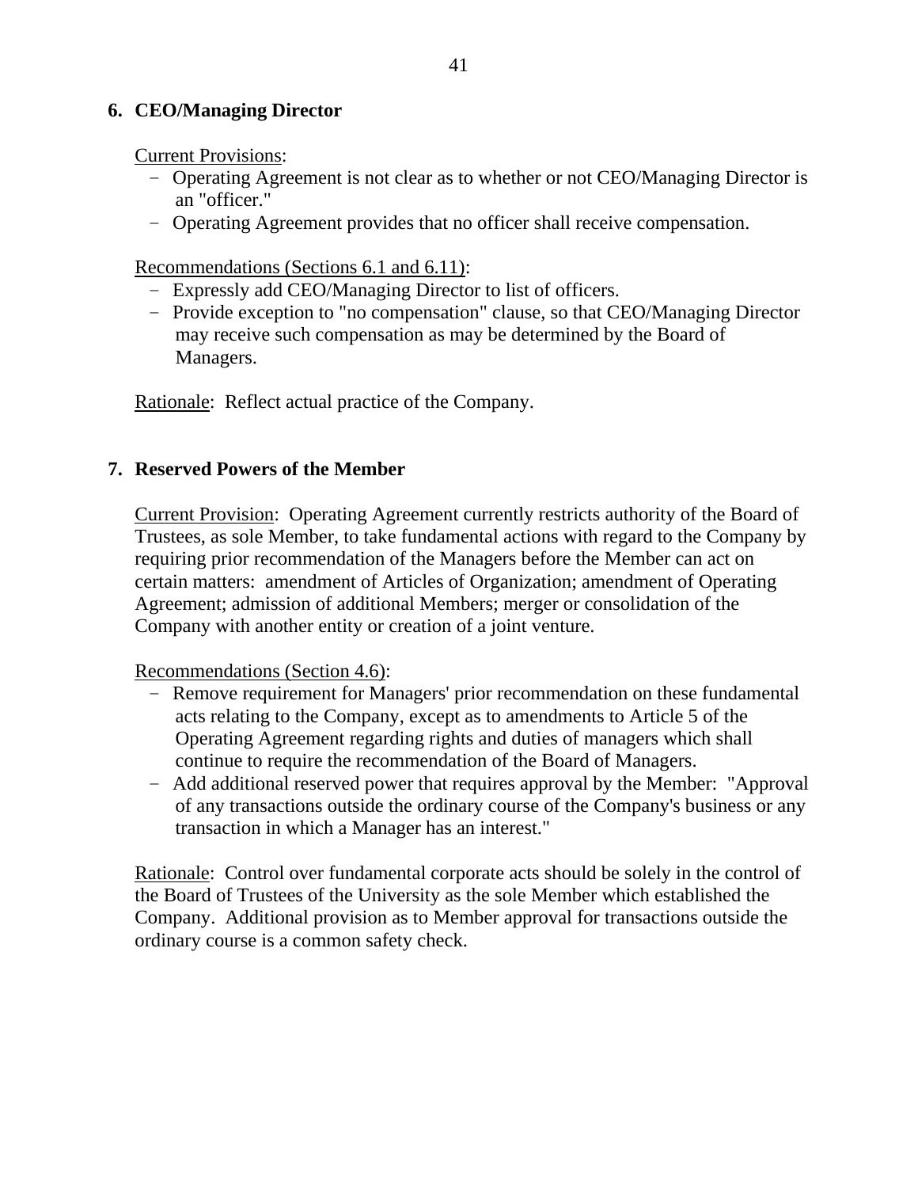## 6. CEO/Managing Director

Current Provisions:

- Operating Agreement is not clear as to whether or not CEO/Managing Director is an "officer."
- Operating Agreement provides that no officer shall receive compensation.

Recommendations (Sections 6.1 and 6.11):

- Expressly add CEO/Managing Director to list of officers.
- Provide exception to "no compensation" clause, so that CEO/Managing Director may receive such compensation as may be determined by the Board of Managers.

Rationale: Reflect actual practice of the Company.

## 7. Reserved Powers of the Member

Current Provision: Operating Agreement currently restricts authority of the Board of Trustees, as sole Member, to take fundamental actions with regard to the Company by requiring prior recommendation of the Managers before the Member can act on certain matters: amendment of Articles of Organization; amendment of Operating Agreement; admission of additional Members; merger or consolidation of the Company with another entity or creation of a joint venture.

Recommendations (Section 4.6):

- Remove requirement for Managers' prior recommendation on these fundamental acts relating to the Company, except as to amendments to Article 5 of the Operating Agreement regarding rights and duties of managers which shall continue to require the recommendation of the Board of Managers.
- Add additional reserved power that requires approval by the Member: "Approval of any transactions outside the ordinary course of the Company's business or any transaction in which a Manager has an interest."

Rationale: Control over fundamental corporate acts should be solely in the control of the Board of Trustees of the University as the sole Member which established the Company. Additional provision as to Member approval for transactions outside the ordinary course is a common safety check.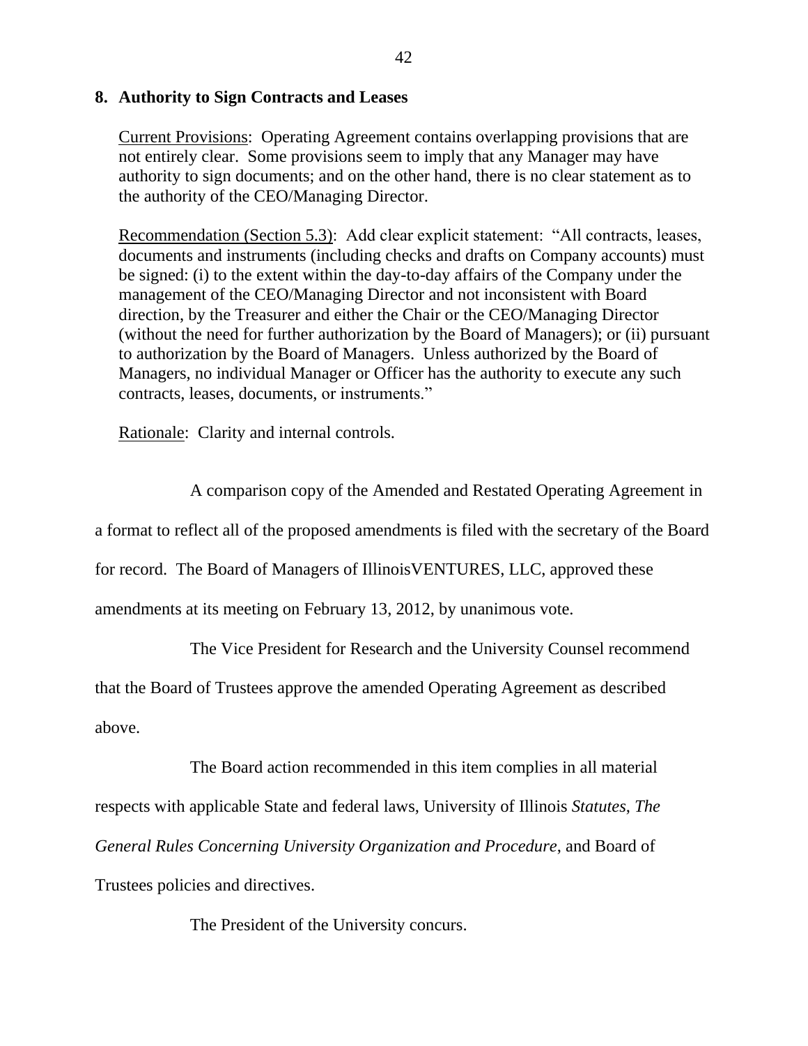**8. Authority to Sign Contracts and Leases**

<u>Current Provisions</u>: Operating Agreement contains overlapping provisions that are not entirely clear. Some provisions seem to imply that any Manager may have authority to sign documents; and on the other hand, there is no clear statement as to the authority of the CEO/Managing Director.

<u>Recommendation (Section 5.3)</u>: Add clear explicit statement: "All contracts, leases, documents and instruments (including checks and drafts on Company accounts) must be signed: (i) to the extent within the day-to-day affairs of the Company under the management of the CEO/Managing Director and not inconsistent with Board direction, by the Treasurer and either the Chair or the CEO/Managing Director (without the need for further authorization by the Board of Managers); or (ii) pursuant to authorization by the Board of Managers. Unless authorized by the Board of Managers, no individual Manager or Officer has the authority to execute any such contracts, leases, documents, or instruments."

<u>Rationale</u>: Clarity and internal controls.

A comparison copy of the Amended and Restated Operating Agreement in a format to reflect all of the proposed amendments is filed with the secretary of the Board for record. The Board of Managers of IllinoisVENTURES, LLC, approved these amendments at its meeting on February 13, 2012, by unanimous vote.

The Vice President for Research and the University Counsel recommend that the Board of Trustees approve the amended Operating Agreement as described above.

The Board action recommended in this item complies in all material respects with applicable State and federal laws, University of Illinois *Statutes*, *The General Rules Concerning University Organization and Procedure*, and Board of Trustees policies and directives.

The President of the University concurs.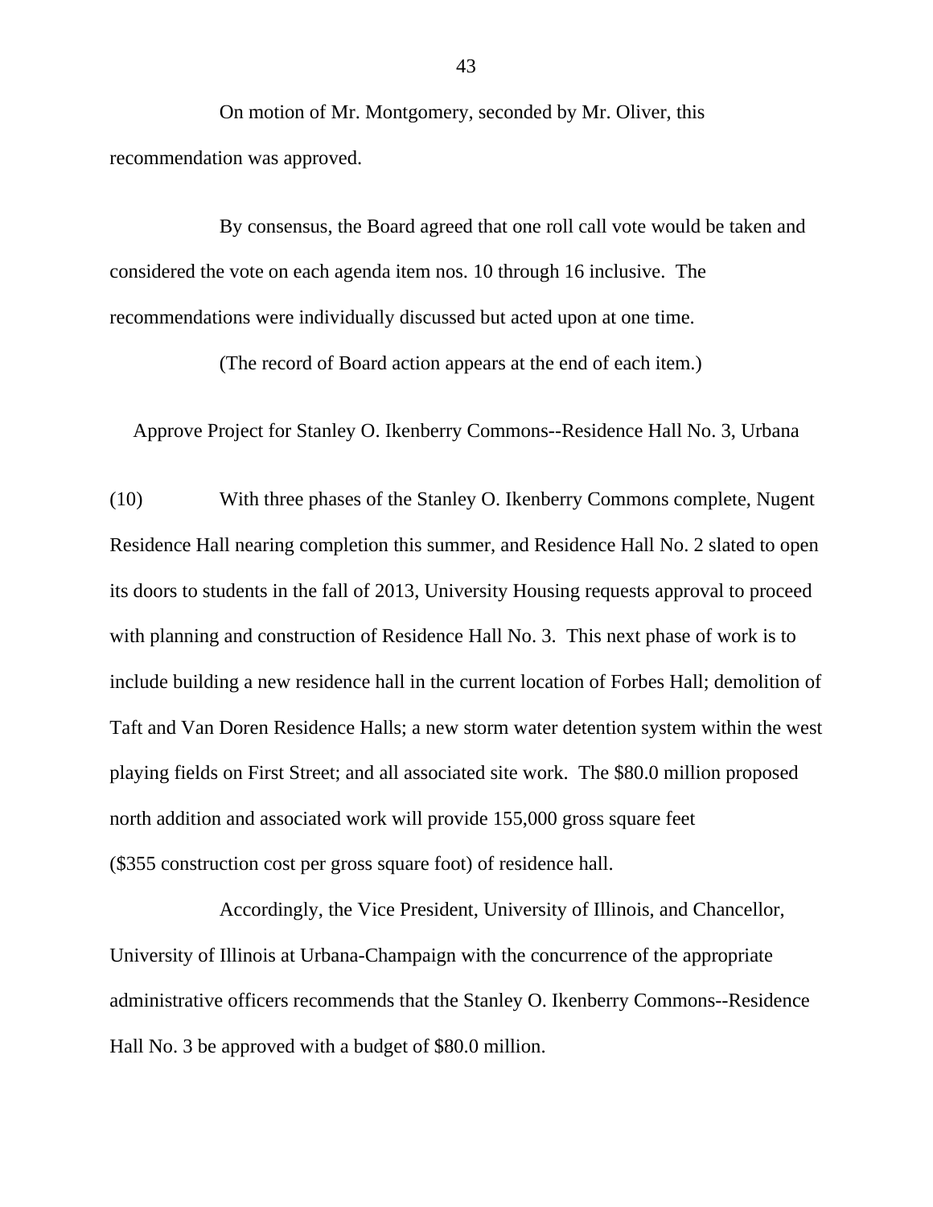On motion of Mr. Montgomery, seconded by Mr. Oliver, this recommendation was approved.

By consensus, the Board agreed that one roll call vote would be taken and considered the vote on each agenda item nos. 10 through 16 inclusive. The recommendations were individually discussed but acted upon at one time.

(The record of Board action appears at the end of each item.)

## Approve Project for Stanley O. Ikenberry Commons--Residence Hall No. 3, Urbana

(10) With three phases of the Stanley O. Ikenberry Commons complete, Nugent Residence Hall nearing completion this summer, and Residence Hall No. 2 slated to open its doors to students in the fall of 2013, University Housing requests approval to proceed with planning and construction of Residence Hall No. 3. This next phase of work is to include building a new residence hall in the current location of Forbes Hall; demolition of Taft and Van Doren Residence Halls; a new storm water detention system within the west playing fields on First Street; and all associated site work. The $80.0 million proposed north addition and associated work will provide 155,000 gross square feet ($355 construction cost per gross square foot) of residence hall.

Accordingly, the Vice President, University of Illinois, and Chancellor, University of Illinois at Urbana-Champaign with the concurrence of the appropriate administrative officers recommends that the Stanley O. Ikenberry Commons--Residence Hall No. 3 be approved with a budget of $80.0 million.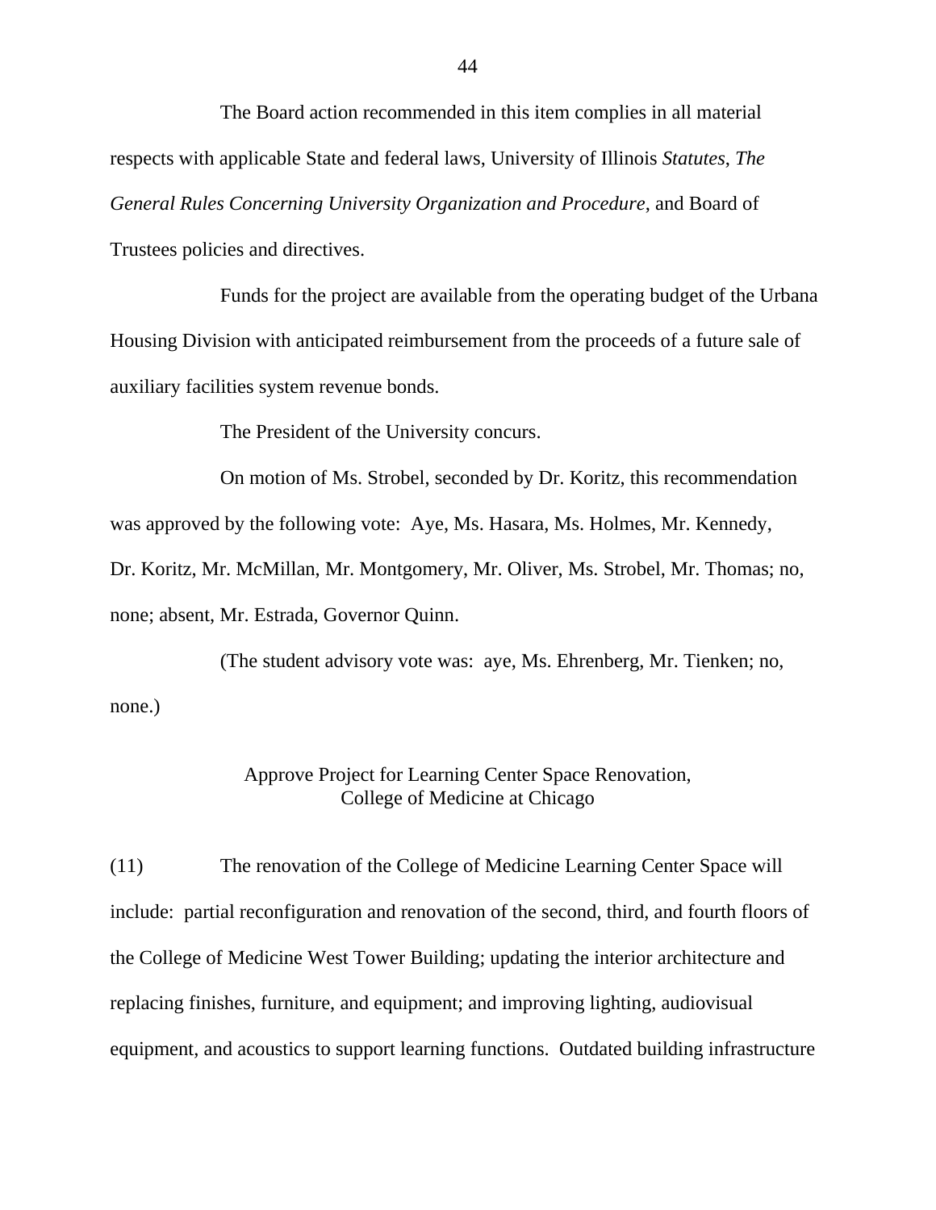The Board action recommended in this item complies in all material respects with applicable State and federal laws, University of Illinois *Statutes*, *The General Rules Concerning University Organization and Procedure*, and Board of Trustees policies and directives.

Funds for the project are available from the operating budget of the Urbana Housing Division with anticipated reimbursement from the proceeds of a future sale of auxiliary facilities system revenue bonds.

The President of the University concurs.

On motion of Ms. Strobel, seconded by Dr. Koritz, this recommendation was approved by the following vote: Aye, Ms. Hasara, Ms. Holmes, Mr. Kennedy, Dr. Koritz, Mr. McMillan, Mr. Montgomery, Mr. Oliver, Ms. Strobel, Mr. Thomas; no, none; absent, Mr. Estrada, Governor Quinn.

(The student advisory vote was: aye, Ms. Ehrenberg, Mr. Tienken; no, none.)

Approve Project for Learning Center Space Renovation, College of Medicine at Chicago

(11) The renovation of the College of Medicine Learning Center Space will include: partial reconfiguration and renovation of the second, third, and fourth floors of the College of Medicine West Tower Building; updating the interior architecture and replacing finishes, furniture, and equipment; and improving lighting, audiovisual equipment, and acoustics to support learning functions. Outdated building infrastructure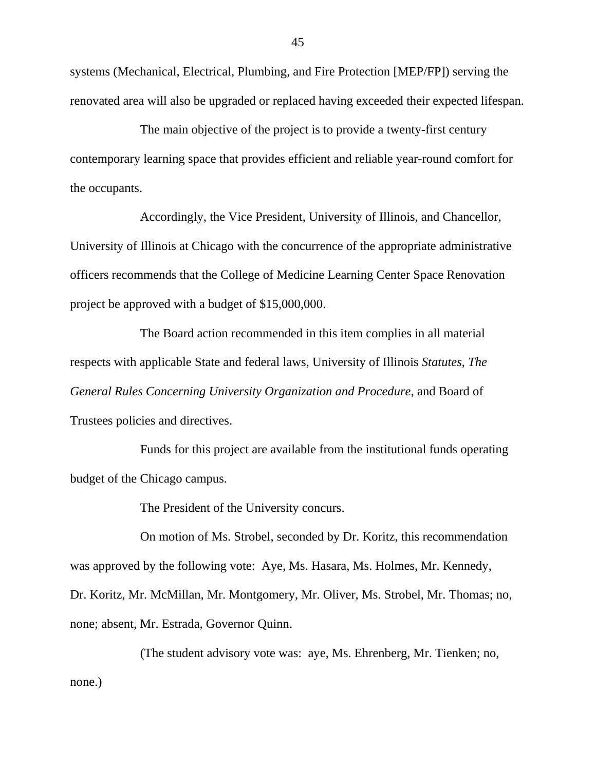systems (Mechanical, Electrical, Plumbing, and Fire Protection [MEP/FP]) serving the renovated area will also be upgraded or replaced having exceeded their expected lifespan.

The main objective of the project is to provide a twenty-first century contemporary learning space that provides efficient and reliable year-round comfort for the occupants.

Accordingly, the Vice President, University of Illinois, and Chancellor, University of Illinois at Chicago with the concurrence of the appropriate administrative officers recommends that the College of Medicine Learning Center Space Renovation project be approved with a budget of $15,000,000.

The Board action recommended in this item complies in all material respects with applicable State and federal laws, University of Illinois *Statutes*, *The General Rules Concerning University Organization and Procedure*, and Board of Trustees policies and directives.

Funds for this project are available from the institutional funds operating budget of the Chicago campus.

The President of the University concurs.

On motion of Ms. Strobel, seconded by Dr. Koritz, this recommendation was approved by the following vote: Aye, Ms. Hasara, Ms. Holmes, Mr. Kennedy, Dr. Koritz, Mr. McMillan, Mr. Montgomery, Mr. Oliver, Ms. Strobel, Mr. Thomas; no, none; absent, Mr. Estrada, Governor Quinn.

(The student advisory vote was: aye, Ms. Ehrenberg, Mr. Tienken; no, none.)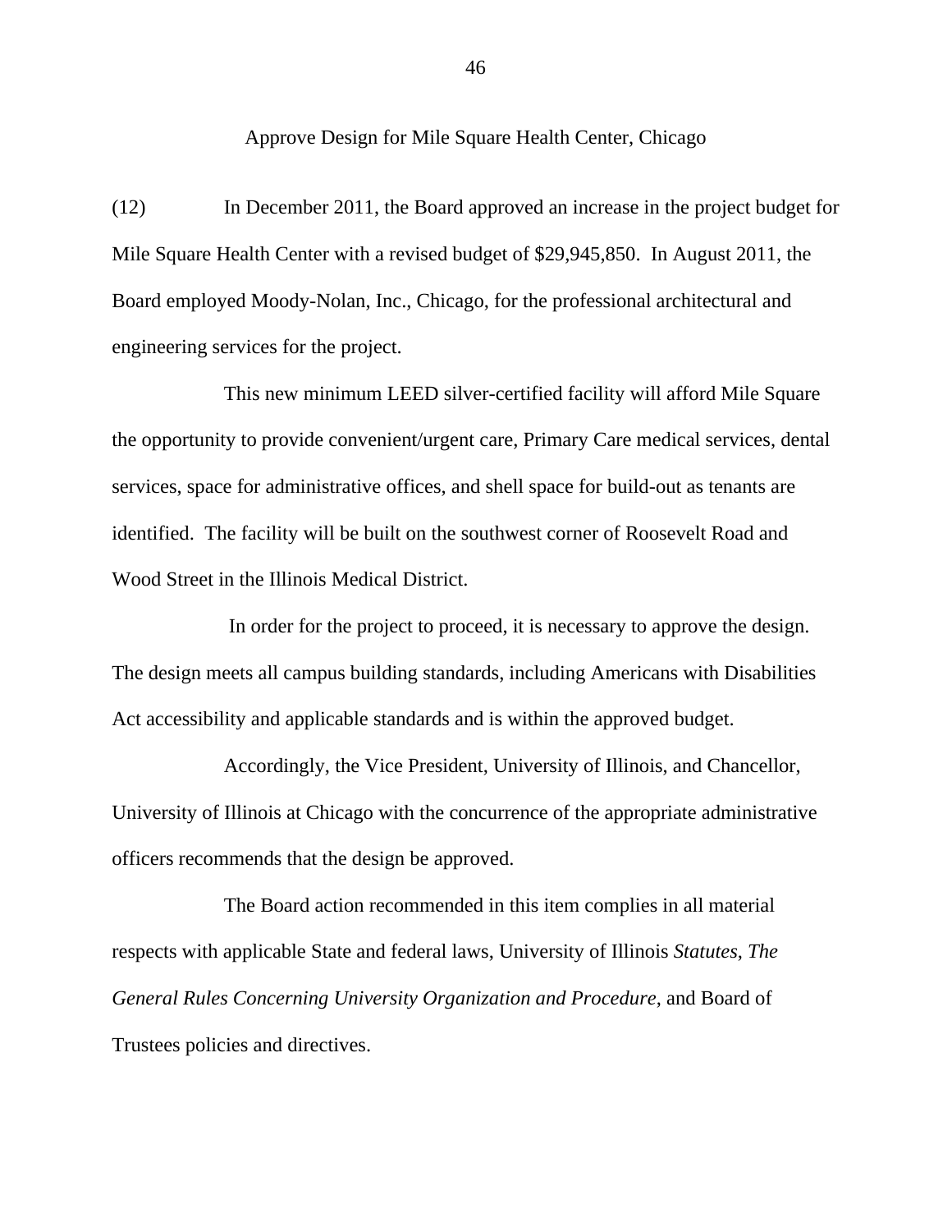## Approve Design for Mile Square Health Center, Chicago

(12) In December 2011, the Board approved an increase in the project budget for Mile Square Health Center with a revised budget of $29,945,850. In August 2011, the Board employed Moody-Nolan, Inc., Chicago, for the professional architectural and engineering services for the project.

This new minimum LEED silver-certified facility will afford Mile Square the opportunity to provide convenient/urgent care, Primary Care medical services, dental services, space for administrative offices, and shell space for build-out as tenants are identified. The facility will be built on the southwest corner of Roosevelt Road and Wood Street in the Illinois Medical District.

In order for the project to proceed, it is necessary to approve the design. The design meets all campus building standards, including Americans with Disabilities Act accessibility and applicable standards and is within the approved budget.

Accordingly, the Vice President, University of Illinois, and Chancellor, University of Illinois at Chicago with the concurrence of the appropriate administrative officers recommends that the design be approved.

The Board action recommended in this item complies in all material respects with applicable State and federal laws, University of Illinois *Statutes*, *The General Rules Concerning University Organization and Procedure*, and Board of Trustees policies and directives.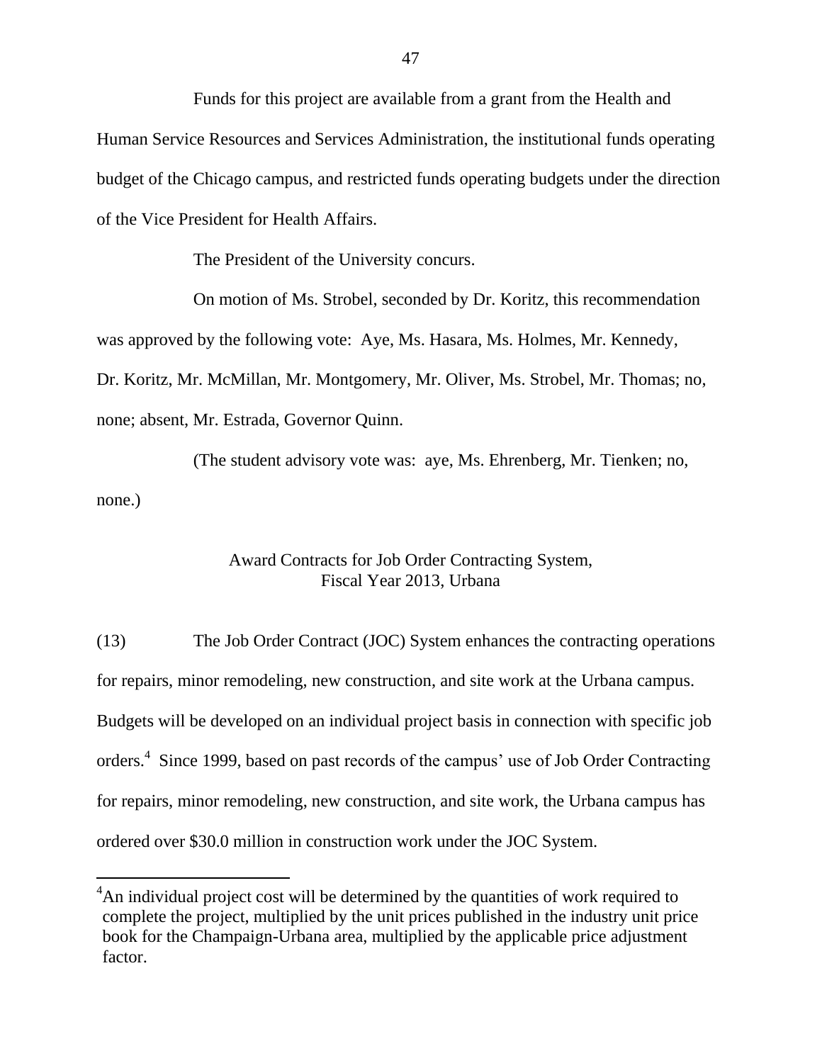Funds for this project are available from a grant from the Health and Human Service Resources and Services Administration, the institutional funds operating budget of the Chicago campus, and restricted funds operating budgets under the direction of the Vice President for Health Affairs.

The President of the University concurs.

On motion of Ms. Strobel, seconded by Dr. Koritz, this recommendation was approved by the following vote: Aye, Ms. Hasara, Ms. Holmes, Mr. Kennedy, Dr. Koritz, Mr. McMillan, Mr. Montgomery, Mr. Oliver, Ms. Strobel, Mr. Thomas; no, none; absent, Mr. Estrada, Governor Quinn.

(The student advisory vote was: aye, Ms. Ehrenberg, Mr. Tienken; no, none.)

## Award Contracts for Job Order Contracting System, Fiscal Year 2013, Urbana

(13) The Job Order Contract (JOC) System enhances the contracting operations for repairs, minor remodeling, new construction, and site work at the Urbana campus. Budgets will be developed on an individual project basis in connection with specific job orders.[4] Since 1999, based on past records of the campus' use of Job Order Contracting for repairs, minor remodeling, new construction, and site work, the Urbana campus has ordered over $30.0 million in construction work under the JOC System.

---

[4] An individual project cost will be determined by the quantities of work required to complete the project, multiplied by the unit prices published in the industry unit price book for the Champaign-Urbana area, multiplied by the applicable price adjustment factor.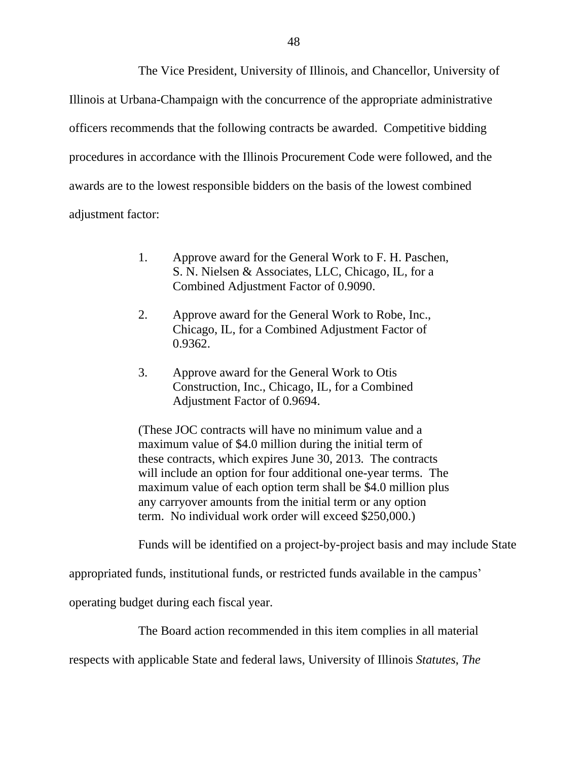The Vice President, University of Illinois, and Chancellor, University of Illinois at Urbana-Champaign with the concurrence of the appropriate administrative officers recommends that the following contracts be awarded. Competitive bidding procedures in accordance with the Illinois Procurement Code were followed, and the awards are to the lowest responsible bidders on the basis of the lowest combined adjustment factor:

1. Approve award for the General Work to F. H. Paschen, S. N. Nielsen & Associates, LLC, Chicago, IL, for a Combined Adjustment Factor of 0.9090.

2. Approve award for the General Work to Robe, Inc., Chicago, IL, for a Combined Adjustment Factor of 0.9362.

3. Approve award for the General Work to Otis Construction, Inc., Chicago, IL, for a Combined Adjustment Factor of 0.9694.

(These JOC contracts will have no minimum value and a maximum value of $4.0 million during the initial term of these contracts, which expires June 30, 2013. The contracts will include an option for four additional one-year terms. The maximum value of each option term shall be $4.0 million plus any carryover amounts from the initial term or any option term. No individual work order will exceed $250,000.)

Funds will be identified on a project-by-project basis and may include State appropriated funds, institutional funds, or restricted funds available in the campus' operating budget during each fiscal year.

The Board action recommended in this item complies in all material respects with applicable State and federal laws, University of Illinois *Statutes*, *The*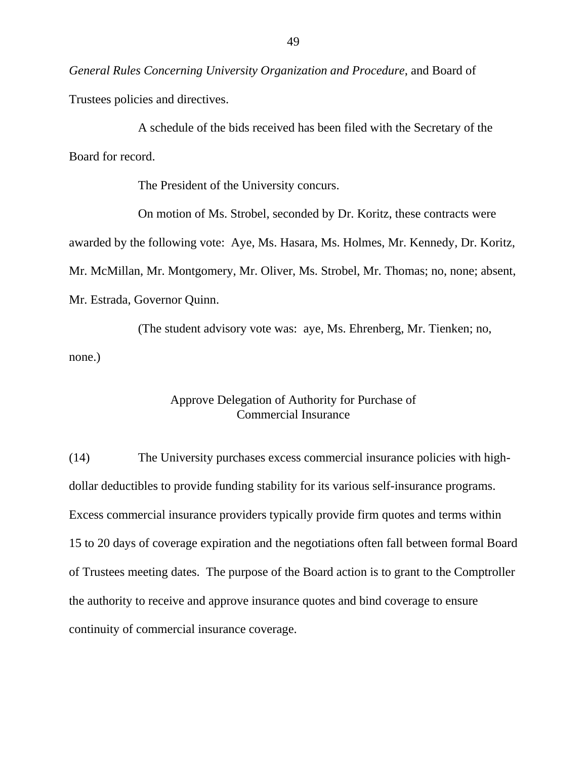*General Rules Concerning University Organization and Procedure*, and Board of Trustees policies and directives.

A schedule of the bids received has been filed with the Secretary of the Board for record.

The President of the University concurs.

On motion of Ms. Strobel, seconded by Dr. Koritz, these contracts were awarded by the following vote: Aye, Ms. Hasara, Ms. Holmes, Mr. Kennedy, Dr. Koritz, Mr. McMillan, Mr. Montgomery, Mr. Oliver, Ms. Strobel, Mr. Thomas; no, none; absent, Mr. Estrada, Governor Quinn.

(The student advisory vote was: aye, Ms. Ehrenberg, Mr. Tienken; no, none.)

### Approve Delegation of Authority for Purchase of Commercial Insurance

(14) The University purchases excess commercial insurance policies with high-dollar deductibles to provide funding stability for its various self-insurance programs. Excess commercial insurance providers typically provide firm quotes and terms within 15 to 20 days of coverage expiration and the negotiations often fall between formal Board of Trustees meeting dates. The purpose of the Board action is to grant to the Comptroller the authority to receive and approve insurance quotes and bind coverage to ensure continuity of commercial insurance coverage.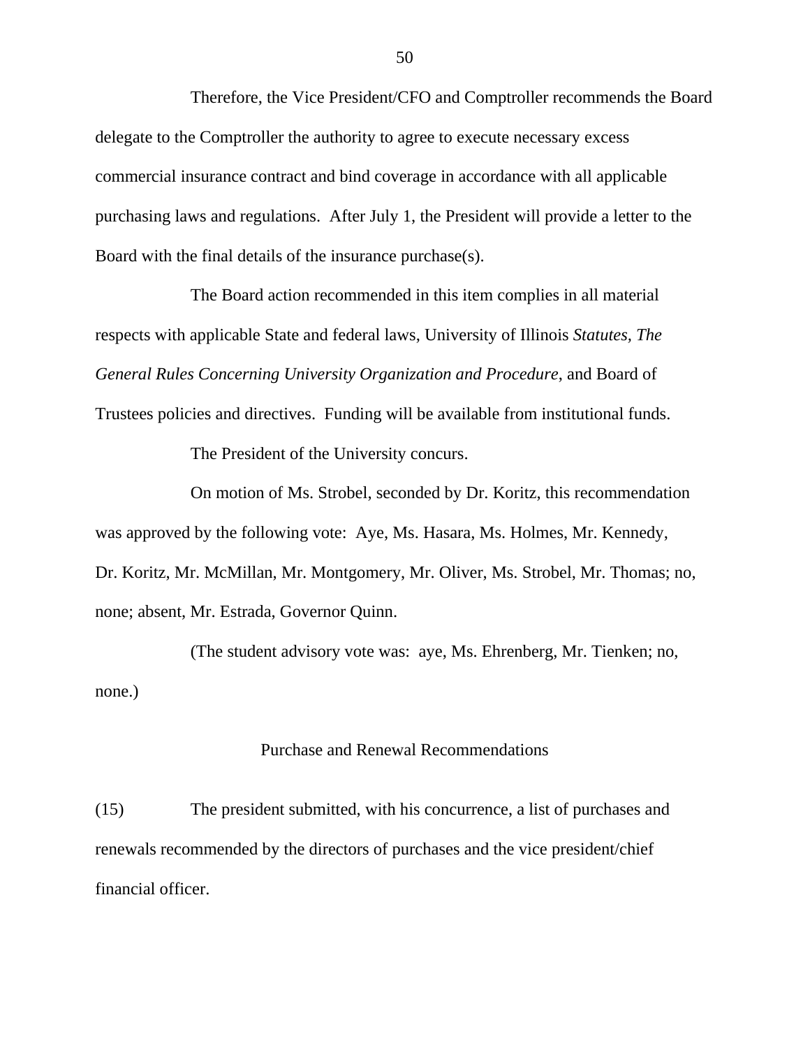Therefore, the Vice President/CFO and Comptroller recommends the Board delegate to the Comptroller the authority to agree to execute necessary excess commercial insurance contract and bind coverage in accordance with all applicable purchasing laws and regulations. After July 1, the President will provide a letter to the Board with the final details of the insurance purchase(s).

The Board action recommended in this item complies in all material respects with applicable State and federal laws, University of Illinois *Statutes*, *The General Rules Concerning University Organization and Procedure*, and Board of Trustees policies and directives. Funding will be available from institutional funds.

The President of the University concurs.

On motion of Ms. Strobel, seconded by Dr. Koritz, this recommendation was approved by the following vote: Aye, Ms. Hasara, Ms. Holmes, Mr. Kennedy, Dr. Koritz, Mr. McMillan, Mr. Montgomery, Mr. Oliver, Ms. Strobel, Mr. Thomas; no, none; absent, Mr. Estrada, Governor Quinn.

(The student advisory vote was: aye, Ms. Ehrenberg, Mr. Tienken; no, none.)

## Purchase and Renewal Recommendations

(15) The president submitted, with his concurrence, a list of purchases and renewals recommended by the directors of purchases and the vice president/chief financial officer.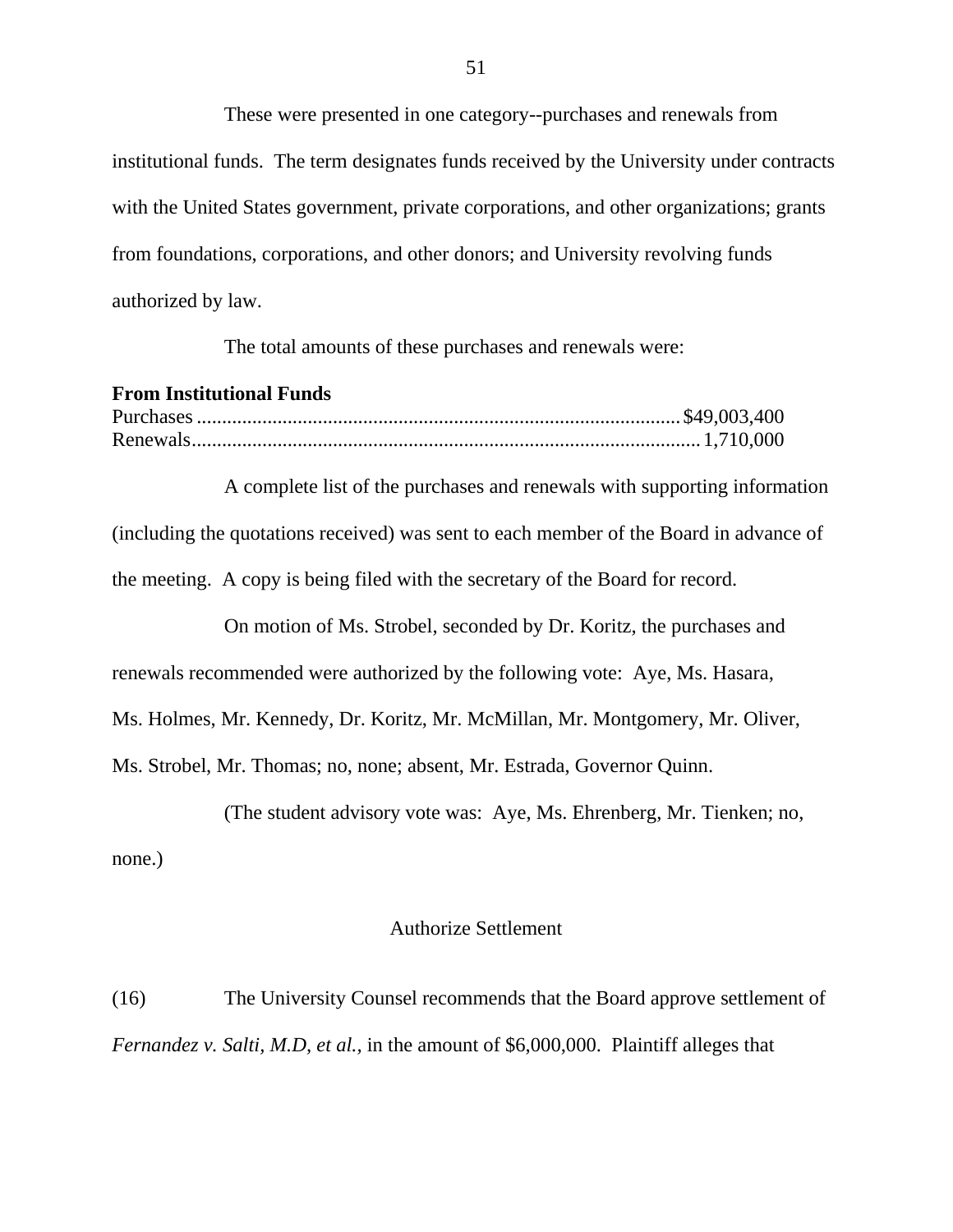These were presented in one category--purchases and renewals from institutional funds. The term designates funds received by the University under contracts with the United States government, private corporations, and other organizations; grants from foundations, corporations, and other donors; and University revolving funds authorized by law.

The total amounts of these purchases and renewals were:

**From Institutional Funds**

| | |
|---|---|
| Purchases | $49,003,400 |
| Renewals | 1,710,000 |

A complete list of the purchases and renewals with supporting information (including the quotations received) was sent to each member of the Board in advance of the meeting. A copy is being filed with the secretary of the Board for record.

On motion of Ms. Strobel, seconded by Dr. Koritz, the purchases and renewals recommended were authorized by the following vote: Aye, Ms. Hasara, Ms. Holmes, Mr. Kennedy, Dr. Koritz, Mr. McMillan, Mr. Montgomery, Mr. Oliver, Ms. Strobel, Mr. Thomas; no, none; absent, Mr. Estrada, Governor Quinn.

(The student advisory vote was: Aye, Ms. Ehrenberg, Mr. Tienken; no, none.)

## Authorize Settlement

(16) The University Counsel recommends that the Board approve settlement of *Fernandez v. Salti, M.D, et al.*, in the amount of $6,000,000. Plaintiff alleges that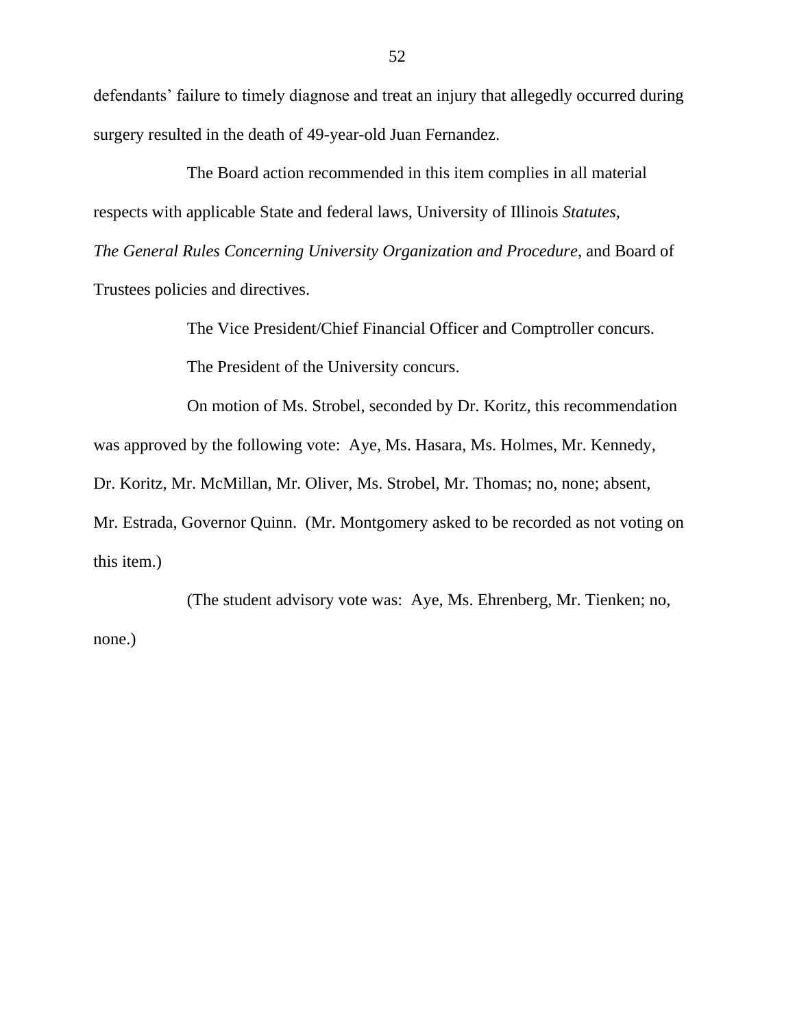defendants' failure to timely diagnose and treat an injury that allegedly occurred during surgery resulted in the death of 49-year-old Juan Fernandez.

The Board action recommended in this item complies in all material respects with applicable State and federal laws, University of Illinois *Statutes*, *The General Rules Concerning University Organization and Procedure*, and Board of Trustees policies and directives.

The Vice President/Chief Financial Officer and Comptroller concurs.

The President of the University concurs.

On motion of Ms. Strobel, seconded by Dr. Koritz, this recommendation was approved by the following vote: Aye, Ms. Hasara, Ms. Holmes, Mr. Kennedy, Dr. Koritz, Mr. McMillan, Mr. Oliver, Ms. Strobel, Mr. Thomas; no, none; absent, Mr. Estrada, Governor Quinn. (Mr. Montgomery asked to be recorded as not voting on this item.)

(The student advisory vote was: Aye, Ms. Ehrenberg, Mr. Tienken; no, none.)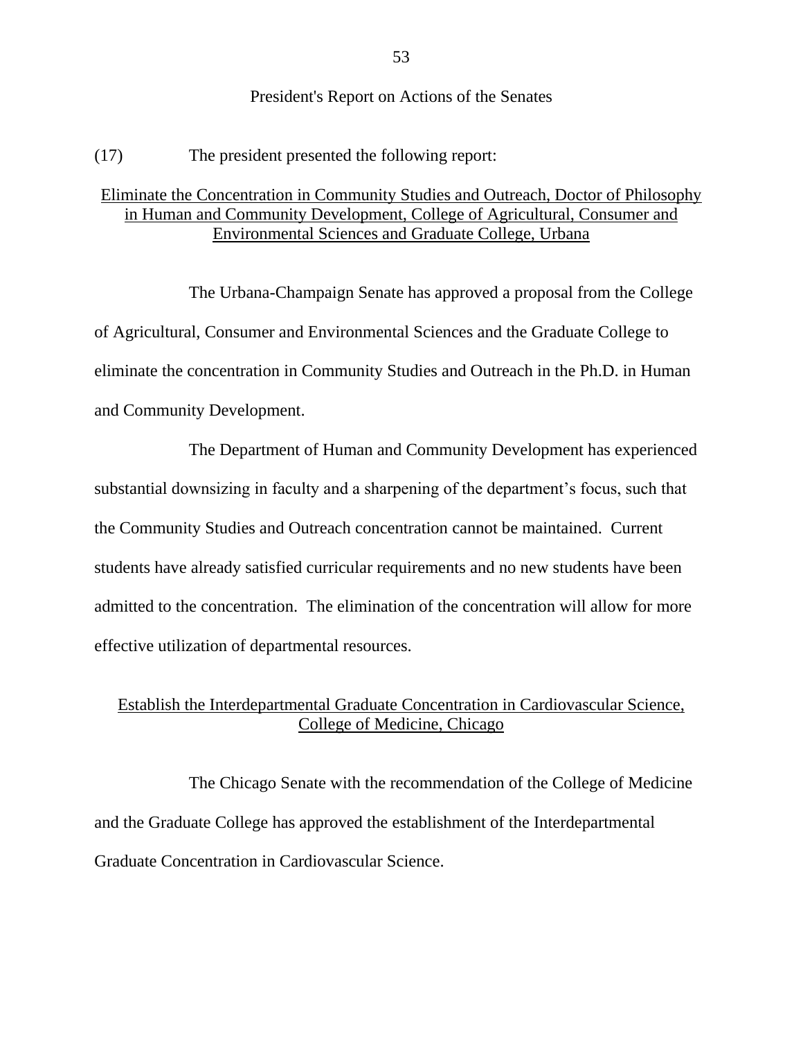President's Report on Actions of the Senates

(17) The president presented the following report:

<u>Eliminate the Concentration in Community Studies and Outreach, Doctor of Philosophy in Human and Community Development, College of Agricultural, Consumer and Environmental Sciences and Graduate College, Urbana</u>

The Urbana-Champaign Senate has approved a proposal from the College of Agricultural, Consumer and Environmental Sciences and the Graduate College to eliminate the concentration in Community Studies and Outreach in the Ph.D. in Human and Community Development.

The Department of Human and Community Development has experienced substantial downsizing in faculty and a sharpening of the department's focus, such that the Community Studies and Outreach concentration cannot be maintained. Current students have already satisfied curricular requirements and no new students have been admitted to the concentration. The elimination of the concentration will allow for more effective utilization of departmental resources.

<u>Establish the Interdepartmental Graduate Concentration in Cardiovascular Science, College of Medicine, Chicago</u>

The Chicago Senate with the recommendation of the College of Medicine and the Graduate College has approved the establishment of the Interdepartmental Graduate Concentration in Cardiovascular Science.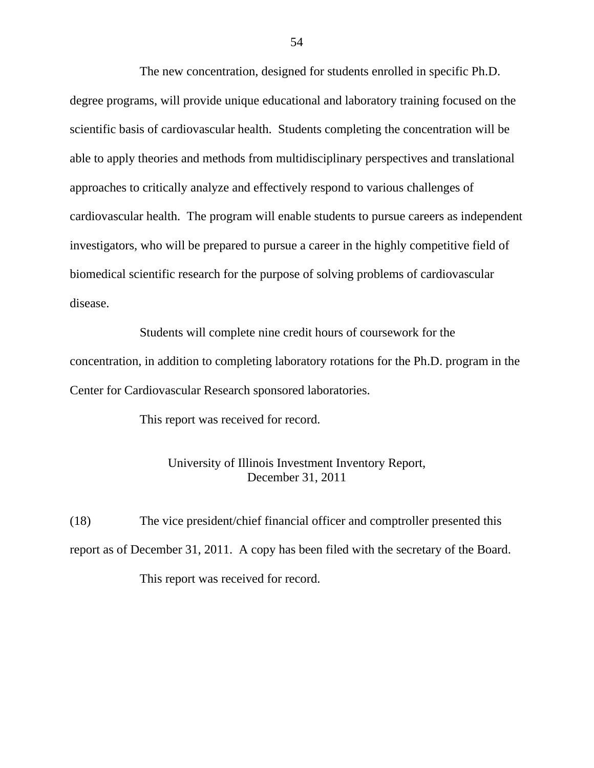The new concentration, designed for students enrolled in specific Ph.D. degree programs, will provide unique educational and laboratory training focused on the scientific basis of cardiovascular health. Students completing the concentration will be able to apply theories and methods from multidisciplinary perspectives and translational approaches to critically analyze and effectively respond to various challenges of cardiovascular health. The program will enable students to pursue careers as independent investigators, who will be prepared to pursue a career in the highly competitive field of biomedical scientific research for the purpose of solving problems of cardiovascular disease.

Students will complete nine credit hours of coursework for the concentration, in addition to completing laboratory rotations for the Ph.D. program in the Center for Cardiovascular Research sponsored laboratories.

This report was received for record.

## University of Illinois Investment Inventory Report, December 31, 2011

(18) The vice president/chief financial officer and comptroller presented this report as of December 31, 2011. A copy has been filed with the secretary of the Board.

This report was received for record.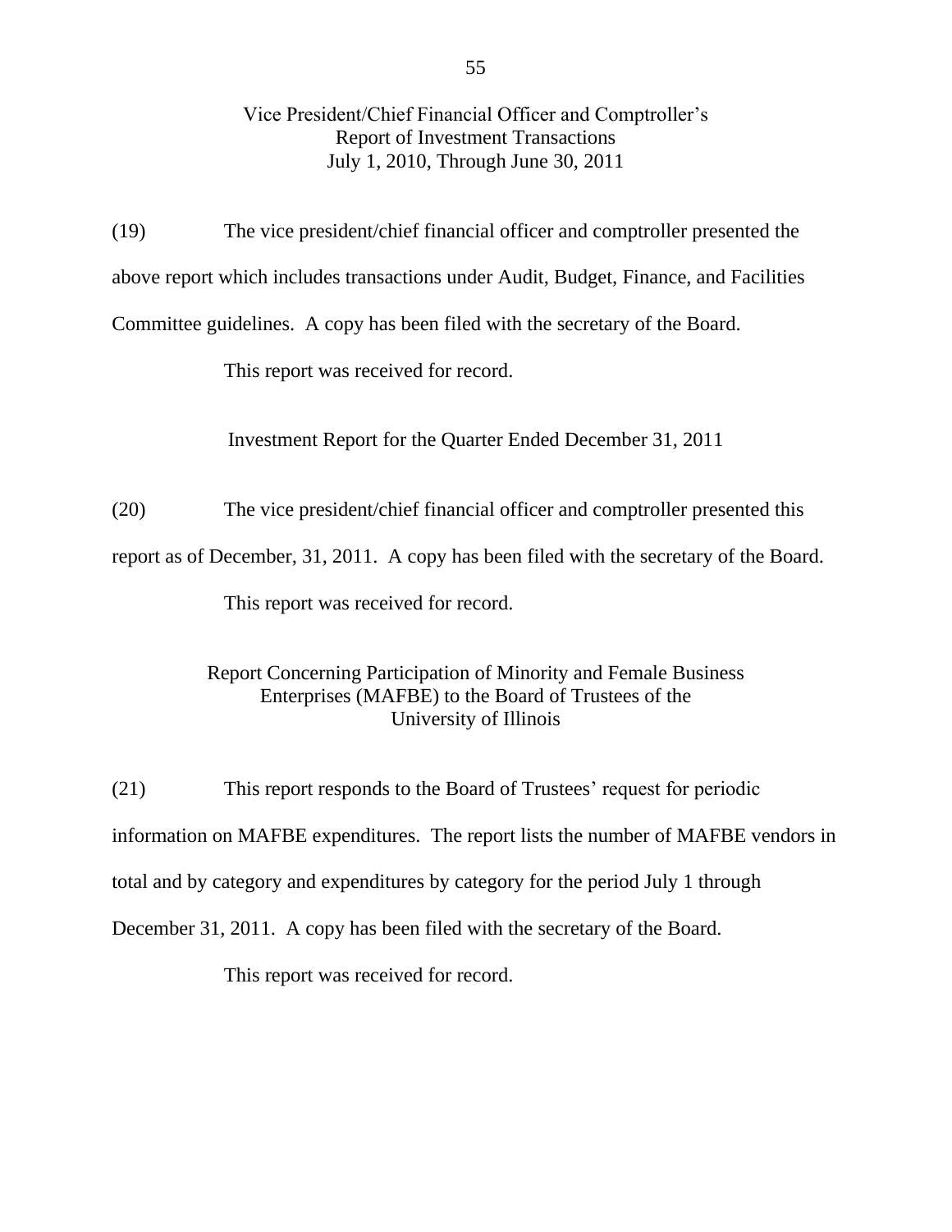## Vice President/Chief Financial Officer and Comptroller's Report of Investment Transactions July 1, 2010, Through June 30, 2011

(19) The vice president/chief financial officer and comptroller presented the above report which includes transactions under Audit, Budget, Finance, and Facilities Committee guidelines. A copy has been filed with the secretary of the Board.

This report was received for record.

## Investment Report for the Quarter Ended December 31, 2011

(20) The vice president/chief financial officer and comptroller presented this report as of December, 31, 2011. A copy has been filed with the secretary of the Board.

This report was received for record.

## Report Concerning Participation of Minority and Female Business Enterprises (MAFBE) to the Board of Trustees of the University of Illinois

(21) This report responds to the Board of Trustees' request for periodic information on MAFBE expenditures. The report lists the number of MAFBE vendors in total and by category and expenditures by category for the period July 1 through December 31, 2011. A copy has been filed with the secretary of the Board.

This report was received for record.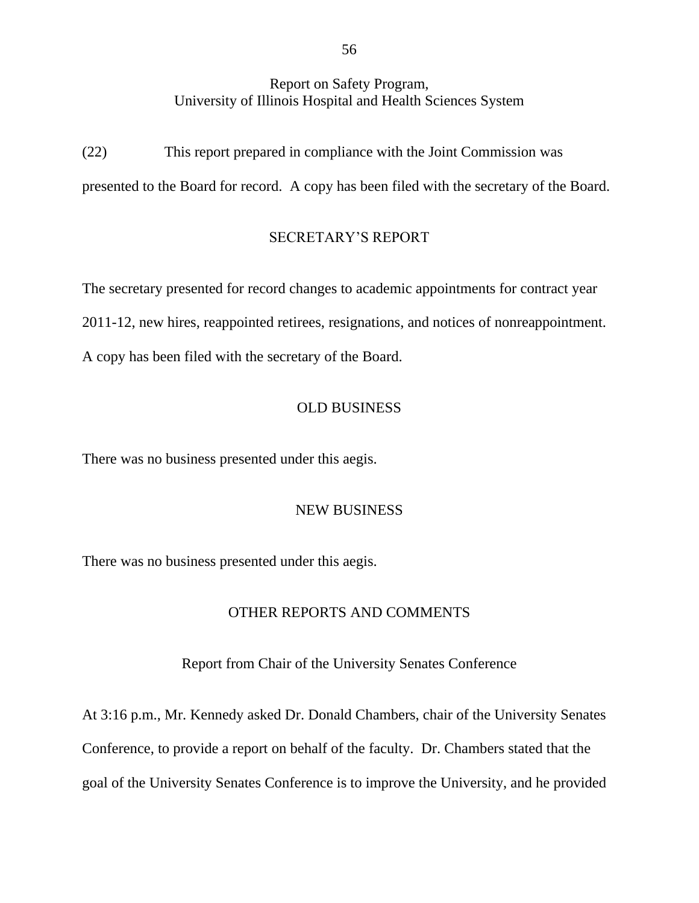### Report on Safety Program, University of Illinois Hospital and Health Sciences System

(22) This report prepared in compliance with the Joint Commission was presented to the Board for record. A copy has been filed with the secretary of the Board.

## SECRETARY'S REPORT

The secretary presented for record changes to academic appointments for contract year 2011-12, new hires, reappointed retirees, resignations, and notices of nonreappointment. A copy has been filed with the secretary of the Board.

## OLD BUSINESS

There was no business presented under this aegis.

## NEW BUSINESS

There was no business presented under this aegis.

## OTHER REPORTS AND COMMENTS

### Report from Chair of the University Senates Conference

At 3:16 p.m., Mr. Kennedy asked Dr. Donald Chambers, chair of the University Senates Conference, to provide a report on behalf of the faculty. Dr. Chambers stated that the goal of the University Senates Conference is to improve the University, and he provided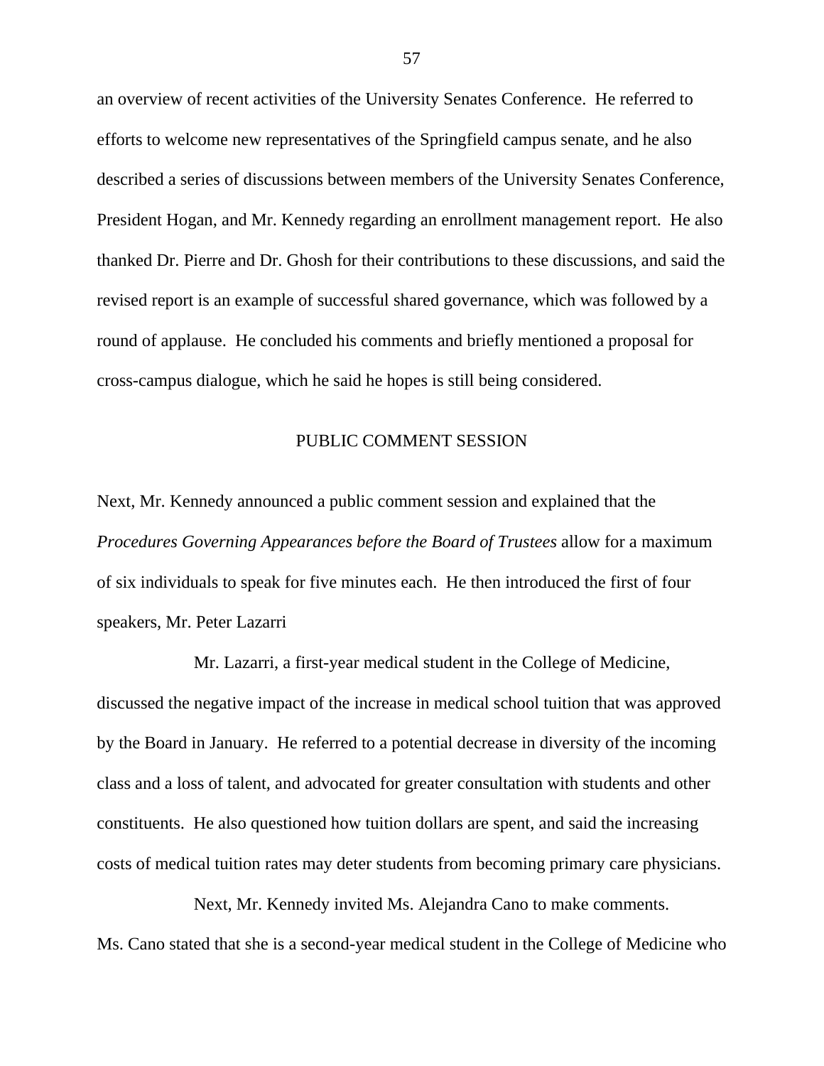an overview of recent activities of the University Senates Conference. He referred to efforts to welcome new representatives of the Springfield campus senate, and he also described a series of discussions between members of the University Senates Conference, President Hogan, and Mr. Kennedy regarding an enrollment management report. He also thanked Dr. Pierre and Dr. Ghosh for their contributions to these discussions, and said the revised report is an example of successful shared governance, which was followed by a round of applause. He concluded his comments and briefly mentioned a proposal for cross-campus dialogue, which he said he hopes is still being considered.

## PUBLIC COMMENT SESSION

Next, Mr. Kennedy announced a public comment session and explained that the *Procedures Governing Appearances before the Board of Trustees* allow for a maximum of six individuals to speak for five minutes each. He then introduced the first of four speakers, Mr. Peter Lazarri

Mr. Lazarri, a first-year medical student in the College of Medicine, discussed the negative impact of the increase in medical school tuition that was approved by the Board in January. He referred to a potential decrease in diversity of the incoming class and a loss of talent, and advocated for greater consultation with students and other constituents. He also questioned how tuition dollars are spent, and said the increasing costs of medical tuition rates may deter students from becoming primary care physicians.

Next, Mr. Kennedy invited Ms. Alejandra Cano to make comments. Ms. Cano stated that she is a second-year medical student in the College of Medicine who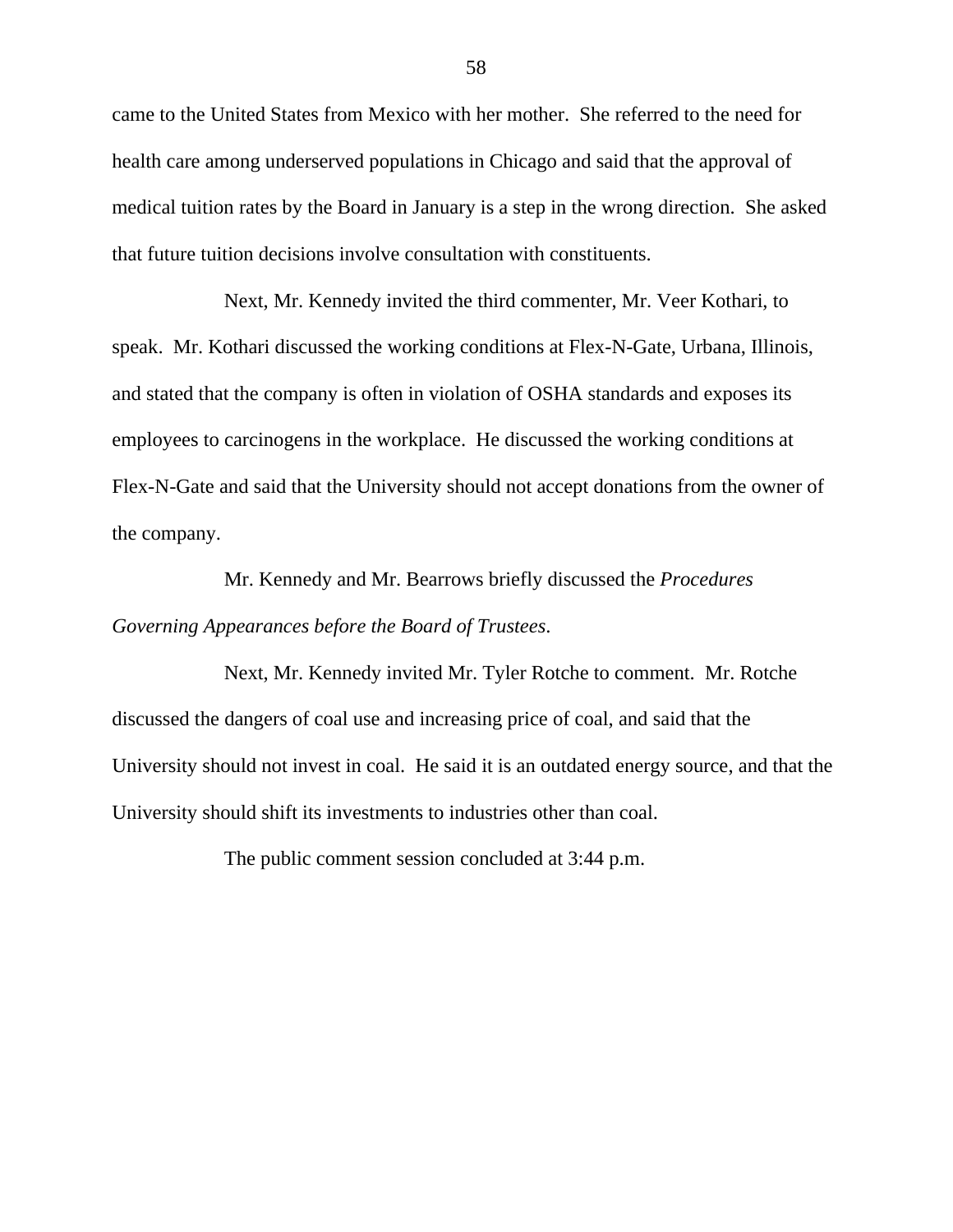came to the United States from Mexico with her mother. She referred to the need for health care among underserved populations in Chicago and said that the approval of medical tuition rates by the Board in January is a step in the wrong direction. She asked that future tuition decisions involve consultation with constituents.

Next, Mr. Kennedy invited the third commenter, Mr. Veer Kothari, to speak. Mr. Kothari discussed the working conditions at Flex-N-Gate, Urbana, Illinois, and stated that the company is often in violation of OSHA standards and exposes its employees to carcinogens in the workplace. He discussed the working conditions at Flex-N-Gate and said that the University should not accept donations from the owner of the company.

Mr. Kennedy and Mr. Bearrows briefly discussed the *Procedures Governing Appearances before the Board of Trustees*.

Next, Mr. Kennedy invited Mr. Tyler Rotche to comment. Mr. Rotche discussed the dangers of coal use and increasing price of coal, and said that the University should not invest in coal. He said it is an outdated energy source, and that the University should shift its investments to industries other than coal.

The public comment session concluded at 3:44 p.m.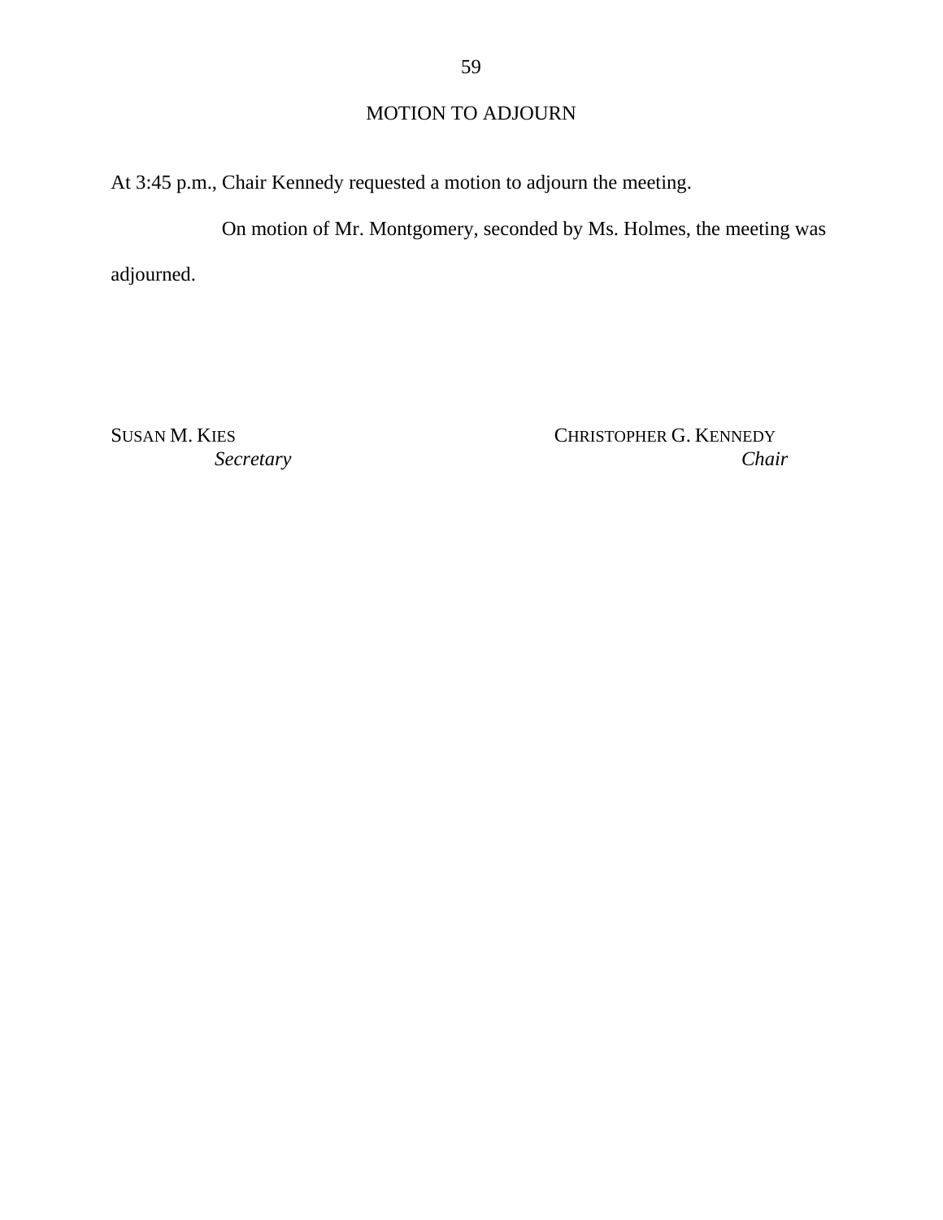## MOTION TO ADJOURN

At 3:45 p.m., Chair Kennedy requested a motion to adjourn the meeting.

On motion of Mr. Montgomery, seconded by Ms. Holmes, the meeting was adjourned.

SUSAN M. KIES
*Secretary*

CHRISTOPHER G. KENNEDY
*Chair*